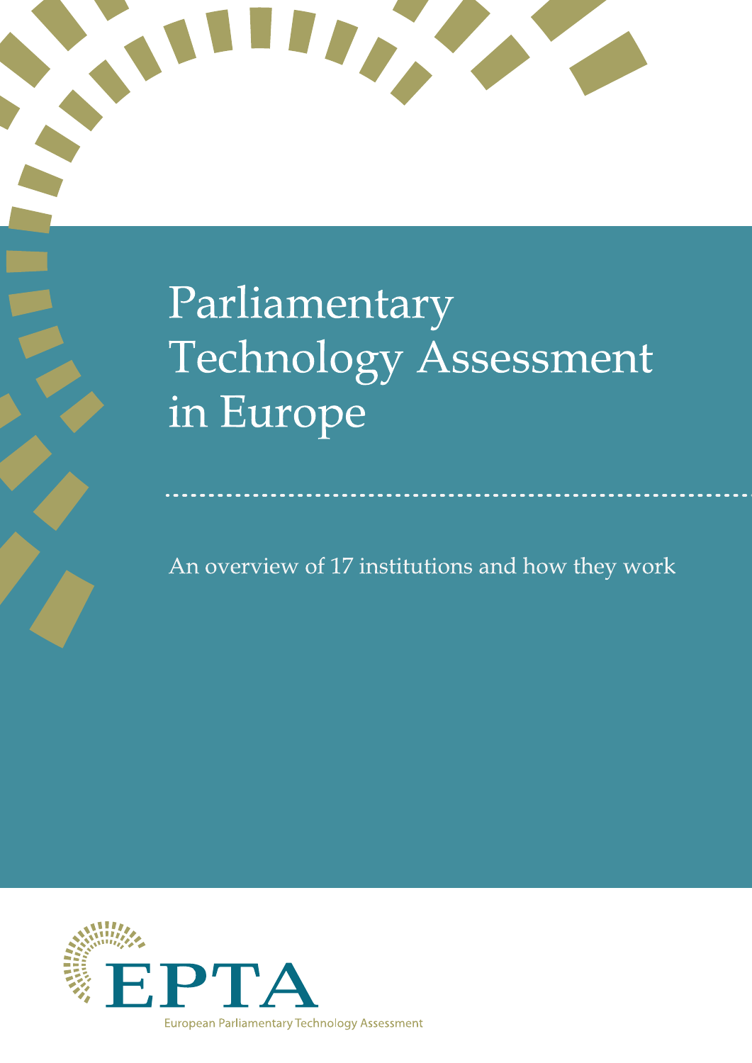# Parliamentary Technology Assessment in Europe

An overview of 17 institutions and how they work

EPTA

European Parliamentary Technology Assessment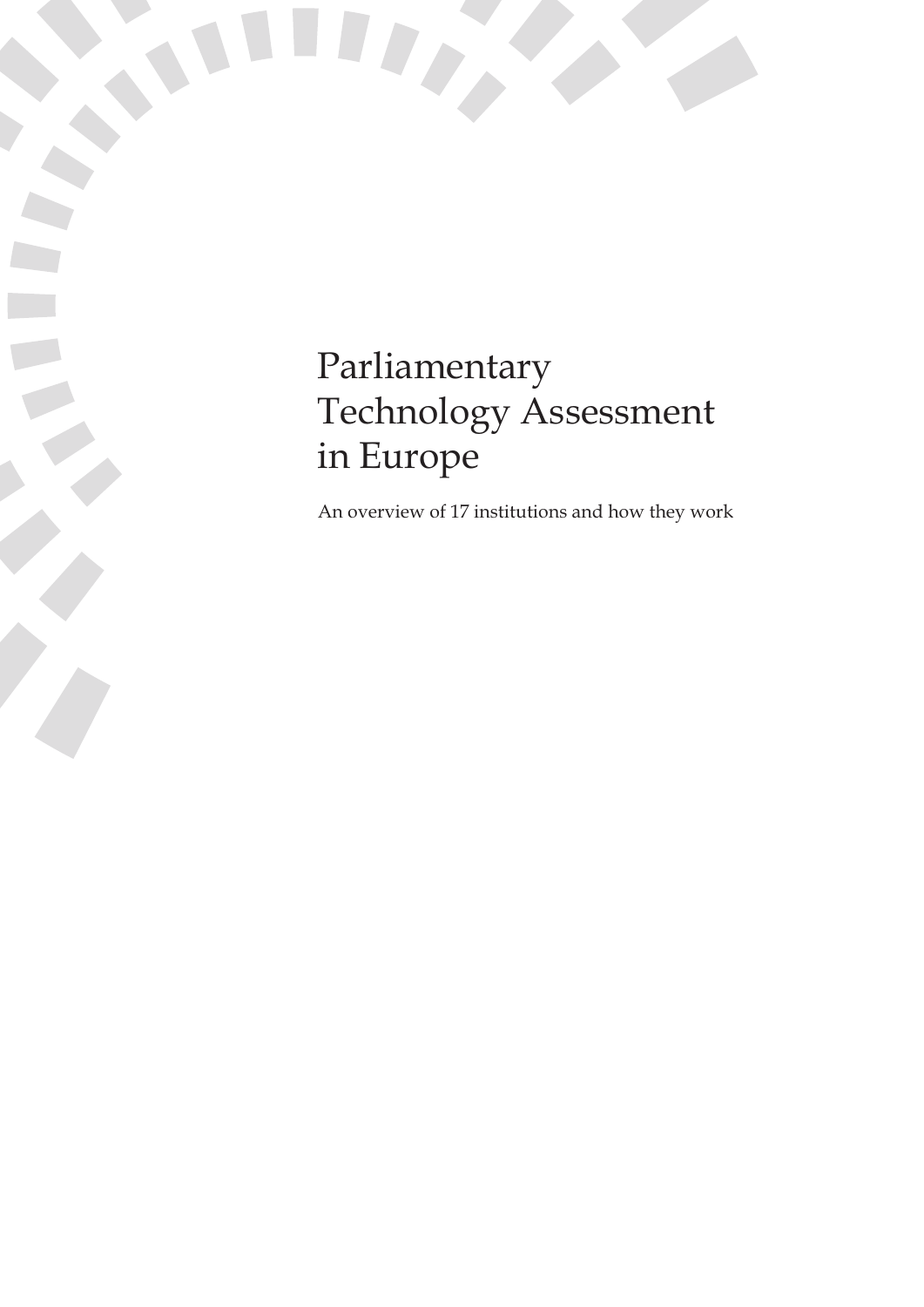# Parliamentary Technology Assessment in Europe

An overview of 17 institutions and how they work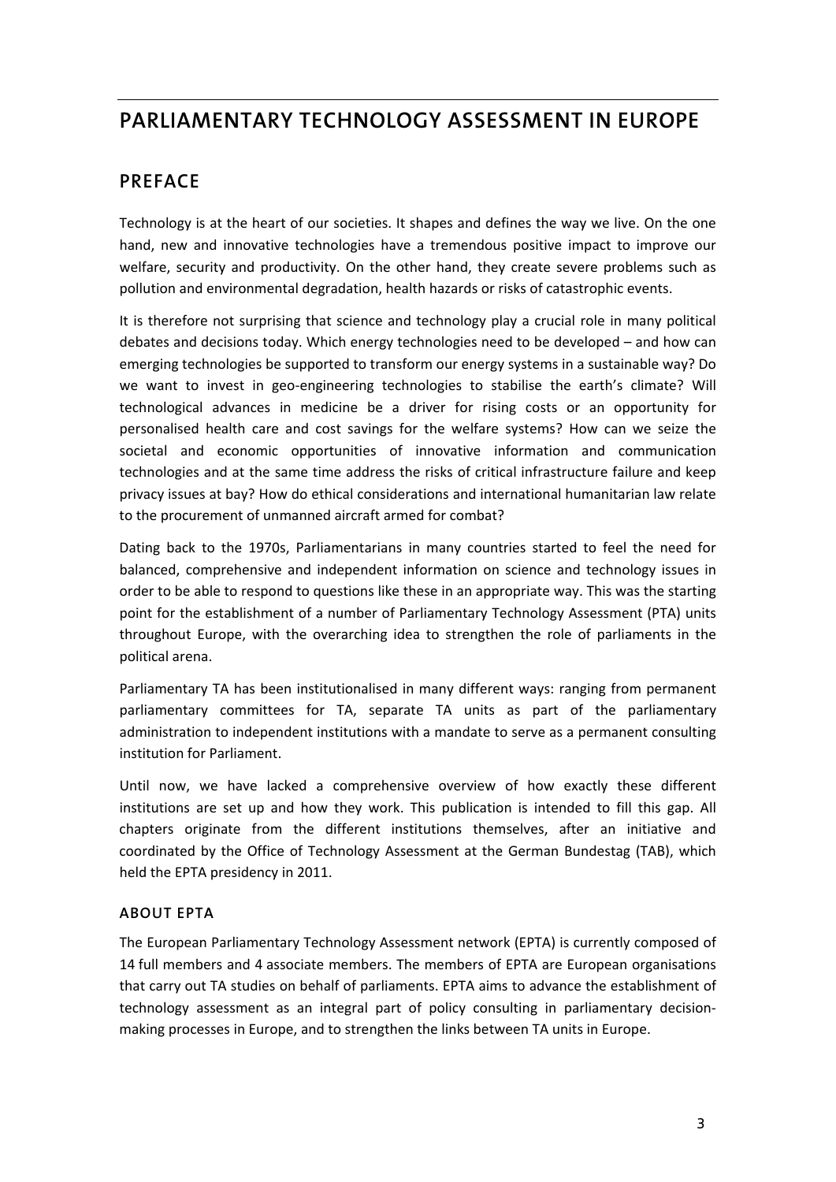# PARLIAMENTARY TECHNOLOGY ASSESSMENT IN EUROPE

## PREFACE

Technology is at the heart of our societies. It shapes and defines the way we live. On the one hand, new and innovative technologies have a tremendous positive impact to improve our welfare, security and productivity. On the other hand, they create severe problems such as pollution and environmental degradation, health hazards or risks of catastrophic events.

It is therefore not surprising that science and technology play a crucial role in many political debates and decisions today. Which energy technologies need to be developed – and how can emerging technologies be supported to transform our energy systems in a sustainable way? Do we want to invest in geo-engineering technologies to stabilise the earth's climate? Will technological advances in medicine be a driver for rising costs or an opportunity for personalised health care and cost savings for the welfare systems? How can we seize the societal and economic opportunities of innovative information and communication technologies and at the same time address the risks of critical infrastructure failure and keep privacy issues at bay? How do ethical considerations and international humanitarian law relate to the procurement of unmanned aircraft armed for combat?

Dating back to the 1970s, Parliamentarians in many countries started to feel the need for balanced, comprehensive and independent information on science and technology issues in order to be able to respond to questions like these in an appropriate way. This was the starting point for the establishment of a number of Parliamentary Technology Assessment (PTA) units throughout Europe, with the overarching idea to strengthen the role of parliaments in the political arena.

Parliamentary TA has been institutionalised in many different ways: ranging from permanent parliamentary committees for TA, separate TA units as part of the parliamentary administration to independent institutions with a mandate to serve as a permanent consulting institution for Parliament.

Until now, we have lacked a comprehensive overview of how exactly these different institutions are set up and how they work. This publication is intended to fill this gap. All chapters originate from the different institutions themselves, after an initiative and coordinated by the Office of Technology Assessment at the German Bundestag (TAB), which held the EPTA presidency in 2011.

### ABOUT EPTA

The European Parliamentary Technology Assessment network (EPTA) is currently composed of 14 full members and 4 associate members. The members of EPTA are European organisations that carry out TA studies on behalf of parliaments. EPTA aims to advance the establishment of technology assessment as an integral part of policy consulting in parliamentary decision-making processes in Europe, and to strengthen the links between TA units in Europe.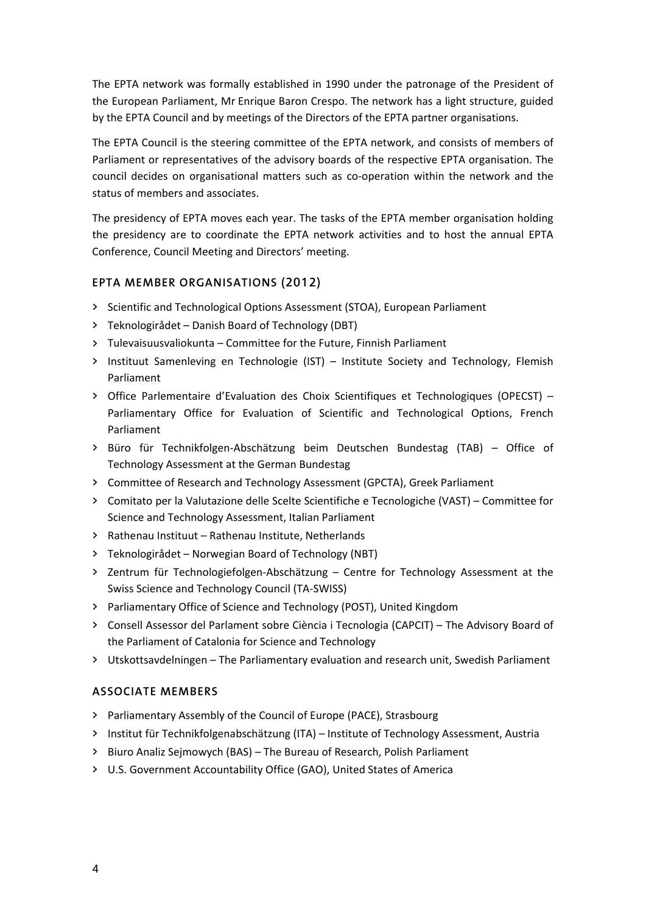The EPTA network was formally established in 1990 under the patronage of the President of the European Parliament, Mr Enrique Baron Crespo. The network has a light structure, guided by the EPTA Council and by meetings of the Directors of the EPTA partner organisations.

The EPTA Council is the steering committee of the EPTA network, and consists of members of Parliament or representatives of the advisory boards of the respective EPTA organisation. The council decides on organisational matters such as co-operation within the network and the status of members and associates.

The presidency of EPTA moves each year. The tasks of the EPTA member organisation holding the presidency are to coordinate the EPTA network activities and to host the annual EPTA Conference, Council Meeting and Directors' meeting.

### EPTA MEMBER ORGANISATIONS (2012)

- Scientific and Technological Options Assessment (STOA), European Parliament
- Teknologirådet – Danish Board of Technology (DBT)
- Tulevaisuusvaliokunta – Committee for the Future, Finnish Parliament
- Instituut Samenleving en Technologie (IST) – Institute Society and Technology, Flemish Parliament
- Office Parlementaire d'Evaluation des Choix Scientifiques et Technologiques (OPECST) – Parliamentary Office for Evaluation of Scientific and Technological Options, French Parliament
- Büro für Technikfolgen-Abschätzung beim Deutschen Bundestag (TAB) – Office of Technology Assessment at the German Bundestag
- Committee of Research and Technology Assessment (GPCTA), Greek Parliament
- Comitato per la Valutazione delle Scelte Scientifiche e Tecnologiche (VAST) – Committee for Science and Technology Assessment, Italian Parliament
- Rathenau Instituut – Rathenau Institute, Netherlands
- Teknologirådet – Norwegian Board of Technology (NBT)
- Zentrum für Technologiefolgen-Abschätzung – Centre for Technology Assessment at the Swiss Science and Technology Council (TA-SWISS)
- Parliamentary Office of Science and Technology (POST), United Kingdom
- Consell Assessor del Parlament sobre Ciència i Tecnologia (CAPCIT) – The Advisory Board of the Parliament of Catalonia for Science and Technology
- Utskottsavdelningen – The Parliamentary evaluation and research unit, Swedish Parliament

### ASSOCIATE MEMBERS

- Parliamentary Assembly of the Council of Europe (PACE), Strasbourg
- Institut für Technikfolgenabschätzung (ITA) – Institute of Technology Assessment, Austria
- Biuro Analiz Sejmowych (BAS) – The Bureau of Research, Polish Parliament
- U.S. Government Accountability Office (GAO), United States of America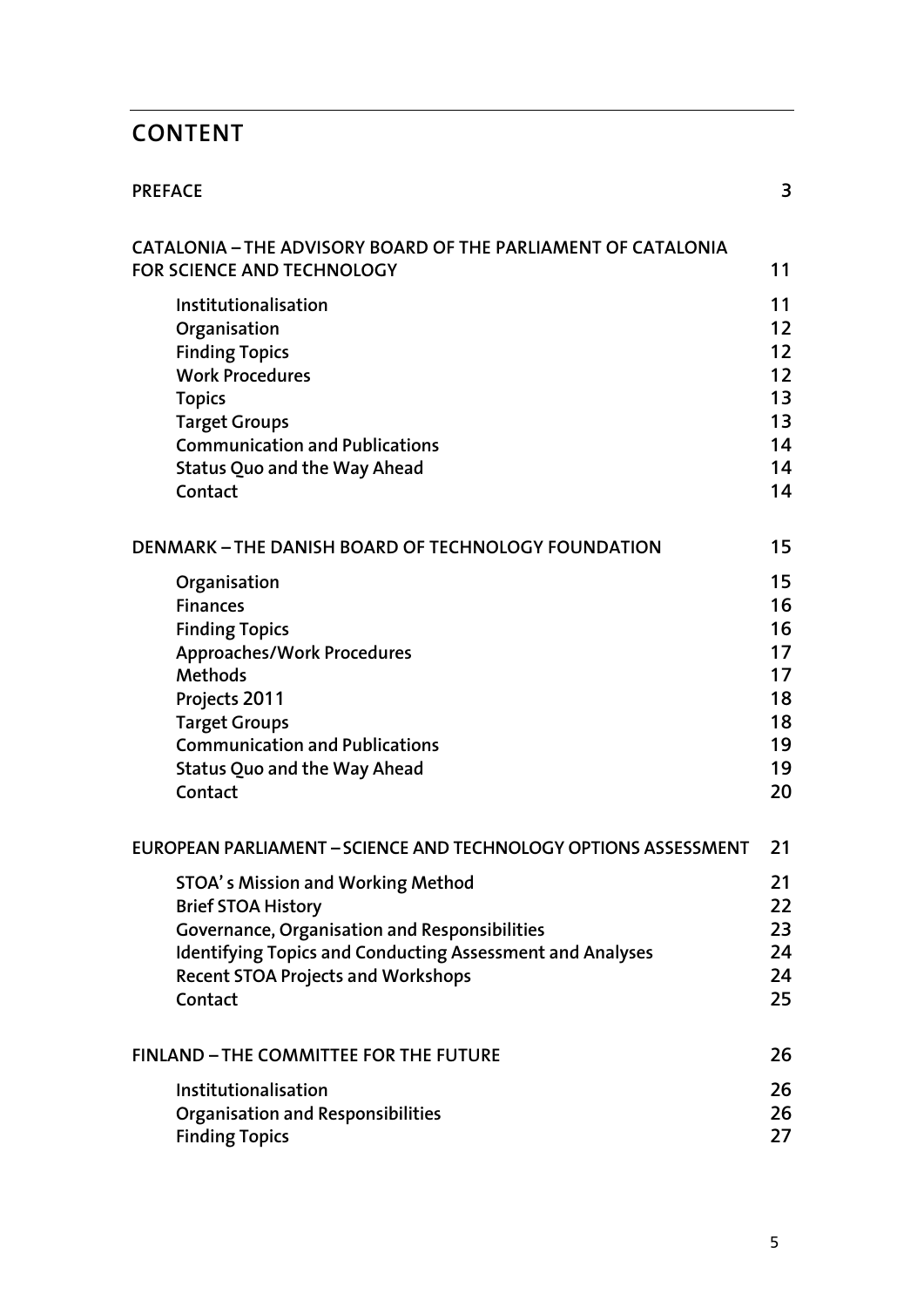# CONTENT

| | |
|---|---|
| **PREFACE** | **3** |
| **CATALONIA – THE ADVISORY BOARD OF THE PARLIAMENT OF CATALONIA FOR SCIENCE AND TECHNOLOGY** | **11** |
| Institutionalisation | 11 |
| Organisation | 12 |
| Finding Topics | 12 |
| Work Procedures | 12 |
| Topics | 13 |
| Target Groups | 13 |
| Communication and Publications | 14 |
| Status Quo and the Way Ahead | 14 |
| Contact | 14 |
| **DENMARK – THE DANISH BOARD OF TECHNOLOGY FOUNDATION** | **15** |
| Organisation | 15 |
| Finances | 16 |
| Finding Topics | 16 |
| Approaches/Work Procedures | 17 |
| Methods | 17 |
| Projects 2011 | 18 |
| Target Groups | 18 |
| Communication and Publications | 19 |
| Status Quo and the Way Ahead | 19 |
| Contact | 20 |
| **EUROPEAN PARLIAMENT – SCIENCE AND TECHNOLOGY OPTIONS ASSESSMENT** | **21** |
| STOA' s Mission and Working Method | 21 |
| Brief STOA History | 22 |
| Governance, Organisation and Responsibilities | 23 |
| Identifying Topics and Conducting Assessment and Analyses | 24 |
| Recent STOA Projects and Workshops | 24 |
| Contact | 25 |
| **FINLAND – THE COMMITTEE FOR THE FUTURE** | **26** |
| Institutionalisation | 26 |
| Organisation and Responsibilities | 26 |
| Finding Topics | 27 |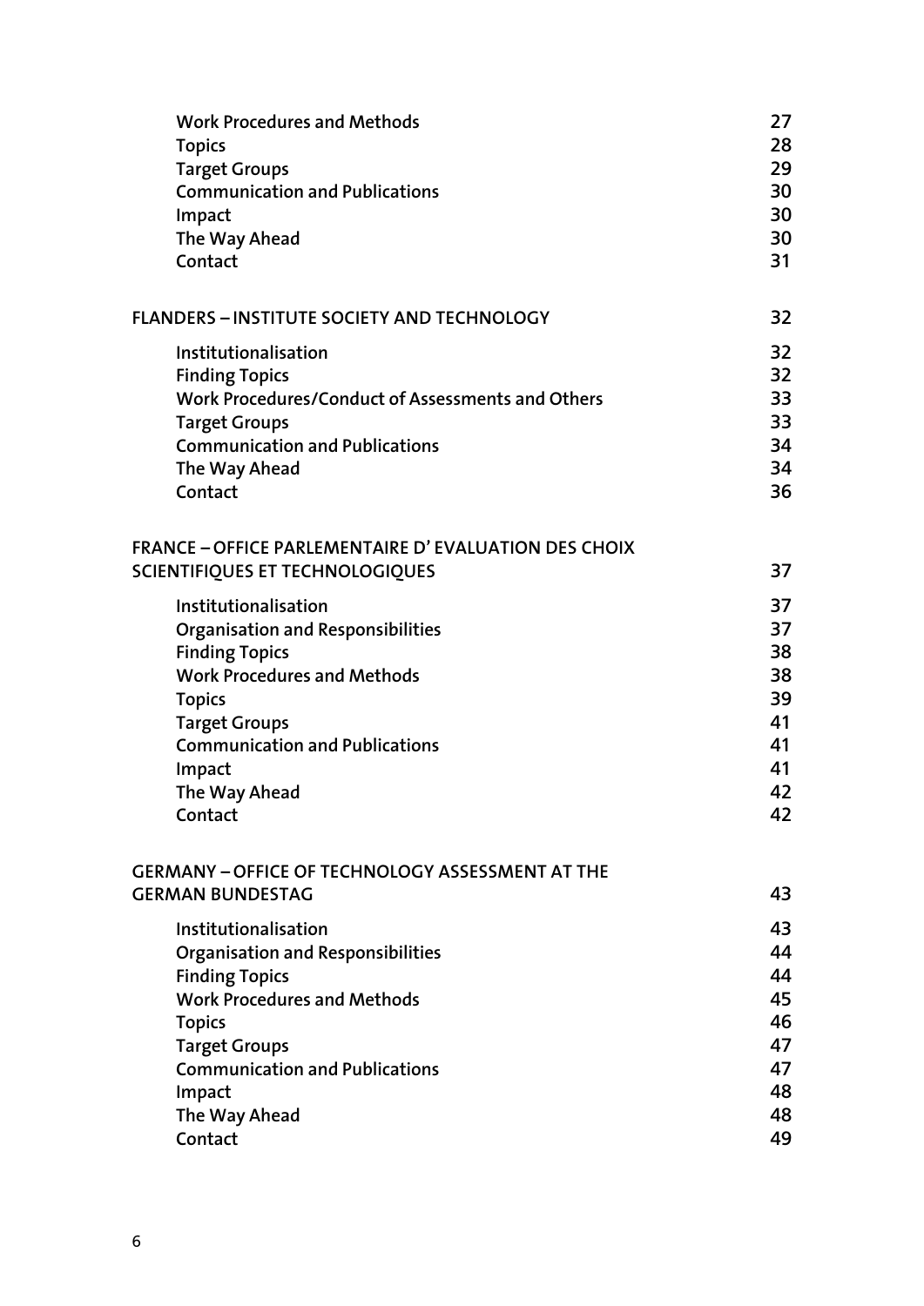| | |
|---|---|
| Work Procedures and Methods | 27 |
| Topics | 28 |
| Target Groups | 29 |
| Communication and Publications | 30 |
| Impact | 30 |
| The Way Ahead | 30 |
| Contact | 31 |

| | |
|---|---|
| **FLANDERS – INSTITUTE SOCIETY AND TECHNOLOGY** | 32 |
| Institutionalisation | 32 |
| Finding Topics | 32 |
| Work Procedures/Conduct of Assessments and Others | 33 |
| Target Groups | 33 |
| Communication and Publications | 34 |
| The Way Ahead | 34 |
| Contact | 36 |

| | |
|---|---|
| **FRANCE – OFFICE PARLEMENTAIRE D' EVALUATION DES CHOIX SCIENTIFIQUES ET TECHNOLOGIQUES** | 37 |
| Institutionalisation | 37 |
| Organisation and Responsibilities | 37 |
| Finding Topics | 38 |
| Work Procedures and Methods | 38 |
| Topics | 39 |
| Target Groups | 41 |
| Communication and Publications | 41 |
| Impact | 41 |
| The Way Ahead | 42 |
| Contact | 42 |

| | |
|---|---|
| **GERMANY – OFFICE OF TECHNOLOGY ASSESSMENT AT THE GERMAN BUNDESTAG** | 43 |
| Institutionalisation | 43 |
| Organisation and Responsibilities | 44 |
| Finding Topics | 44 |
| Work Procedures and Methods | 45 |
| Topics | 46 |
| Target Groups | 47 |
| Communication and Publications | 47 |
| Impact | 48 |
| The Way Ahead | 48 |
| Contact | 49 |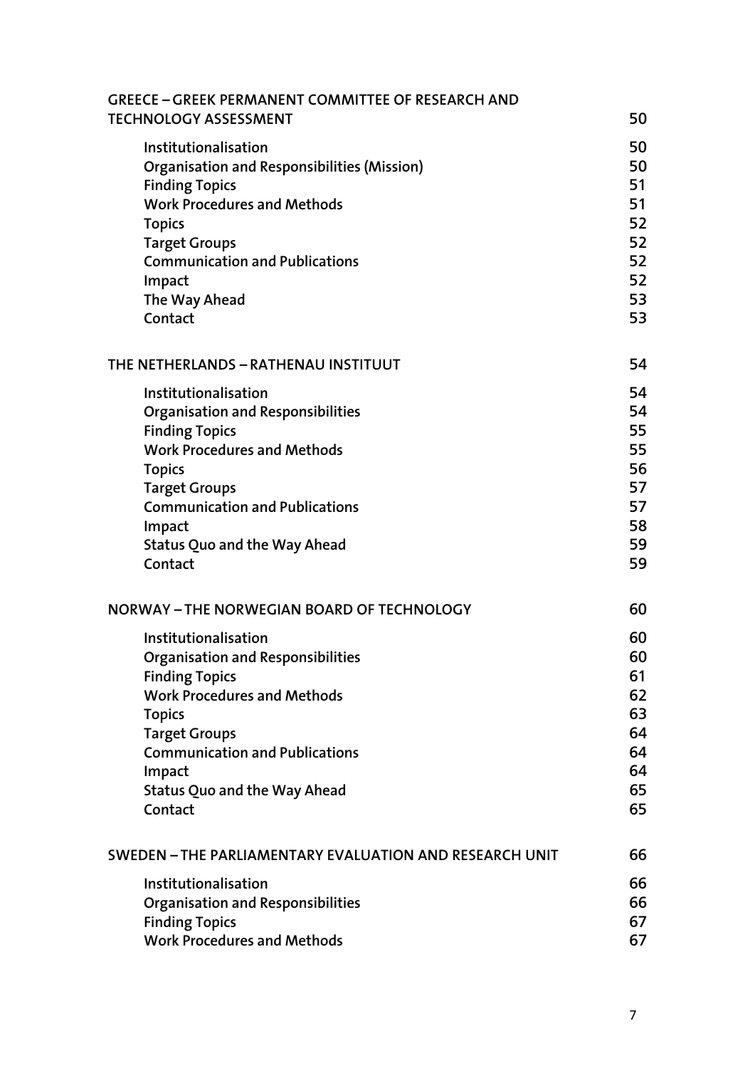| | |
|---|---|
| **GREECE – GREEK PERMANENT COMMITTEE OF RESEARCH AND TECHNOLOGY ASSESSMENT** | **50** |
| Institutionalisation | 50 |
| Organisation and Responsibilities (Mission) | 50 |
| Finding Topics | 51 |
| Work Procedures and Methods | 51 |
| Topics | 52 |
| Target Groups | 52 |
| Communication and Publications | 52 |
| Impact | 52 |
| The Way Ahead | 53 |
| Contact | 53 |
| **THE NETHERLANDS – RATHENAU INSTITUUT** | **54** |
| Institutionalisation | 54 |
| Organisation and Responsibilities | 54 |
| Finding Topics | 55 |
| Work Procedures and Methods | 55 |
| Topics | 56 |
| Target Groups | 57 |
| Communication and Publications | 57 |
| Impact | 58 |
| Status Quo and the Way Ahead | 59 |
| Contact | 59 |
| **NORWAY – THE NORWEGIAN BOARD OF TECHNOLOGY** | **60** |
| Institutionalisation | 60 |
| Organisation and Responsibilities | 60 |
| Finding Topics | 61 |
| Work Procedures and Methods | 62 |
| Topics | 63 |
| Target Groups | 64 |
| Communication and Publications | 64 |
| Impact | 64 |
| Status Quo and the Way Ahead | 65 |
| Contact | 65 |
| **SWEDEN – THE PARLIAMENTARY EVALUATION AND RESEARCH UNIT** | **66** |
| Institutionalisation | 66 |
| Organisation and Responsibilities | 66 |
| Finding Topics | 67 |
| Work Procedures and Methods | 67 |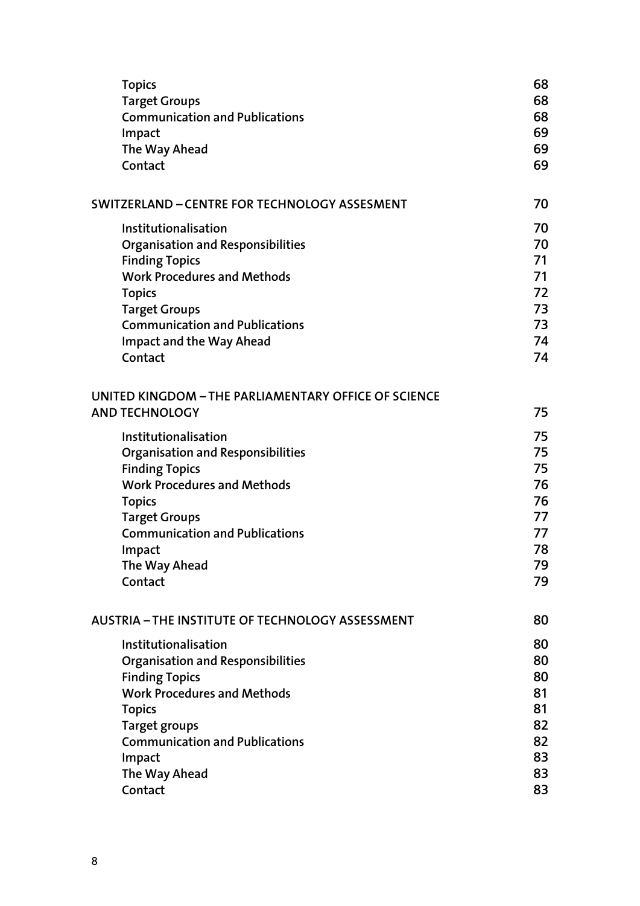| | |
|---|---|
| Topics | 68 |
| Target Groups | 68 |
| Communication and Publications | 68 |
| Impact | 69 |
| The Way Ahead | 69 |
| Contact | 69 |
| **SWITZERLAND – CENTRE FOR TECHNOLOGY ASSESMENT** | **70** |
| Institutionalisation | 70 |
| Organisation and Responsibilities | 70 |
| Finding Topics | 71 |
| Work Procedures and Methods | 71 |
| Topics | 72 |
| Target Groups | 73 |
| Communication and Publications | 73 |
| Impact and the Way Ahead | 74 |
| Contact | 74 |
| **UNITED KINGDOM – THE PARLIAMENTARY OFFICE OF SCIENCE AND TECHNOLOGY** | **75** |
| Institutionalisation | 75 |
| Organisation and Responsibilities | 75 |
| Finding Topics | 75 |
| Work Procedures and Methods | 76 |
| Topics | 76 |
| Target Groups | 77 |
| Communication and Publications | 77 |
| Impact | 78 |
| The Way Ahead | 79 |
| Contact | 79 |
| **AUSTRIA – THE INSTITUTE OF TECHNOLOGY ASSESSMENT** | **80** |
| Institutionalisation | 80 |
| Organisation and Responsibilities | 80 |
| Finding Topics | 80 |
| Work Procedures and Methods | 81 |
| Topics | 81 |
| Target groups | 82 |
| Communication and Publications | 82 |
| Impact | 83 |
| The Way Ahead | 83 |
| Contact | 83 |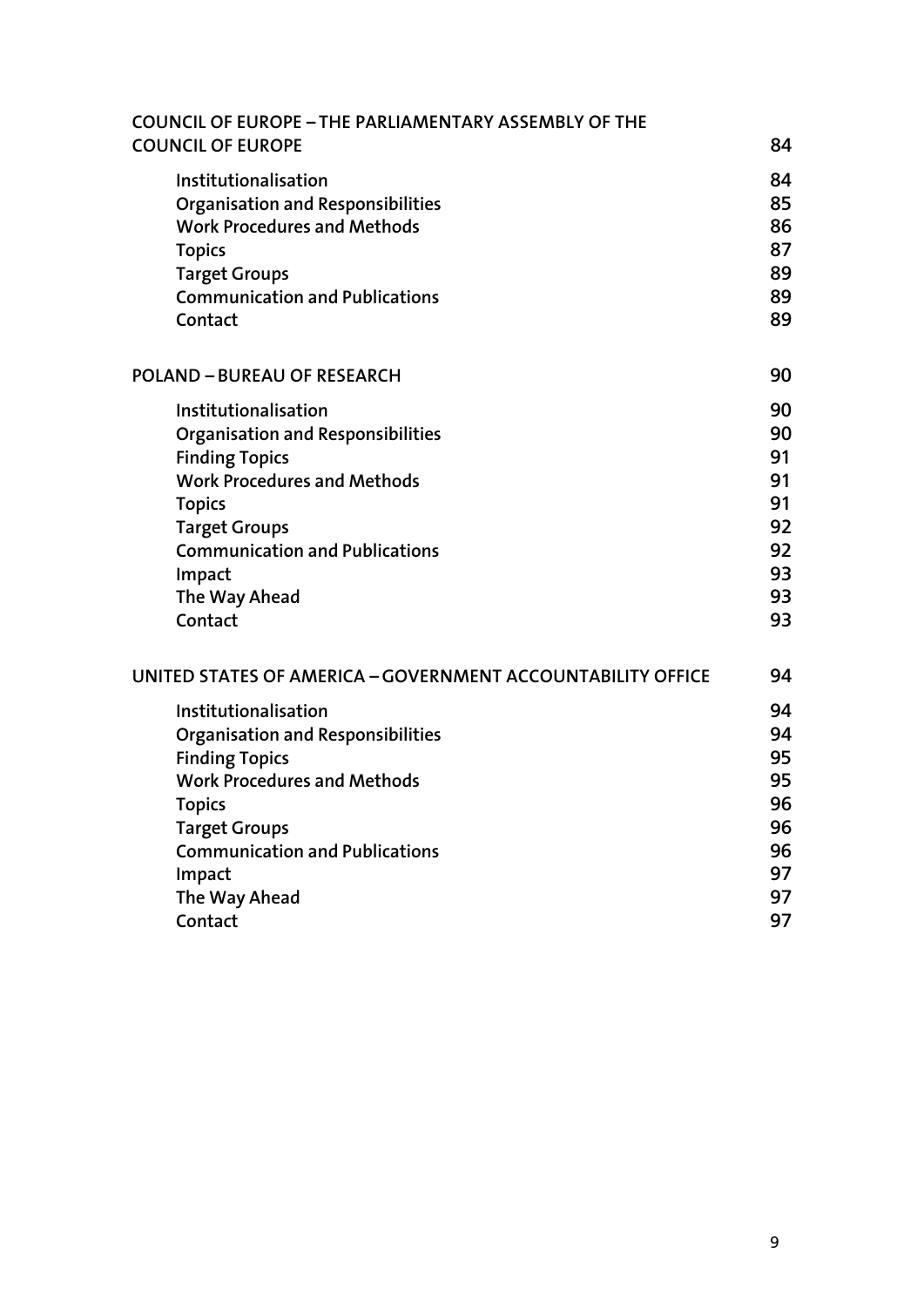| | |
|---|---|
| **COUNCIL OF EUROPE – THE PARLIAMENTARY ASSEMBLY OF THE COUNCIL OF EUROPE** | **84** |
| Institutionalisation | 84 |
| Organisation and Responsibilities | 85 |
| Work Procedures and Methods | 86 |
| Topics | 87 |
| Target Groups | 89 |
| Communication and Publications | 89 |
| Contact | 89 |
| **POLAND – BUREAU OF RESEARCH** | **90** |
| Institutionalisation | 90 |
| Organisation and Responsibilities | 90 |
| Finding Topics | 91 |
| Work Procedures and Methods | 91 |
| Topics | 91 |
| Target Groups | 92 |
| Communication and Publications | 92 |
| Impact | 93 |
| The Way Ahead | 93 |
| Contact | 93 |
| **UNITED STATES OF AMERICA – GOVERNMENT ACCOUNTABILITY OFFICE** | **94** |
| Institutionalisation | 94 |
| Organisation and Responsibilities | 94 |
| Finding Topics | 95 |
| Work Procedures and Methods | 95 |
| Topics | 96 |
| Target Groups | 96 |
| Communication and Publications | 96 |
| Impact | 97 |
| The Way Ahead | 97 |
| Contact | 97 |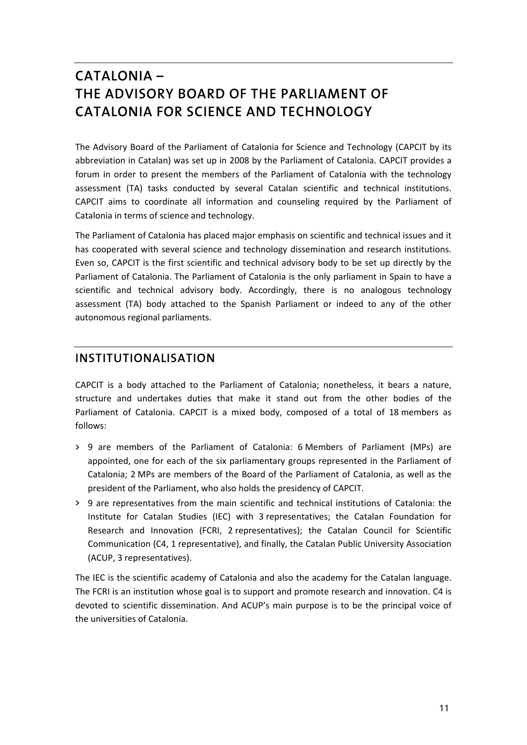# CATALONIA – THE ADVISORY BOARD OF THE PARLIAMENT OF CATALONIA FOR SCIENCE AND TECHNOLOGY

The Advisory Board of the Parliament of Catalonia for Science and Technology (CAPCIT by its abbreviation in Catalan) was set up in 2008 by the Parliament of Catalonia. CAPCIT provides a forum in order to present the members of the Parliament of Catalonia with the technology assessment (TA) tasks conducted by several Catalan scientific and technical institutions. CAPCIT aims to coordinate all information and counseling required by the Parliament of Catalonia in terms of science and technology.

The Parliament of Catalonia has placed major emphasis on scientific and technical issues and it has cooperated with several science and technology dissemination and research institutions. Even so, CAPCIT is the first scientific and technical advisory body to be set up directly by the Parliament of Catalonia. The Parliament of Catalonia is the only parliament in Spain to have a scientific and technical advisory body. Accordingly, there is no analogous technology assessment (TA) body attached to the Spanish Parliament or indeed to any of the other autonomous regional parliaments.

## INSTITUTIONALISATION

CAPCIT is a body attached to the Parliament of Catalonia; nonetheless, it bears a nature, structure and undertakes duties that make it stand out from the other bodies of the Parliament of Catalonia. CAPCIT is a mixed body, composed of a total of 18 members as follows:

- 9 are members of the Parliament of Catalonia: 6 Members of Parliament (MPs) are appointed, one for each of the six parliamentary groups represented in the Parliament of Catalonia; 2 MPs are members of the Board of the Parliament of Catalonia, as well as the president of the Parliament, who also holds the presidency of CAPCIT.
- 9 are representatives from the main scientific and technical institutions of Catalonia: the Institute for Catalan Studies (IEC) with 3 representatives; the Catalan Foundation for Research and Innovation (FCRI, 2 representatives); the Catalan Council for Scientific Communication (C4, 1 representative), and finally, the Catalan Public University Association (ACUP, 3 representatives).

The IEC is the scientific academy of Catalonia and also the academy for the Catalan language. The FCRI is an institution whose goal is to support and promote research and innovation. C4 is devoted to scientific dissemination. And ACUP's main purpose is to be the principal voice of the universities of Catalonia.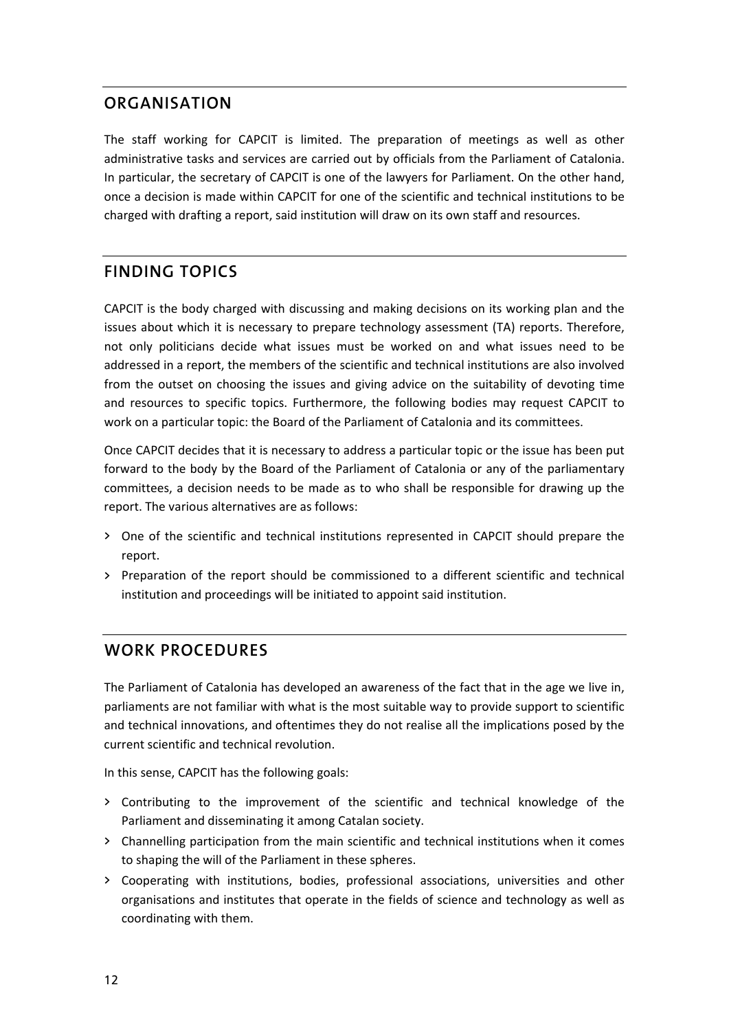## ORGANISATION

The staff working for CAPCIT is limited. The preparation of meetings as well as other administrative tasks and services are carried out by officials from the Parliament of Catalonia. In particular, the secretary of CAPCIT is one of the lawyers for Parliament. On the other hand, once a decision is made within CAPCIT for one of the scientific and technical institutions to be charged with drafting a report, said institution will draw on its own staff and resources.

## FINDING TOPICS

CAPCIT is the body charged with discussing and making decisions on its working plan and the issues about which it is necessary to prepare technology assessment (TA) reports. Therefore, not only politicians decide what issues must be worked on and what issues need to be addressed in a report, the members of the scientific and technical institutions are also involved from the outset on choosing the issues and giving advice on the suitability of devoting time and resources to specific topics. Furthermore, the following bodies may request CAPCIT to work on a particular topic: the Board of the Parliament of Catalonia and its committees.

Once CAPCIT decides that it is necessary to address a particular topic or the issue has been put forward to the body by the Board of the Parliament of Catalonia or any of the parliamentary committees, a decision needs to be made as to who shall be responsible for drawing up the report. The various alternatives are as follows:

- One of the scientific and technical institutions represented in CAPCIT should prepare the report.
- Preparation of the report should be commissioned to a different scientific and technical institution and proceedings will be initiated to appoint said institution.

## WORK PROCEDURES

The Parliament of Catalonia has developed an awareness of the fact that in the age we live in, parliaments are not familiar with what is the most suitable way to provide support to scientific and technical innovations, and oftentimes they do not realise all the implications posed by the current scientific and technical revolution.

In this sense, CAPCIT has the following goals:

- Contributing to the improvement of the scientific and technical knowledge of the Parliament and disseminating it among Catalan society.
- Channelling participation from the main scientific and technical institutions when it comes to shaping the will of the Parliament in these spheres.
- Cooperating with institutions, bodies, professional associations, universities and other organisations and institutes that operate in the fields of science and technology as well as coordinating with them.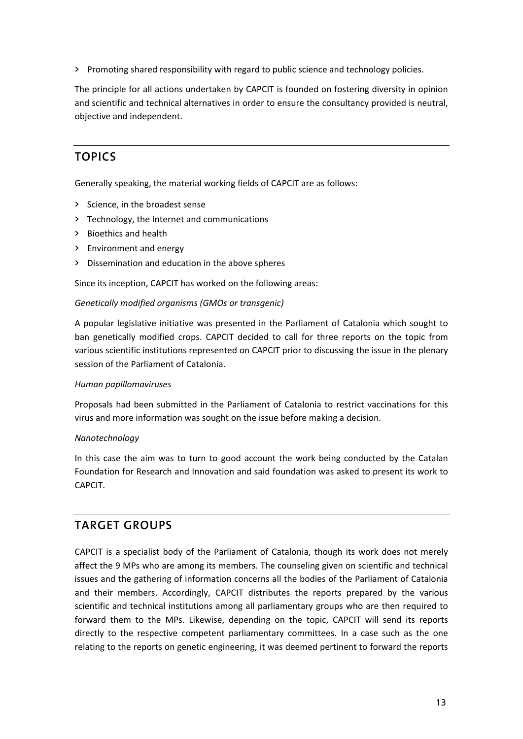- Promoting shared responsibility with regard to public science and technology policies.

The principle for all actions undertaken by CAPCIT is founded on fostering diversity in opinion and scientific and technical alternatives in order to ensure the consultancy provided is neutral, objective and independent.

## TOPICS

Generally speaking, the material working fields of CAPCIT are as follows:

- Science, in the broadest sense
- Technology, the Internet and communications
- Bioethics and health
- Environment and energy
- Dissemination and education in the above spheres

Since its inception, CAPCIT has worked on the following areas:

*Genetically modified organisms (GMOs or transgenic)*

A popular legislative initiative was presented in the Parliament of Catalonia which sought to ban genetically modified crops. CAPCIT decided to call for three reports on the topic from various scientific institutions represented on CAPCIT prior to discussing the issue in the plenary session of the Parliament of Catalonia.

*Human papillomaviruses*

Proposals had been submitted in the Parliament of Catalonia to restrict vaccinations for this virus and more information was sought on the issue before making a decision.

*Nanotechnology*

In this case the aim was to turn to good account the work being conducted by the Catalan Foundation for Research and Innovation and said foundation was asked to present its work to CAPCIT.

## TARGET GROUPS

CAPCIT is a specialist body of the Parliament of Catalonia, though its work does not merely affect the 9 MPs who are among its members. The counseling given on scientific and technical issues and the gathering of information concerns all the bodies of the Parliament of Catalonia and their members. Accordingly, CAPCIT distributes the reports prepared by the various scientific and technical institutions among all parliamentary groups who are then required to forward them to the MPs. Likewise, depending on the topic, CAPCIT will send its reports directly to the respective competent parliamentary committees. In a case such as the one relating to the reports on genetic engineering, it was deemed pertinent to forward the reports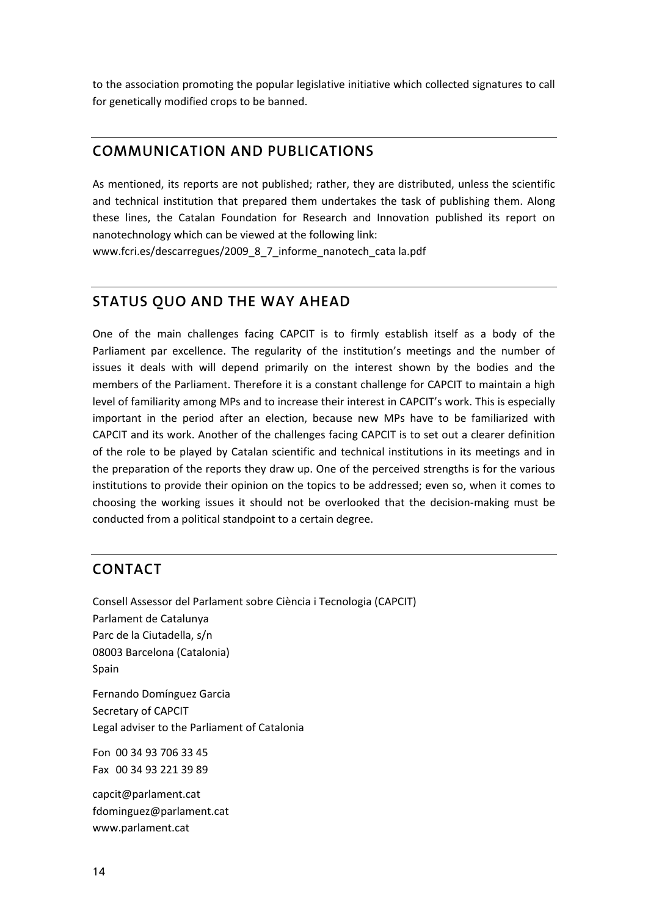to the association promoting the popular legislative initiative which collected signatures to call for genetically modified crops to be banned.

## COMMUNICATION AND PUBLICATIONS

As mentioned, its reports are not published; rather, they are distributed, unless the scientific and technical institution that prepared them undertakes the task of publishing them. Along these lines, the Catalan Foundation for Research and Innovation published its report on nanotechnology which can be viewed at the following link:
www.fcri.es/descarregues/2009_8_7_informe_nanotech_cata la.pdf

## STATUS QUO AND THE WAY AHEAD

One of the main challenges facing CAPCIT is to firmly establish itself as a body of the Parliament par excellence. The regularity of the institution's meetings and the number of issues it deals with will depend primarily on the interest shown by the bodies and the members of the Parliament. Therefore it is a constant challenge for CAPCIT to maintain a high level of familiarity among MPs and to increase their interest in CAPCIT's work. This is especially important in the period after an election, because new MPs have to be familiarized with CAPCIT and its work. Another of the challenges facing CAPCIT is to set out a clearer definition of the role to be played by Catalan scientific and technical institutions in its meetings and in the preparation of the reports they draw up. One of the perceived strengths is for the various institutions to provide their opinion on the topics to be addressed; even so, when it comes to choosing the working issues it should not be overlooked that the decision-making must be conducted from a political standpoint to a certain degree.

## CONTACT

Consell Assessor del Parlament sobre Ciència i Tecnologia (CAPCIT)
Parlament de Catalunya
Parc de la Ciutadella, s/n
08003 Barcelona (Catalonia)
Spain

Fernando Domínguez Garcia
Secretary of CAPCIT
Legal adviser to the Parliament of Catalonia

Fon 00 34 93 706 33 45
Fax 00 34 93 221 39 89

capcit@parlament.cat
fdominguez@parlament.cat
www.parlament.cat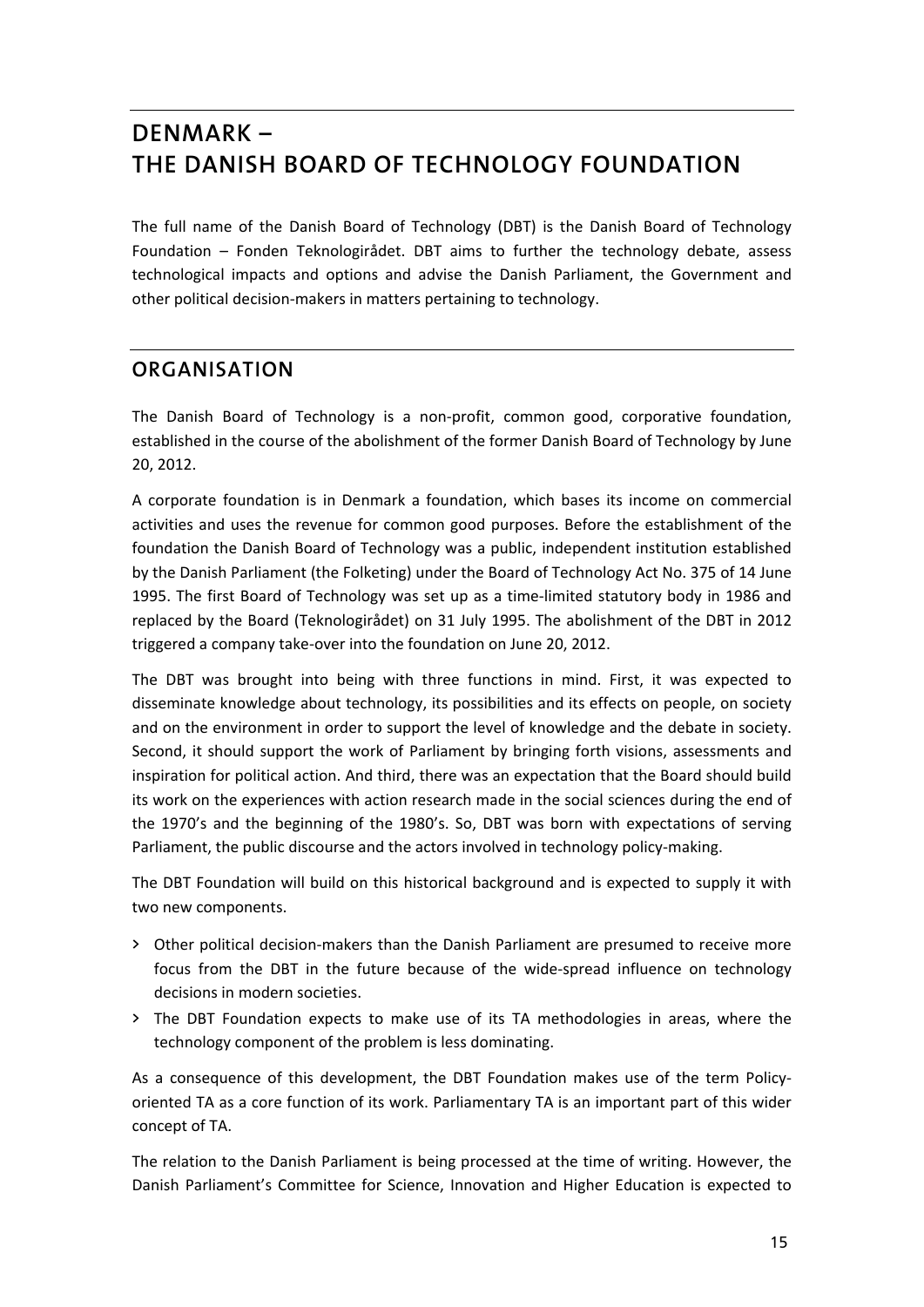# DENMARK – THE DANISH BOARD OF TECHNOLOGY FOUNDATION

The full name of the Danish Board of Technology (DBT) is the Danish Board of Technology Foundation – Fonden Teknologirådet. DBT aims to further the technology debate, assess technological impacts and options and advise the Danish Parliament, the Government and other political decision-makers in matters pertaining to technology.

## ORGANISATION

The Danish Board of Technology is a non-profit, common good, corporative foundation, established in the course of the abolishment of the former Danish Board of Technology by June 20, 2012.

A corporate foundation is in Denmark a foundation, which bases its income on commercial activities and uses the revenue for common good purposes. Before the establishment of the foundation the Danish Board of Technology was a public, independent institution established by the Danish Parliament (the Folketing) under the Board of Technology Act No. 375 of 14 June 1995. The first Board of Technology was set up as a time-limited statutory body in 1986 and replaced by the Board (Teknologirådet) on 31 July 1995. The abolishment of the DBT in 2012 triggered a company take-over into the foundation on June 20, 2012.

The DBT was brought into being with three functions in mind. First, it was expected to disseminate knowledge about technology, its possibilities and its effects on people, on society and on the environment in order to support the level of knowledge and the debate in society. Second, it should support the work of Parliament by bringing forth visions, assessments and inspiration for political action. And third, there was an expectation that the Board should build its work on the experiences with action research made in the social sciences during the end of the 1970's and the beginning of the 1980's. So, DBT was born with expectations of serving Parliament, the public discourse and the actors involved in technology policy-making.

The DBT Foundation will build on this historical background and is expected to supply it with two new components.

- Other political decision-makers than the Danish Parliament are presumed to receive more focus from the DBT in the future because of the wide-spread influence on technology decisions in modern societies.
- The DBT Foundation expects to make use of its TA methodologies in areas, where the technology component of the problem is less dominating.

As a consequence of this development, the DBT Foundation makes use of the term Policy-oriented TA as a core function of its work. Parliamentary TA is an important part of this wider concept of TA.

The relation to the Danish Parliament is being processed at the time of writing. However, the Danish Parliament's Committee for Science, Innovation and Higher Education is expected to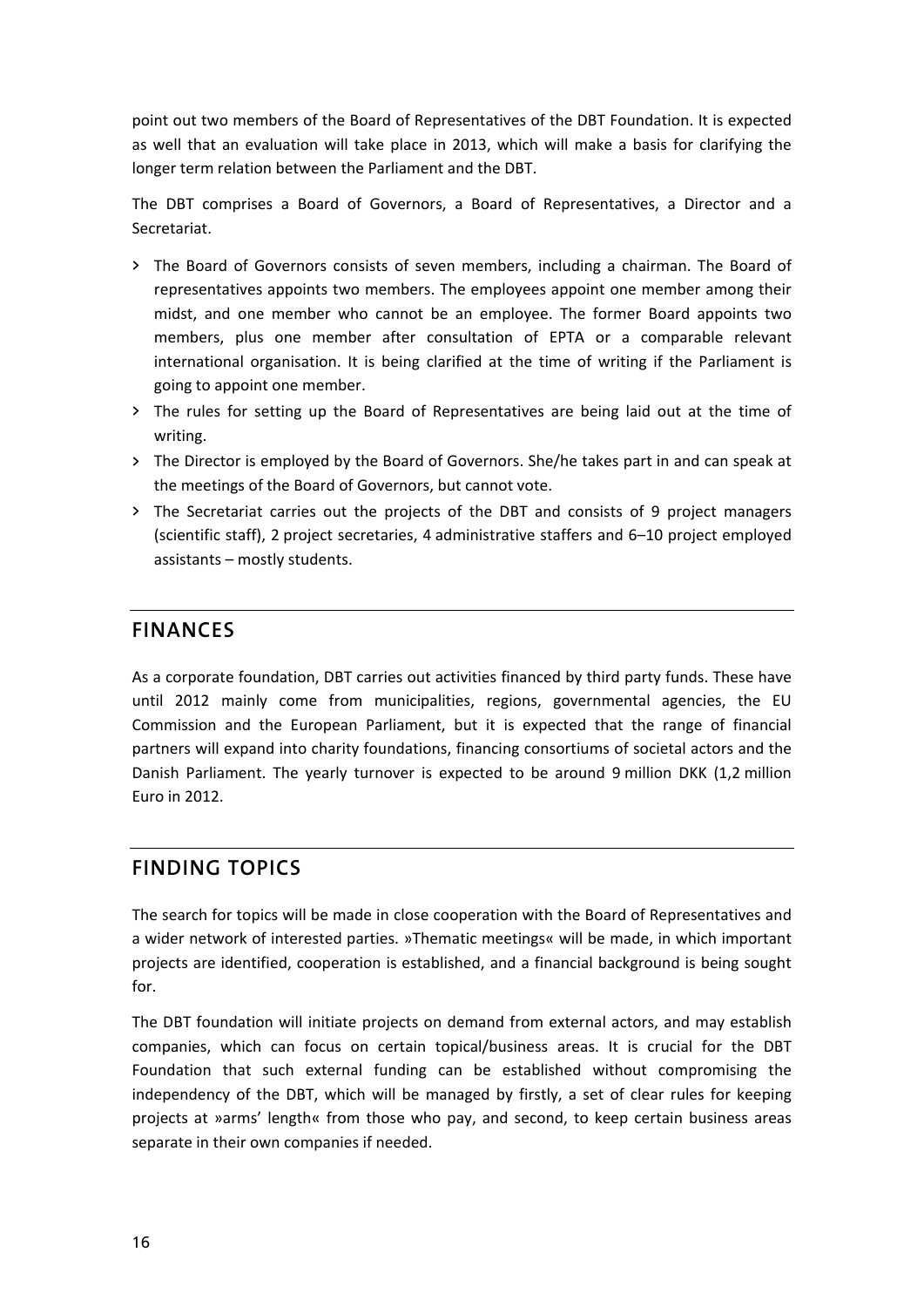point out two members of the Board of Representatives of the DBT Foundation. It is expected as well that an evaluation will take place in 2013, which will make a basis for clarifying the longer term relation between the Parliament and the DBT.

The DBT comprises a Board of Governors, a Board of Representatives, a Director and a Secretariat.

- The Board of Governors consists of seven members, including a chairman. The Board of representatives appoints two members. The employees appoint one member among their midst, and one member who cannot be an employee. The former Board appoints two members, plus one member after consultation of EPTA or a comparable relevant international organisation. It is being clarified at the time of writing if the Parliament is going to appoint one member.
- The rules for setting up the Board of Representatives are being laid out at the time of writing.
- The Director is employed by the Board of Governors. She/he takes part in and can speak at the meetings of the Board of Governors, but cannot vote.
- The Secretariat carries out the projects of the DBT and consists of 9 project managers (scientific staff), 2 project secretaries, 4 administrative staffers and 6–10 project employed assistants – mostly students.

## FINANCES

As a corporate foundation, DBT carries out activities financed by third party funds. These have until 2012 mainly come from municipalities, regions, governmental agencies, the EU Commission and the European Parliament, but it is expected that the range of financial partners will expand into charity foundations, financing consortiums of societal actors and the Danish Parliament. The yearly turnover is expected to be around 9 million DKK (1,2 million Euro in 2012.

## FINDING TOPICS

The search for topics will be made in close cooperation with the Board of Representatives and a wider network of interested parties. »Thematic meetings« will be made, in which important projects are identified, cooperation is established, and a financial background is being sought for.

The DBT foundation will initiate projects on demand from external actors, and may establish companies, which can focus on certain topical/business areas. It is crucial for the DBT Foundation that such external funding can be established without compromising the independency of the DBT, which will be managed by firstly, a set of clear rules for keeping projects at »arms' length« from those who pay, and second, to keep certain business areas separate in their own companies if needed.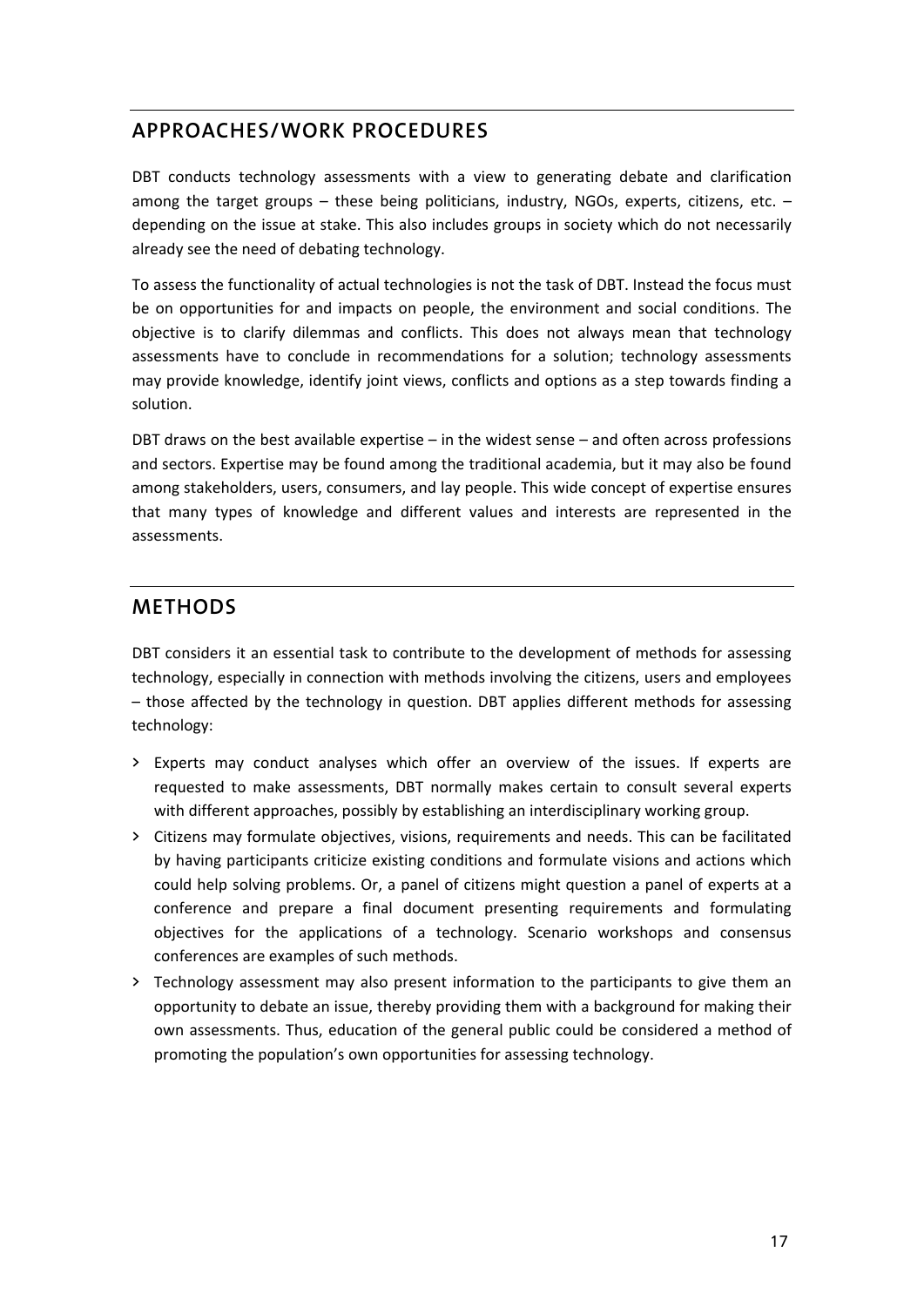## APPROACHES/WORK PROCEDURES

DBT conducts technology assessments with a view to generating debate and clarification among the target groups – these being politicians, industry, NGOs, experts, citizens, etc. – depending on the issue at stake. This also includes groups in society which do not necessarily already see the need of debating technology.

To assess the functionality of actual technologies is not the task of DBT. Instead the focus must be on opportunities for and impacts on people, the environment and social conditions. The objective is to clarify dilemmas and conflicts. This does not always mean that technology assessments have to conclude in recommendations for a solution; technology assessments may provide knowledge, identify joint views, conflicts and options as a step towards finding a solution.

DBT draws on the best available expertise – in the widest sense – and often across professions and sectors. Expertise may be found among the traditional academia, but it may also be found among stakeholders, users, consumers, and lay people. This wide concept of expertise ensures that many types of knowledge and different values and interests are represented in the assessments.

## METHODS

DBT considers it an essential task to contribute to the development of methods for assessing technology, especially in connection with methods involving the citizens, users and employees – those affected by the technology in question. DBT applies different methods for assessing technology:

- Experts may conduct analyses which offer an overview of the issues. If experts are requested to make assessments, DBT normally makes certain to consult several experts with different approaches, possibly by establishing an interdisciplinary working group.
- Citizens may formulate objectives, visions, requirements and needs. This can be facilitated by having participants criticize existing conditions and formulate visions and actions which could help solving problems. Or, a panel of citizens might question a panel of experts at a conference and prepare a final document presenting requirements and formulating objectives for the applications of a technology. Scenario workshops and consensus conferences are examples of such methods.
- Technology assessment may also present information to the participants to give them an opportunity to debate an issue, thereby providing them with a background for making their own assessments. Thus, education of the general public could be considered a method of promoting the population's own opportunities for assessing technology.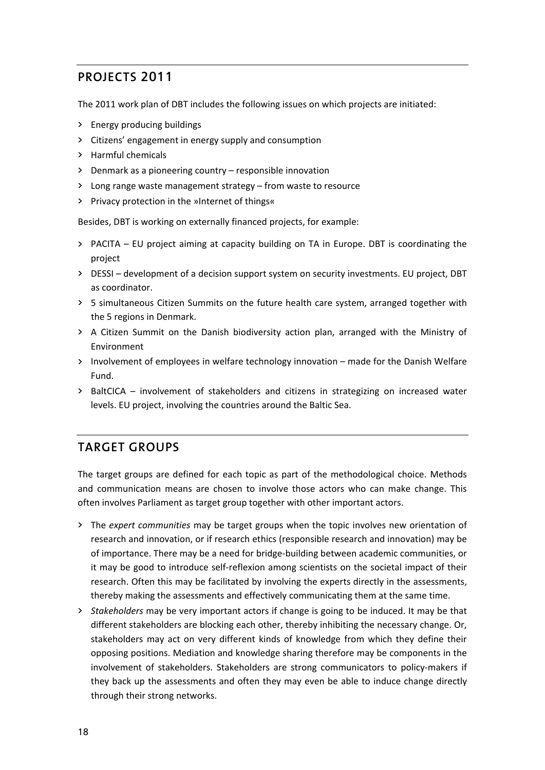## PROJECTS 2011

The 2011 work plan of DBT includes the following issues on which projects are initiated:

- Energy producing buildings
- Citizens' engagement in energy supply and consumption
- Harmful chemicals
- Denmark as a pioneering country – responsible innovation
- Long range waste management strategy – from waste to resource
- Privacy protection in the »Internet of things«

Besides, DBT is working on externally financed projects, for example:

- PACITA – EU project aiming at capacity building on TA in Europe. DBT is coordinating the project
- DESSI – development of a decision support system on security investments. EU project, DBT as coordinator.
- 5 simultaneous Citizen Summits on the future health care system, arranged together with the 5 regions in Denmark.
- A Citizen Summit on the Danish biodiversity action plan, arranged with the Ministry of Environment
- Involvement of employees in welfare technology innovation – made for the Danish Welfare Fund.
- BaltCICA – involvement of stakeholders and citizens in strategizing on increased water levels. EU project, involving the countries around the Baltic Sea.

## TARGET GROUPS

The target groups are defined for each topic as part of the methodological choice. Methods and communication means are chosen to involve those actors who can make change. This often involves Parliament as target group together with other important actors.

- The *expert communities* may be target groups when the topic involves new orientation of research and innovation, or if research ethics (responsible research and innovation) may be of importance. There may be a need for bridge-building between academic communities, or it may be good to introduce self-reflexion among scientists on the societal impact of their research. Often this may be facilitated by involving the experts directly in the assessments, thereby making the assessments and effectively communicating them at the same time.
- *Stakeholders* may be very important actors if change is going to be induced. It may be that different stakeholders are blocking each other, thereby inhibiting the necessary change. Or, stakeholders may act on very different kinds of knowledge from which they define their opposing positions. Mediation and knowledge sharing therefore may be components in the involvement of stakeholders. Stakeholders are strong communicators to policy-makers if they back up the assessments and often they may even be able to induce change directly through their strong networks.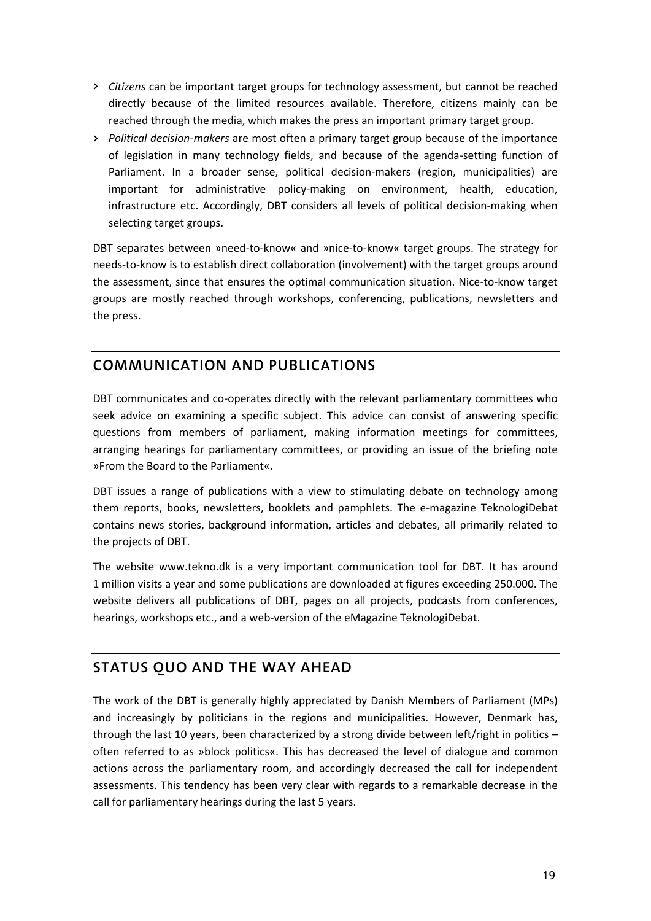- *Citizens* can be important target groups for technology assessment, but cannot be reached directly because of the limited resources available. Therefore, citizens mainly can be reached through the media, which makes the press an important primary target group.
- *Political decision-makers* are most often a primary target group because of the importance of legislation in many technology fields, and because of the agenda-setting function of Parliament. In a broader sense, political decision-makers (region, municipalities) are important for administrative policy-making on environment, health, education, infrastructure etc. Accordingly, DBT considers all levels of political decision-making when selecting target groups.

DBT separates between »need-to-know« and »nice-to-know« target groups. The strategy for needs-to-know is to establish direct collaboration (involvement) with the target groups around the assessment, since that ensures the optimal communication situation. Nice-to-know target groups are mostly reached through workshops, conferencing, publications, newsletters and the press.

## COMMUNICATION AND PUBLICATIONS

DBT communicates and co-operates directly with the relevant parliamentary committees who seek advice on examining a specific subject. This advice can consist of answering specific questions from members of parliament, making information meetings for committees, arranging hearings for parliamentary committees, or providing an issue of the briefing note »From the Board to the Parliament«.

DBT issues a range of publications with a view to stimulating debate on technology among them reports, books, newsletters, booklets and pamphlets. The e-magazine TeknologiDebat contains news stories, background information, articles and debates, all primarily related to the projects of DBT.

The website www.tekno.dk is a very important communication tool for DBT. It has around 1 million visits a year and some publications are downloaded at figures exceeding 250.000. The website delivers all publications of DBT, pages on all projects, podcasts from conferences, hearings, workshops etc., and a web-version of the eMagazine TeknologiDebat.

## STATUS QUO AND THE WAY AHEAD

The work of the DBT is generally highly appreciated by Danish Members of Parliament (MPs) and increasingly by politicians in the regions and municipalities. However, Denmark has, through the last 10 years, been characterized by a strong divide between left/right in politics – often referred to as »block politics«. This has decreased the level of dialogue and common actions across the parliamentary room, and accordingly decreased the call for independent assessments. This tendency has been very clear with regards to a remarkable decrease in the call for parliamentary hearings during the last 5 years.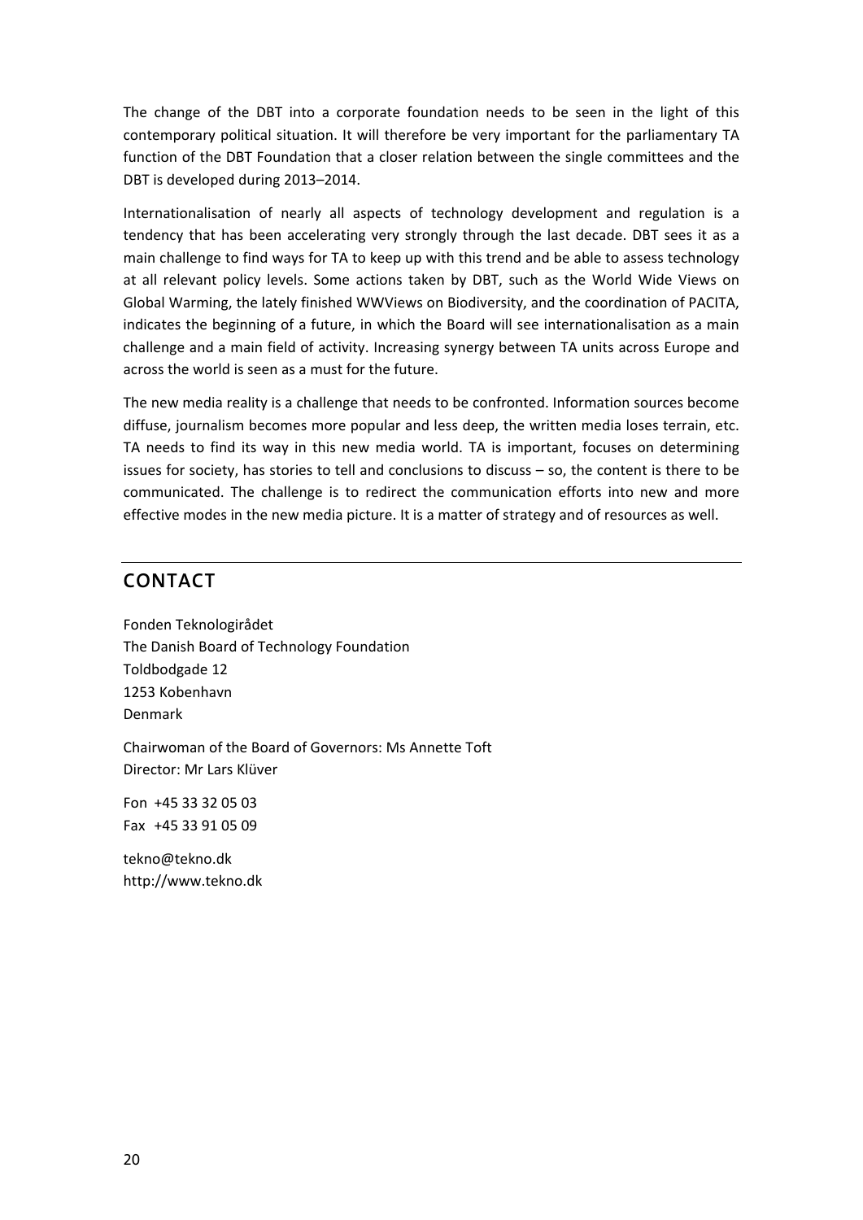The change of the DBT into a corporate foundation needs to be seen in the light of this contemporary political situation. It will therefore be very important for the parliamentary TA function of the DBT Foundation that a closer relation between the single committees and the DBT is developed during 2013–2014.

Internationalisation of nearly all aspects of technology development and regulation is a tendency that has been accelerating very strongly through the last decade. DBT sees it as a main challenge to find ways for TA to keep up with this trend and be able to assess technology at all relevant policy levels. Some actions taken by DBT, such as the World Wide Views on Global Warming, the lately finished WWViews on Biodiversity, and the coordination of PACITA, indicates the beginning of a future, in which the Board will see internationalisation as a main challenge and a main field of activity. Increasing synergy between TA units across Europe and across the world is seen as a must for the future.

The new media reality is a challenge that needs to be confronted. Information sources become diffuse, journalism becomes more popular and less deep, the written media loses terrain, etc. TA needs to find its way in this new media world. TA is important, focuses on determining issues for society, has stories to tell and conclusions to discuss – so, the content is there to be communicated. The challenge is to redirect the communication efforts into new and more effective modes in the new media picture. It is a matter of strategy and of resources as well.

## CONTACT

Fonden Teknologirådet
The Danish Board of Technology Foundation
Toldbodgade 12
1253 Kobenhavn
Denmark

Chairwoman of the Board of Governors: Ms Annette Toft
Director: Mr Lars Klüver

Fon +45 33 32 05 03
Fax +45 33 91 05 09

tekno@tekno.dk
http://www.tekno.dk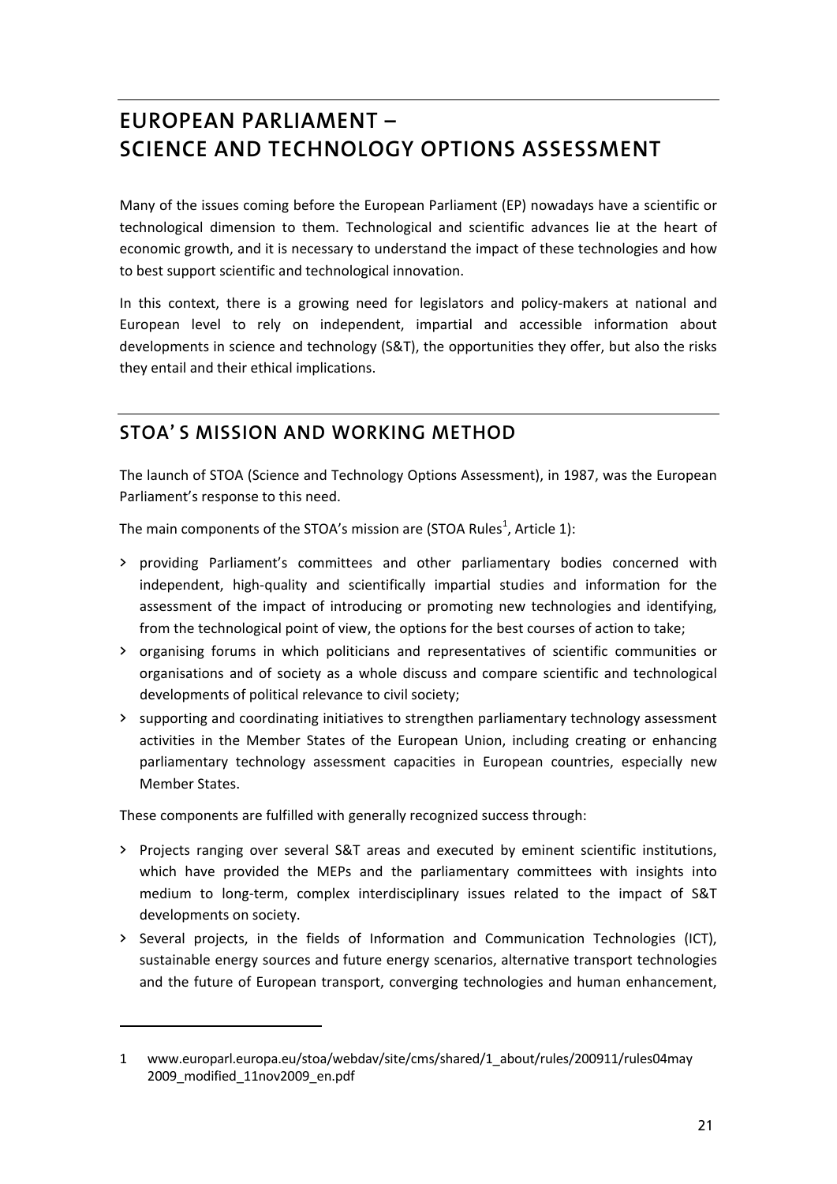# EUROPEAN PARLIAMENT – SCIENCE AND TECHNOLOGY OPTIONS ASSESSMENT

Many of the issues coming before the European Parliament (EP) nowadays have a scientific or technological dimension to them. Technological and scientific advances lie at the heart of economic growth, and it is necessary to understand the impact of these technologies and how to best support scientific and technological innovation.

In this context, there is a growing need for legislators and policy-makers at national and European level to rely on independent, impartial and accessible information about developments in science and technology (S&T), the opportunities they offer, but also the risks they entail and their ethical implications.

## STOA' S MISSION AND WORKING METHOD

The launch of STOA (Science and Technology Options Assessment), in 1987, was the European Parliament's response to this need.

The main components of the STOA's mission are (STOA Rules[1], Article 1):

- providing Parliament's committees and other parliamentary bodies concerned with independent, high-quality and scientifically impartial studies and information for the assessment of the impact of introducing or promoting new technologies and identifying, from the technological point of view, the options for the best courses of action to take;
- organising forums in which politicians and representatives of scientific communities or organisations and of society as a whole discuss and compare scientific and technological developments of political relevance to civil society;
- supporting and coordinating initiatives to strengthen parliamentary technology assessment activities in the Member States of the European Union, including creating or enhancing parliamentary technology assessment capacities in European countries, especially new Member States.

These components are fulfilled with generally recognized success through:

- Projects ranging over several S&T areas and executed by eminent scientific institutions, which have provided the MEPs and the parliamentary committees with insights into medium to long-term, complex interdisciplinary issues related to the impact of S&T developments on society.
- Several projects, in the fields of Information and Communication Technologies (ICT), sustainable energy sources and future energy scenarios, alternative transport technologies and the future of European transport, converging technologies and human enhancement,

---

1 www.europarl.europa.eu/stoa/webdav/site/cms/shared/1_about/rules/200911/rules04may2009_modified_11nov2009_en.pdf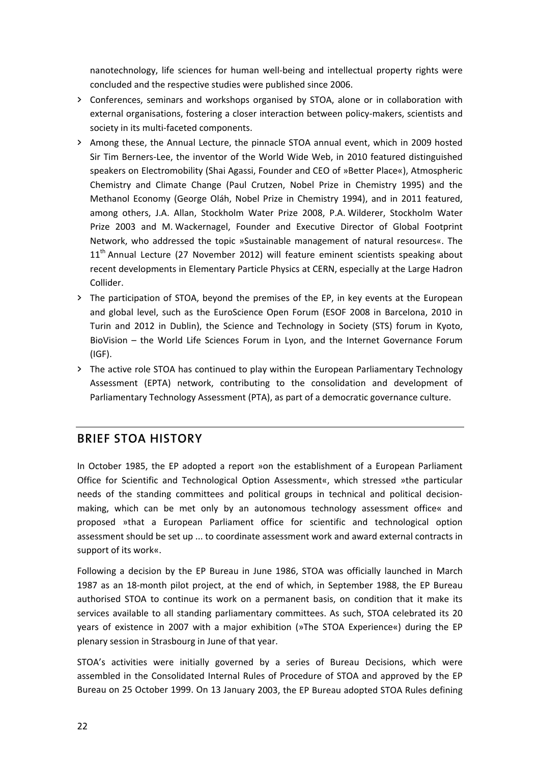nanotechnology, life sciences for human well-being and intellectual property rights were concluded and the respective studies were published since 2006.

- Conferences, seminars and workshops organised by STOA, alone or in collaboration with external organisations, fostering a closer interaction between policy-makers, scientists and society in its multi-faceted components.
- Among these, the Annual Lecture, the pinnacle STOA annual event, which in 2009 hosted Sir Tim Berners-Lee, the inventor of the World Wide Web, in 2010 featured distinguished speakers on Electromobility (Shai Agassi, Founder and CEO of »Better Place«), Atmospheric Chemistry and Climate Change (Paul Crutzen, Nobel Prize in Chemistry 1995) and the Methanol Economy (George Oláh, Nobel Prize in Chemistry 1994), and in 2011 featured, among others, J.A. Allan, Stockholm Water Prize 2008, P.A. Wilderer, Stockholm Water Prize 2003 and M. Wackernagel, Founder and Executive Director of Global Footprint Network, who addressed the topic »Sustainable management of natural resources«. The 11th Annual Lecture (27 November 2012) will feature eminent scientists speaking about recent developments in Elementary Particle Physics at CERN, especially at the Large Hadron Collider.
- The participation of STOA, beyond the premises of the EP, in key events at the European and global level, such as the EuroScience Open Forum (ESOF 2008 in Barcelona, 2010 in Turin and 2012 in Dublin), the Science and Technology in Society (STS) forum in Kyoto, BioVision – the World Life Sciences Forum in Lyon, and the Internet Governance Forum (IGF).
- The active role STOA has continued to play within the European Parliamentary Technology Assessment (EPTA) network, contributing to the consolidation and development of Parliamentary Technology Assessment (PTA), as part of a democratic governance culture.

## BRIEF STOA HISTORY

In October 1985, the EP adopted a report »on the establishment of a European Parliament Office for Scientific and Technological Option Assessment«, which stressed »the particular needs of the standing committees and political groups in technical and political decision-making, which can be met only by an autonomous technology assessment office« and proposed »that a European Parliament office for scientific and technological option assessment should be set up ... to coordinate assessment work and award external contracts in support of its work«.

Following a decision by the EP Bureau in June 1986, STOA was officially launched in March 1987 as an 18-month pilot project, at the end of which, in September 1988, the EP Bureau authorised STOA to continue its work on a permanent basis, on condition that it make its services available to all standing parliamentary committees. As such, STOA celebrated its 20 years of existence in 2007 with a major exhibition (»The STOA Experience«) during the EP plenary session in Strasbourg in June of that year.

STOA's activities were initially governed by a series of Bureau Decisions, which were assembled in the Consolidated Internal Rules of Procedure of STOA and approved by the EP Bureau on 25 October 1999. On 13 January 2003, the EP Bureau adopted STOA Rules defining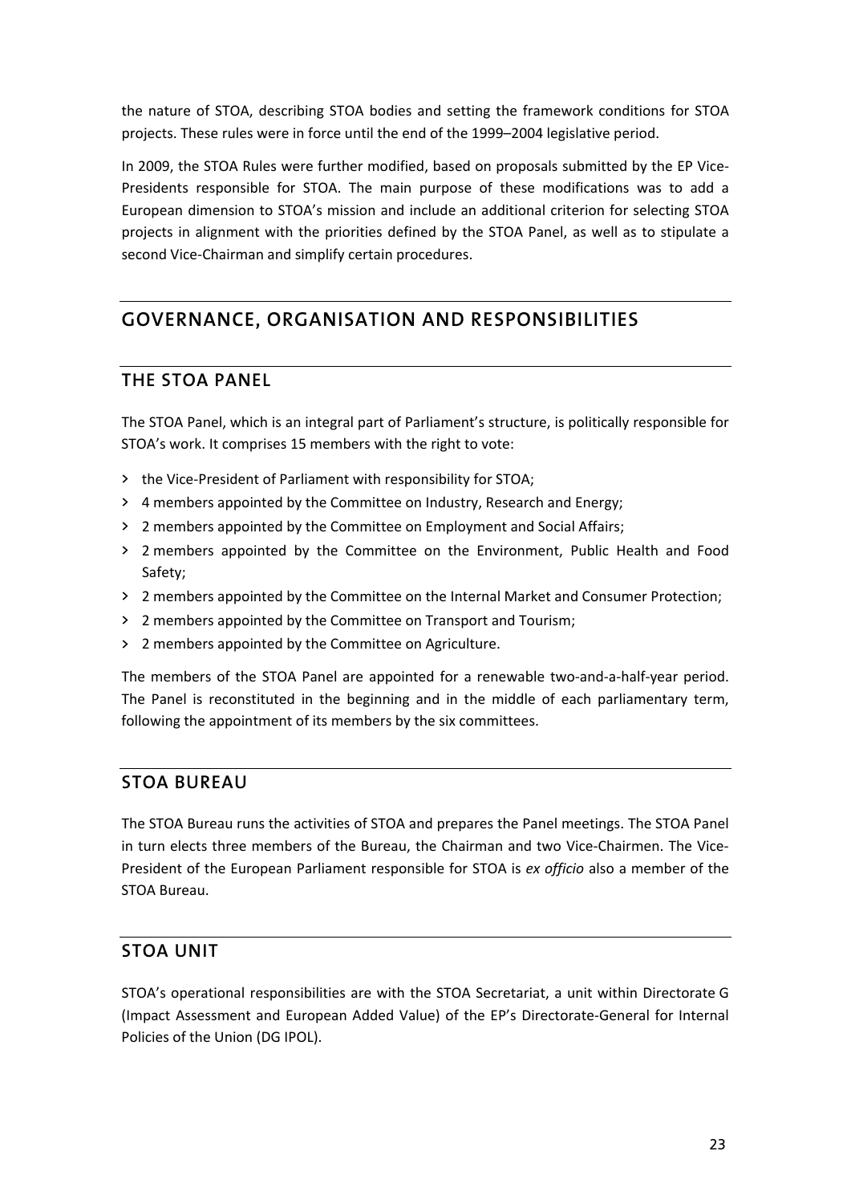the nature of STOA, describing STOA bodies and setting the framework conditions for STOA projects. These rules were in force until the end of the 1999–2004 legislative period.

In 2009, the STOA Rules were further modified, based on proposals submitted by the EP Vice-Presidents responsible for STOA. The main purpose of these modifications was to add a European dimension to STOA's mission and include an additional criterion for selecting STOA projects in alignment with the priorities defined by the STOA Panel, as well as to stipulate a second Vice-Chairman and simplify certain procedures.

## GOVERNANCE, ORGANISATION AND RESPONSIBILITIES

### THE STOA PANEL

The STOA Panel, which is an integral part of Parliament's structure, is politically responsible for STOA's work. It comprises 15 members with the right to vote:

- the Vice-President of Parliament with responsibility for STOA;
- 4 members appointed by the Committee on Industry, Research and Energy;
- 2 members appointed by the Committee on Employment and Social Affairs;
- 2 members appointed by the Committee on the Environment, Public Health and Food Safety;
- 2 members appointed by the Committee on the Internal Market and Consumer Protection;
- 2 members appointed by the Committee on Transport and Tourism;
- 2 members appointed by the Committee on Agriculture.

The members of the STOA Panel are appointed for a renewable two-and-a-half-year period. The Panel is reconstituted in the beginning and in the middle of each parliamentary term, following the appointment of its members by the six committees.

### STOA BUREAU

The STOA Bureau runs the activities of STOA and prepares the Panel meetings. The STOA Panel in turn elects three members of the Bureau, the Chairman and two Vice-Chairmen. The Vice-President of the European Parliament responsible for STOA is *ex officio* also a member of the STOA Bureau.

### STOA UNIT

STOA's operational responsibilities are with the STOA Secretariat, a unit within Directorate G (Impact Assessment and European Added Value) of the EP's Directorate-General for Internal Policies of the Union (DG IPOL).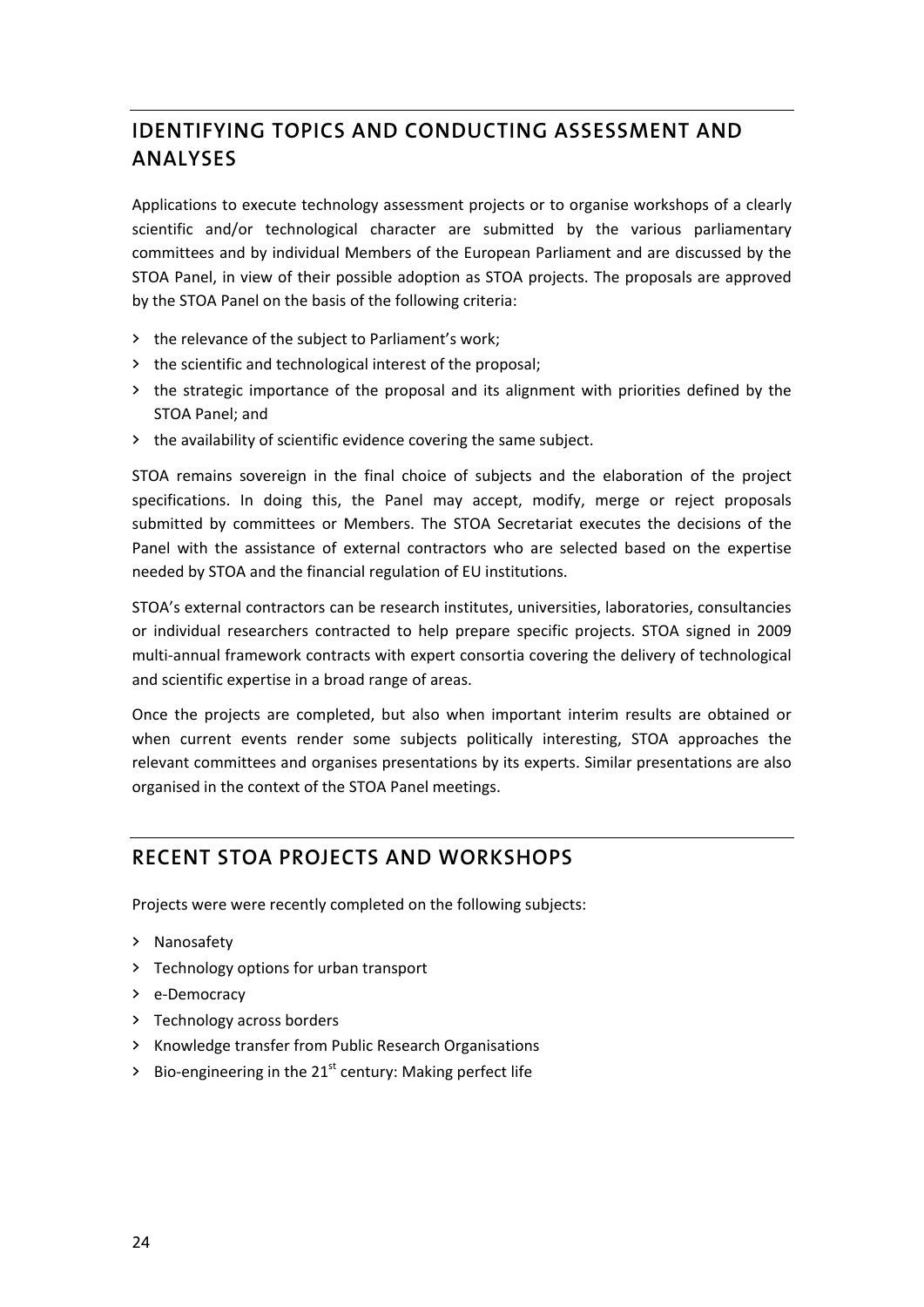## IDENTIFYING TOPICS AND CONDUCTING ASSESSMENT AND ANALYSES

Applications to execute technology assessment projects or to organise workshops of a clearly scientific and/or technological character are submitted by the various parliamentary committees and by individual Members of the European Parliament and are discussed by the STOA Panel, in view of their possible adoption as STOA projects. The proposals are approved by the STOA Panel on the basis of the following criteria:

- the relevance of the subject to Parliament's work;
- the scientific and technological interest of the proposal;
- the strategic importance of the proposal and its alignment with priorities defined by the STOA Panel; and
- the availability of scientific evidence covering the same subject.

STOA remains sovereign in the final choice of subjects and the elaboration of the project specifications. In doing this, the Panel may accept, modify, merge or reject proposals submitted by committees or Members. The STOA Secretariat executes the decisions of the Panel with the assistance of external contractors who are selected based on the expertise needed by STOA and the financial regulation of EU institutions.

STOA's external contractors can be research institutes, universities, laboratories, consultancies or individual researchers contracted to help prepare specific projects. STOA signed in 2009 multi-annual framework contracts with expert consortia covering the delivery of technological and scientific expertise in a broad range of areas.

Once the projects are completed, but also when important interim results are obtained or when current events render some subjects politically interesting, STOA approaches the relevant committees and organises presentations by its experts. Similar presentations are also organised in the context of the STOA Panel meetings.

## RECENT STOA PROJECTS AND WORKSHOPS

Projects were were recently completed on the following subjects:

- Nanosafety
- Technology options for urban transport
- e-Democracy
- Technology across borders
- Knowledge transfer from Public Research Organisations
- Bio-engineering in the 21st century: Making perfect life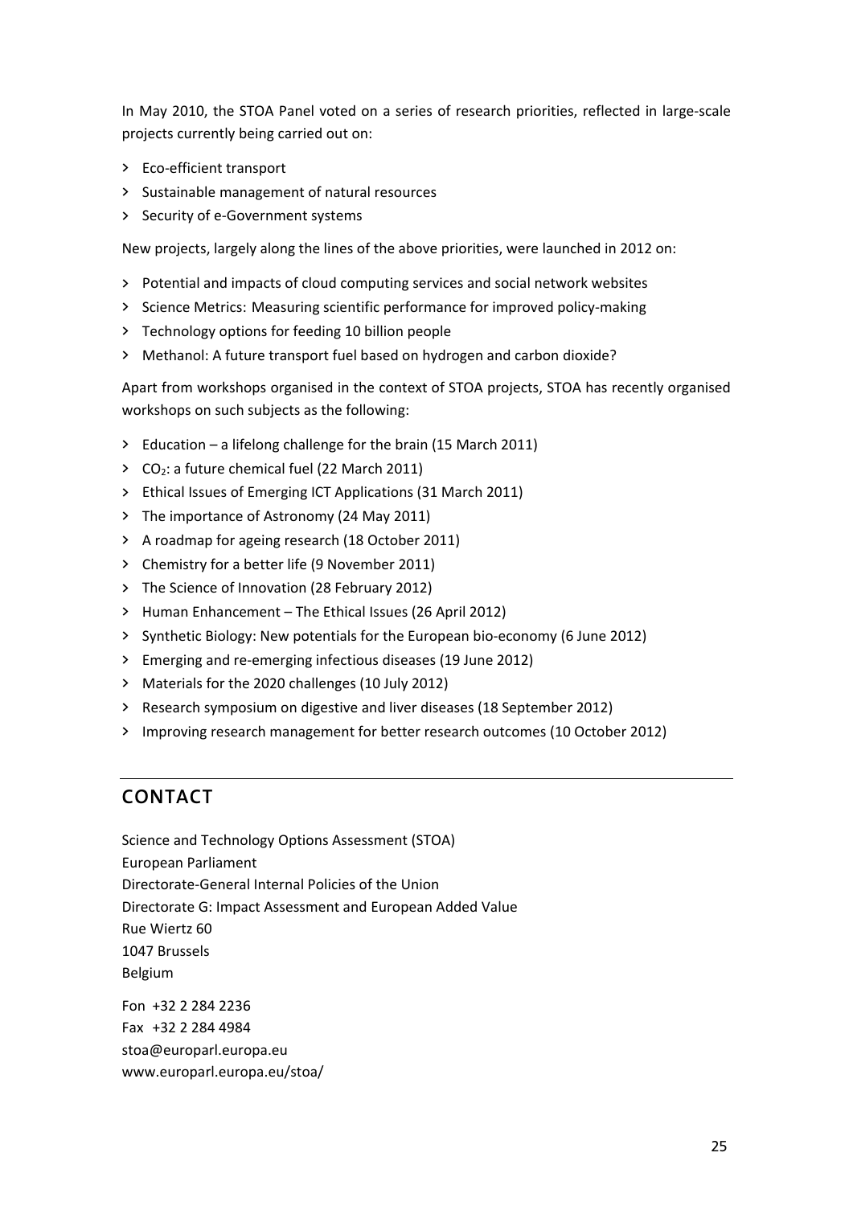In May 2010, the STOA Panel voted on a series of research priorities, reflected in large-scale projects currently being carried out on:

- Eco-efficient transport
- Sustainable management of natural resources
- Security of e-Government systems

New projects, largely along the lines of the above priorities, were launched in 2012 on:

- Potential and impacts of cloud computing services and social network websites
- Science Metrics: Measuring scientific performance for improved policy-making
- Technology options for feeding 10 billion people
- Methanol: A future transport fuel based on hydrogen and carbon dioxide?

Apart from workshops organised in the context of STOA projects, STOA has recently organised workshops on such subjects as the following:

- Education – a lifelong challenge for the brain (15 March 2011)
- $CO_2$: a future chemical fuel (22 March 2011)
- Ethical Issues of Emerging ICT Applications (31 March 2011)
- The importance of Astronomy (24 May 2011)
- A roadmap for ageing research (18 October 2011)
- Chemistry for a better life (9 November 2011)
- The Science of Innovation (28 February 2012)
- Human Enhancement – The Ethical Issues (26 April 2012)
- Synthetic Biology: New potentials for the European bio-economy (6 June 2012)
- Emerging and re-emerging infectious diseases (19 June 2012)
- Materials for the 2020 challenges (10 July 2012)
- Research symposium on digestive and liver diseases (18 September 2012)
- Improving research management for better research outcomes (10 October 2012)

## CONTACT

Science and Technology Options Assessment (STOA)
European Parliament
Directorate-General Internal Policies of the Union
Directorate G: Impact Assessment and European Added Value
Rue Wiertz 60
1047 Brussels
Belgium

Fon +32 2 284 2236
Fax +32 2 284 4984
stoa@europarl.europa.eu
www.europarl.europa.eu/stoa/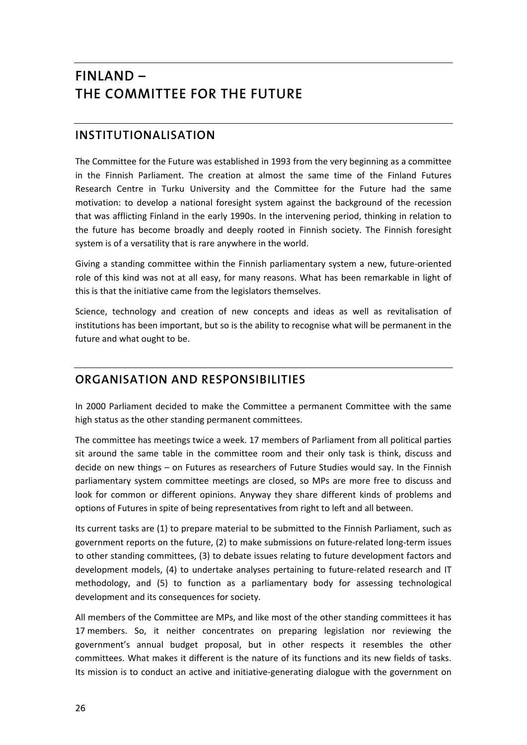# FINLAND – THE COMMITTEE FOR THE FUTURE

## INSTITUTIONALISATION

The Committee for the Future was established in 1993 from the very beginning as a committee in the Finnish Parliament. The creation at almost the same time of the Finland Futures Research Centre in Turku University and the Committee for the Future had the same motivation: to develop a national foresight system against the background of the recession that was afflicting Finland in the early 1990s. In the intervening period, thinking in relation to the future has become broadly and deeply rooted in Finnish society. The Finnish foresight system is of a versatility that is rare anywhere in the world.

Giving a standing committee within the Finnish parliamentary system a new, future-oriented role of this kind was not at all easy, for many reasons. What has been remarkable in light of this is that the initiative came from the legislators themselves.

Science, technology and creation of new concepts and ideas as well as revitalisation of institutions has been important, but so is the ability to recognise what will be permanent in the future and what ought to be.

## ORGANISATION AND RESPONSIBILITIES

In 2000 Parliament decided to make the Committee a permanent Committee with the same high status as the other standing permanent committees.

The committee has meetings twice a week. 17 members of Parliament from all political parties sit around the same table in the committee room and their only task is think, discuss and decide on new things – on Futures as researchers of Future Studies would say. In the Finnish parliamentary system committee meetings are closed, so MPs are more free to discuss and look for common or different opinions. Anyway they share different kinds of problems and options of Futures in spite of being representatives from right to left and all between.

Its current tasks are (1) to prepare material to be submitted to the Finnish Parliament, such as government reports on the future, (2) to make submissions on future-related long-term issues to other standing committees, (3) to debate issues relating to future development factors and development models, (4) to undertake analyses pertaining to future-related research and IT methodology, and (5) to function as a parliamentary body for assessing technological development and its consequences for society.

All members of the Committee are MPs, and like most of the other standing committees it has 17 members. So, it neither concentrates on preparing legislation nor reviewing the government's annual budget proposal, but in other respects it resembles the other committees. What makes it different is the nature of its functions and its new fields of tasks. Its mission is to conduct an active and initiative-generating dialogue with the government on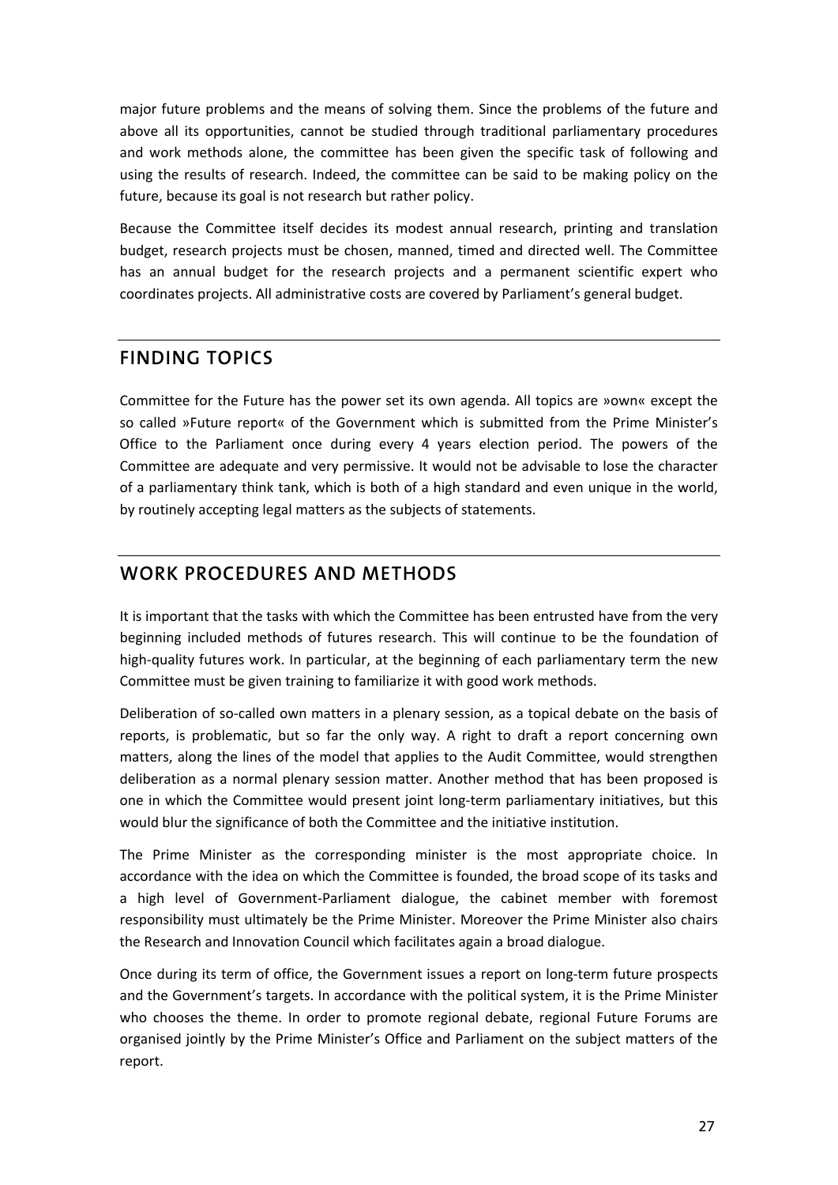major future problems and the means of solving them. Since the problems of the future and above all its opportunities, cannot be studied through traditional parliamentary procedures and work methods alone, the committee has been given the specific task of following and using the results of research. Indeed, the committee can be said to be making policy on the future, because its goal is not research but rather policy.

Because the Committee itself decides its modest annual research, printing and translation budget, research projects must be chosen, manned, timed and directed well. The Committee has an annual budget for the research projects and a permanent scientific expert who coordinates projects. All administrative costs are covered by Parliament's general budget.

## FINDING TOPICS

Committee for the Future has the power set its own agenda. All topics are »own« except the so called »Future report« of the Government which is submitted from the Prime Minister's Office to the Parliament once during every 4 years election period. The powers of the Committee are adequate and very permissive. It would not be advisable to lose the character of a parliamentary think tank, which is both of a high standard and even unique in the world, by routinely accepting legal matters as the subjects of statements.

## WORK PROCEDURES AND METHODS

It is important that the tasks with which the Committee has been entrusted have from the very beginning included methods of futures research. This will continue to be the foundation of high-quality futures work. In particular, at the beginning of each parliamentary term the new Committee must be given training to familiarize it with good work methods.

Deliberation of so-called own matters in a plenary session, as a topical debate on the basis of reports, is problematic, but so far the only way. A right to draft a report concerning own matters, along the lines of the model that applies to the Audit Committee, would strengthen deliberation as a normal plenary session matter. Another method that has been proposed is one in which the Committee would present joint long-term parliamentary initiatives, but this would blur the significance of both the Committee and the initiative institution.

The Prime Minister as the corresponding minister is the most appropriate choice. In accordance with the idea on which the Committee is founded, the broad scope of its tasks and a high level of Government-Parliament dialogue, the cabinet member with foremost responsibility must ultimately be the Prime Minister. Moreover the Prime Minister also chairs the Research and Innovation Council which facilitates again a broad dialogue.

Once during its term of office, the Government issues a report on long-term future prospects and the Government's targets. In accordance with the political system, it is the Prime Minister who chooses the theme. In order to promote regional debate, regional Future Forums are organised jointly by the Prime Minister's Office and Parliament on the subject matters of the report.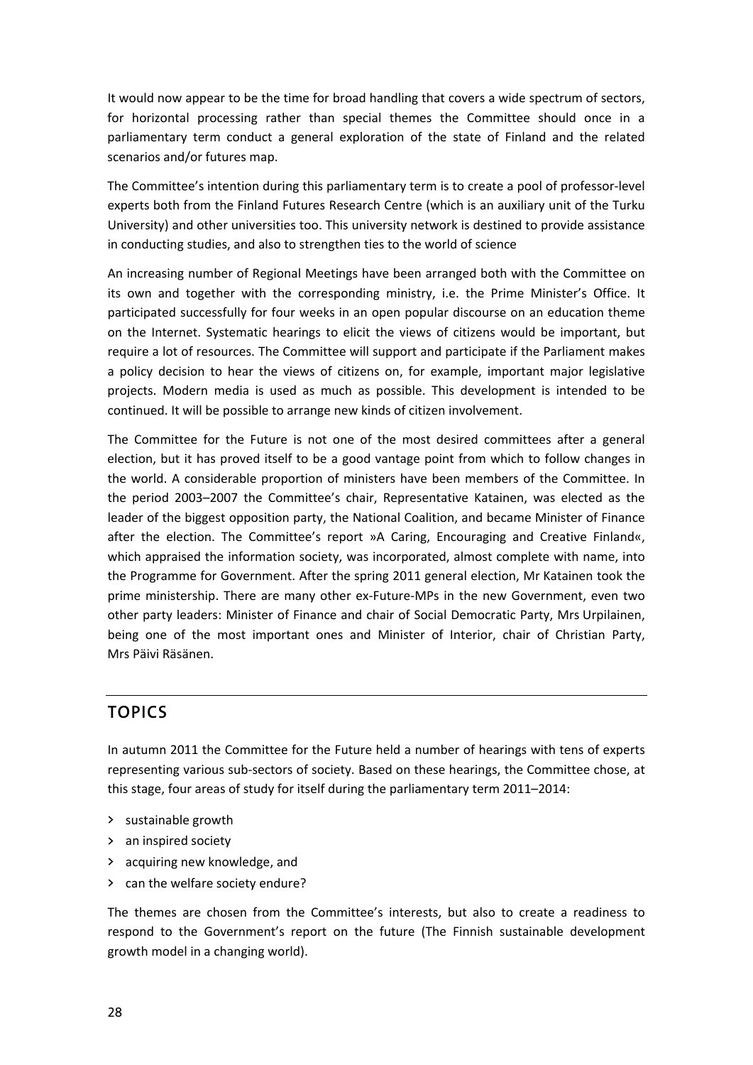It would now appear to be the time for broad handling that covers a wide spectrum of sectors, for horizontal processing rather than special themes the Committee should once in a parliamentary term conduct a general exploration of the state of Finland and the related scenarios and/or futures map.

The Committee's intention during this parliamentary term is to create a pool of professor-level experts both from the Finland Futures Research Centre (which is an auxiliary unit of the Turku University) and other universities too. This university network is destined to provide assistance in conducting studies, and also to strengthen ties to the world of science

An increasing number of Regional Meetings have been arranged both with the Committee on its own and together with the corresponding ministry, i.e. the Prime Minister's Office. It participated successfully for four weeks in an open popular discourse on an education theme on the Internet. Systematic hearings to elicit the views of citizens would be important, but require a lot of resources. The Committee will support and participate if the Parliament makes a policy decision to hear the views of citizens on, for example, important major legislative projects. Modern media is used as much as possible. This development is intended to be continued. It will be possible to arrange new kinds of citizen involvement.

The Committee for the Future is not one of the most desired committees after a general election, but it has proved itself to be a good vantage point from which to follow changes in the world. A considerable proportion of ministers have been members of the Committee. In the period 2003–2007 the Committee's chair, Representative Katainen, was elected as the leader of the biggest opposition party, the National Coalition, and became Minister of Finance after the election. The Committee's report »A Caring, Encouraging and Creative Finland«, which appraised the information society, was incorporated, almost complete with name, into the Programme for Government. After the spring 2011 general election, Mr Katainen took the prime ministership. There are many other ex-Future-MPs in the new Government, even two other party leaders: Minister of Finance and chair of Social Democratic Party, Mrs Urpilainen, being one of the most important ones and Minister of Interior, chair of Christian Party, Mrs Päivi Räsänen.

## TOPICS

In autumn 2011 the Committee for the Future held a number of hearings with tens of experts representing various sub-sectors of society. Based on these hearings, the Committee chose, at this stage, four areas of study for itself during the parliamentary term 2011–2014:

- sustainable growth
- an inspired society
- acquiring new knowledge, and
- can the welfare society endure?

The themes are chosen from the Committee's interests, but also to create a readiness to respond to the Government's report on the future (The Finnish sustainable development growth model in a changing world).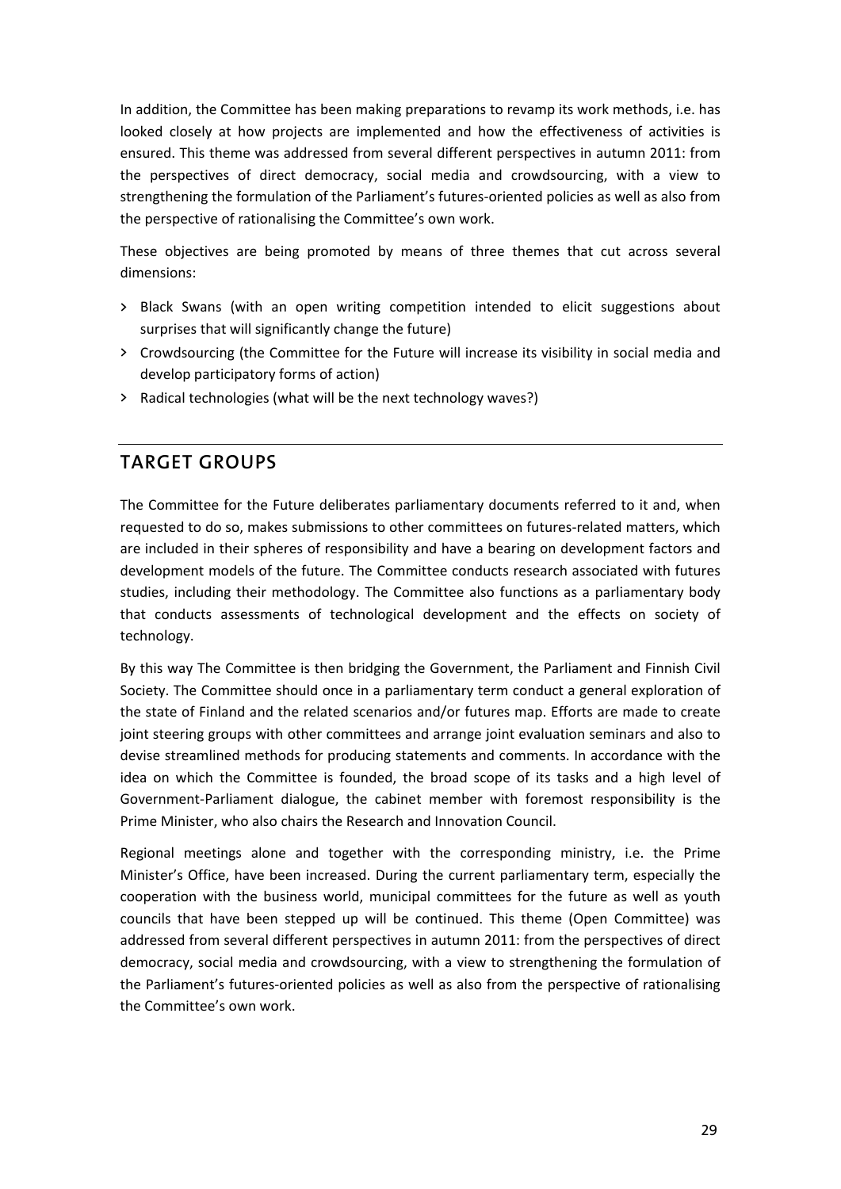In addition, the Committee has been making preparations to revamp its work methods, i.e. has looked closely at how projects are implemented and how the effectiveness of activities is ensured. This theme was addressed from several different perspectives in autumn 2011: from the perspectives of direct democracy, social media and crowdsourcing, with a view to strengthening the formulation of the Parliament's futures-oriented policies as well as also from the perspective of rationalising the Committee's own work.

These objectives are being promoted by means of three themes that cut across several dimensions:

- Black Swans (with an open writing competition intended to elicit suggestions about surprises that will significantly change the future)
- Crowdsourcing (the Committee for the Future will increase its visibility in social media and develop participatory forms of action)
- Radical technologies (what will be the next technology waves?)

## TARGET GROUPS

The Committee for the Future deliberates parliamentary documents referred to it and, when requested to do so, makes submissions to other committees on futures-related matters, which are included in their spheres of responsibility and have a bearing on development factors and development models of the future. The Committee conducts research associated with futures studies, including their methodology. The Committee also functions as a parliamentary body that conducts assessments of technological development and the effects on society of technology.

By this way The Committee is then bridging the Government, the Parliament and Finnish Civil Society. The Committee should once in a parliamentary term conduct a general exploration of the state of Finland and the related scenarios and/or futures map. Efforts are made to create joint steering groups with other committees and arrange joint evaluation seminars and also to devise streamlined methods for producing statements and comments. In accordance with the idea on which the Committee is founded, the broad scope of its tasks and a high level of Government-Parliament dialogue, the cabinet member with foremost responsibility is the Prime Minister, who also chairs the Research and Innovation Council.

Regional meetings alone and together with the corresponding ministry, i.e. the Prime Minister's Office, have been increased. During the current parliamentary term, especially the cooperation with the business world, municipal committees for the future as well as youth councils that have been stepped up will be continued. This theme (Open Committee) was addressed from several different perspectives in autumn 2011: from the perspectives of direct democracy, social media and crowdsourcing, with a view to strengthening the formulation of the Parliament's futures-oriented policies as well as also from the perspective of rationalising the Committee's own work.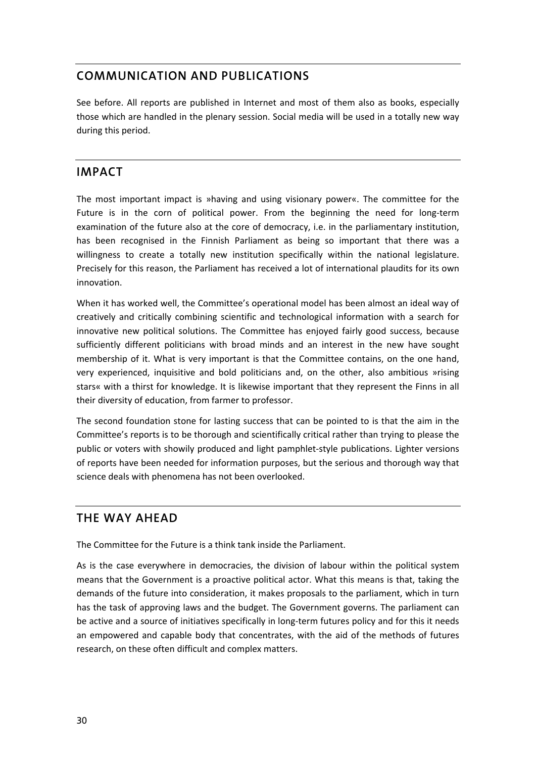## COMMUNICATION AND PUBLICATIONS

See before. All reports are published in Internet and most of them also as books, especially those which are handled in the plenary session. Social media will be used in a totally new way during this period.

## IMPACT

The most important impact is »having and using visionary power«. The committee for the Future is in the corn of political power. From the beginning the need for long-term examination of the future also at the core of democracy, i.e. in the parliamentary institution, has been recognised in the Finnish Parliament as being so important that there was a willingness to create a totally new institution specifically within the national legislature. Precisely for this reason, the Parliament has received a lot of international plaudits for its own innovation.

When it has worked well, the Committee's operational model has been almost an ideal way of creatively and critically combining scientific and technological information with a search for innovative new political solutions. The Committee has enjoyed fairly good success, because sufficiently different politicians with broad minds and an interest in the new have sought membership of it. What is very important is that the Committee contains, on the one hand, very experienced, inquisitive and bold politicians and, on the other, also ambitious »rising stars« with a thirst for knowledge. It is likewise important that they represent the Finns in all their diversity of education, from farmer to professor.

The second foundation stone for lasting success that can be pointed to is that the aim in the Committee's reports is to be thorough and scientifically critical rather than trying to please the public or voters with showily produced and light pamphlet-style publications. Lighter versions of reports have been needed for information purposes, but the serious and thorough way that science deals with phenomena has not been overlooked.

## THE WAY AHEAD

The Committee for the Future is a think tank inside the Parliament.

As is the case everywhere in democracies, the division of labour within the political system means that the Government is a proactive political actor. What this means is that, taking the demands of the future into consideration, it makes proposals to the parliament, which in turn has the task of approving laws and the budget. The Government governs. The parliament can be active and a source of initiatives specifically in long-term futures policy and for this it needs an empowered and capable body that concentrates, with the aid of the methods of futures research, on these often difficult and complex matters.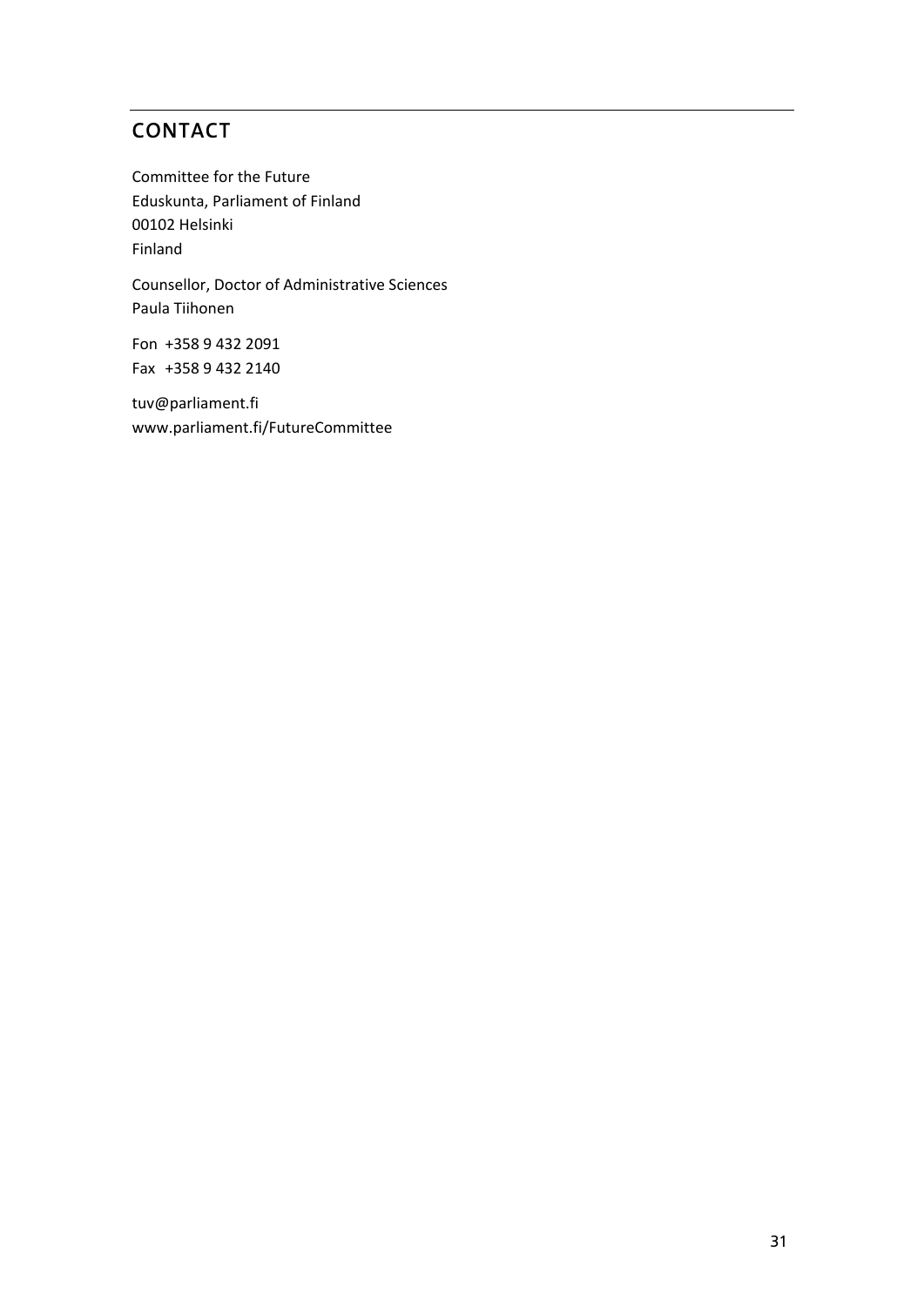## CONTACT

Committee for the Future
Eduskunta, Parliament of Finland
00102 Helsinki
Finland

Counsellor, Doctor of Administrative Sciences
Paula Tiihonen

Fon +358 9 432 2091
Fax +358 9 432 2140

tuv@parliament.fi
www.parliament.fi/FutureCommittee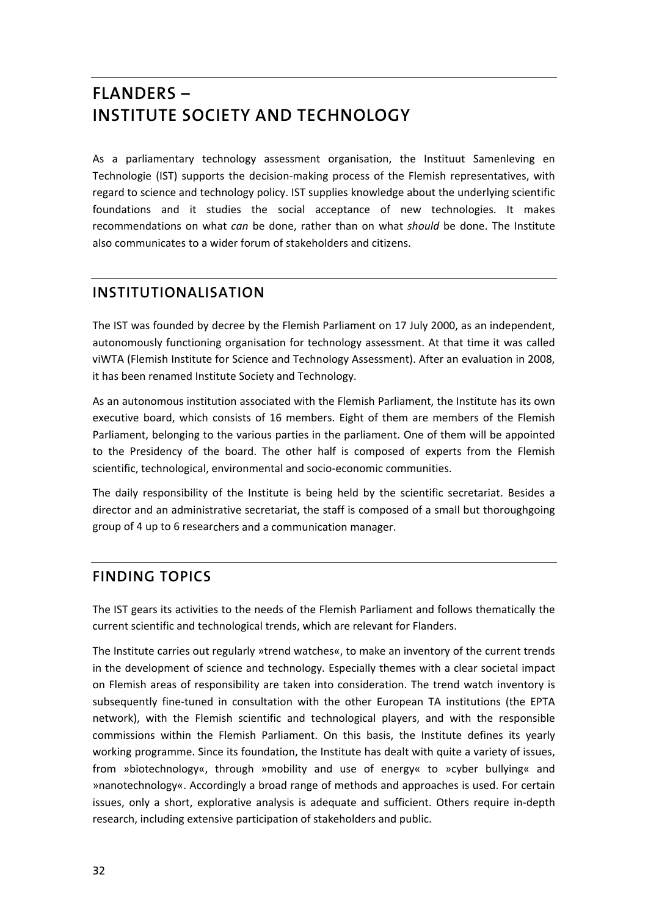# FLANDERS – INSTITUTE SOCIETY AND TECHNOLOGY

As a parliamentary technology assessment organisation, the Instituut Samenleving en Technologie (IST) supports the decision-making process of the Flemish representatives, with regard to science and technology policy. IST supplies knowledge about the underlying scientific foundations and it studies the social acceptance of new technologies. It makes recommendations on what *can* be done, rather than on what *should* be done. The Institute also communicates to a wider forum of stakeholders and citizens.

## INSTITUTIONALISATION

The IST was founded by decree by the Flemish Parliament on 17 July 2000, as an independent, autonomously functioning organisation for technology assessment. At that time it was called viWTA (Flemish Institute for Science and Technology Assessment). After an evaluation in 2008, it has been renamed Institute Society and Technology.

As an autonomous institution associated with the Flemish Parliament, the Institute has its own executive board, which consists of 16 members. Eight of them are members of the Flemish Parliament, belonging to the various parties in the parliament. One of them will be appointed to the Presidency of the board. The other half is composed of experts from the Flemish scientific, technological, environmental and socio-economic communities.

The daily responsibility of the Institute is being held by the scientific secretariat. Besides a director and an administrative secretariat, the staff is composed of a small but thoroughgoing group of 4 up to 6 researchers and a communication manager.

## FINDING TOPICS

The IST gears its activities to the needs of the Flemish Parliament and follows thematically the current scientific and technological trends, which are relevant for Flanders.

The Institute carries out regularly »trend watches«, to make an inventory of the current trends in the development of science and technology. Especially themes with a clear societal impact on Flemish areas of responsibility are taken into consideration. The trend watch inventory is subsequently fine-tuned in consultation with the other European TA institutions (the EPTA network), with the Flemish scientific and technological players, and with the responsible commissions within the Flemish Parliament. On this basis, the Institute defines its yearly working programme. Since its foundation, the Institute has dealt with quite a variety of issues, from »biotechnology«, through »mobility and use of energy« to »cyber bullying« and »nanotechnology«. Accordingly a broad range of methods and approaches is used. For certain issues, only a short, explorative analysis is adequate and sufficient. Others require in-depth research, including extensive participation of stakeholders and public.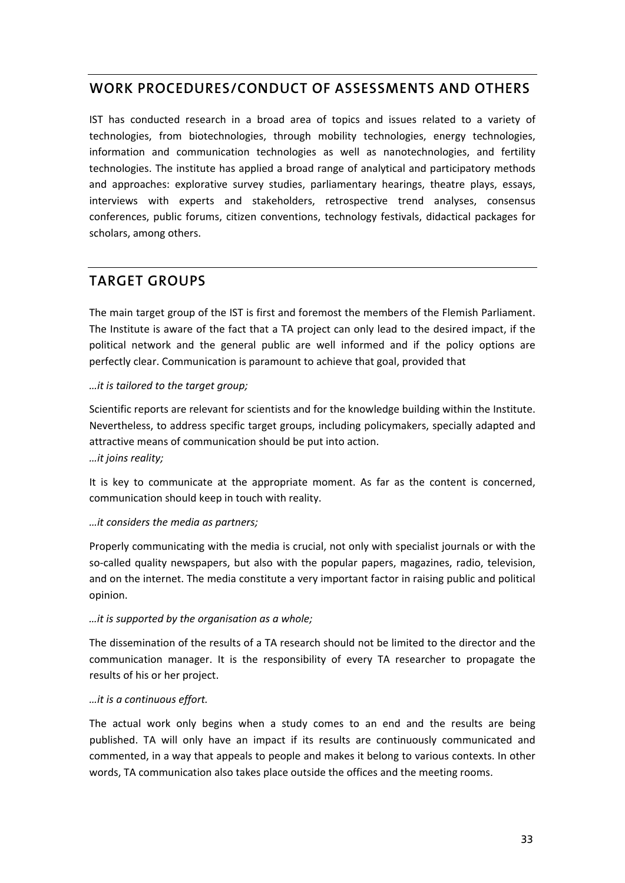## WORK PROCEDURES/CONDUCT OF ASSESSMENTS AND OTHERS

IST has conducted research in a broad area of topics and issues related to a variety of technologies, from biotechnologies, through mobility technologies, energy technologies, information and communication technologies as well as nanotechnologies, and fertility technologies. The institute has applied a broad range of analytical and participatory methods and approaches: explorative survey studies, parliamentary hearings, theatre plays, essays, interviews with experts and stakeholders, retrospective trend analyses, consensus conferences, public forums, citizen conventions, technology festivals, didactical packages for scholars, among others.

## TARGET GROUPS

The main target group of the IST is first and foremost the members of the Flemish Parliament. The Institute is aware of the fact that a TA project can only lead to the desired impact, if the political network and the general public are well informed and if the policy options are perfectly clear. Communication is paramount to achieve that goal, provided that

*…it is tailored to the target group;*

Scientific reports are relevant for scientists and for the knowledge building within the Institute. Nevertheless, to address specific target groups, including policymakers, specially adapted and attractive means of communication should be put into action.

*…it joins reality;*

It is key to communicate at the appropriate moment. As far as the content is concerned, communication should keep in touch with reality.

*…it considers the media as partners;*

Properly communicating with the media is crucial, not only with specialist journals or with the so-called quality newspapers, but also with the popular papers, magazines, radio, television, and on the internet. The media constitute a very important factor in raising public and political opinion.

*…it is supported by the organisation as a whole;*

The dissemination of the results of a TA research should not be limited to the director and the communication manager. It is the responsibility of every TA researcher to propagate the results of his or her project.

*…it is a continuous effort.*

The actual work only begins when a study comes to an end and the results are being published. TA will only have an impact if its results are continuously communicated and commented, in a way that appeals to people and makes it belong to various contexts. In other words, TA communication also takes place outside the offices and the meeting rooms.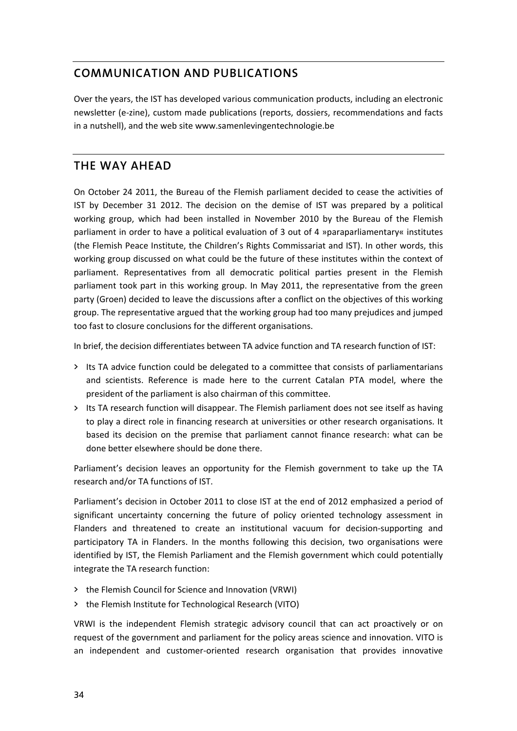## COMMUNICATION AND PUBLICATIONS

Over the years, the IST has developed various communication products, including an electronic newsletter (e-zine), custom made publications (reports, dossiers, recommendations and facts in a nutshell), and the web site www.samenlevingentechnologie.be

## THE WAY AHEAD

On October 24 2011, the Bureau of the Flemish parliament decided to cease the activities of IST by December 31 2012. The decision on the demise of IST was prepared by a political working group, which had been installed in November 2010 by the Bureau of the Flemish parliament in order to have a political evaluation of 3 out of 4 »paraparliamentary« institutes (the Flemish Peace Institute, the Children's Rights Commissariat and IST). In other words, this working group discussed on what could be the future of these institutes within the context of parliament. Representatives from all democratic political parties present in the Flemish parliament took part in this working group. In May 2011, the representative from the green party (Groen) decided to leave the discussions after a conflict on the objectives of this working group. The representative argued that the working group had too many prejudices and jumped too fast to closure conclusions for the different organisations.

In brief, the decision differentiates between TA advice function and TA research function of IST:

- Its TA advice function could be delegated to a committee that consists of parliamentarians and scientists. Reference is made here to the current Catalan PTA model, where the president of the parliament is also chairman of this committee.
- Its TA research function will disappear. The Flemish parliament does not see itself as having to play a direct role in financing research at universities or other research organisations. It based its decision on the premise that parliament cannot finance research: what can be done better elsewhere should be done there.

Parliament's decision leaves an opportunity for the Flemish government to take up the TA research and/or TA functions of IST.

Parliament's decision in October 2011 to close IST at the end of 2012 emphasized a period of significant uncertainty concerning the future of policy oriented technology assessment in Flanders and threatened to create an institutional vacuum for decision-supporting and participatory TA in Flanders. In the months following this decision, two organisations were identified by IST, the Flemish Parliament and the Flemish government which could potentially integrate the TA research function:

- the Flemish Council for Science and Innovation (VRWI)
- the Flemish Institute for Technological Research (VITO)

VRWI is the independent Flemish strategic advisory council that can act proactively or on request of the government and parliament for the policy areas science and innovation. VITO is an independent and customer-oriented research organisation that provides innovative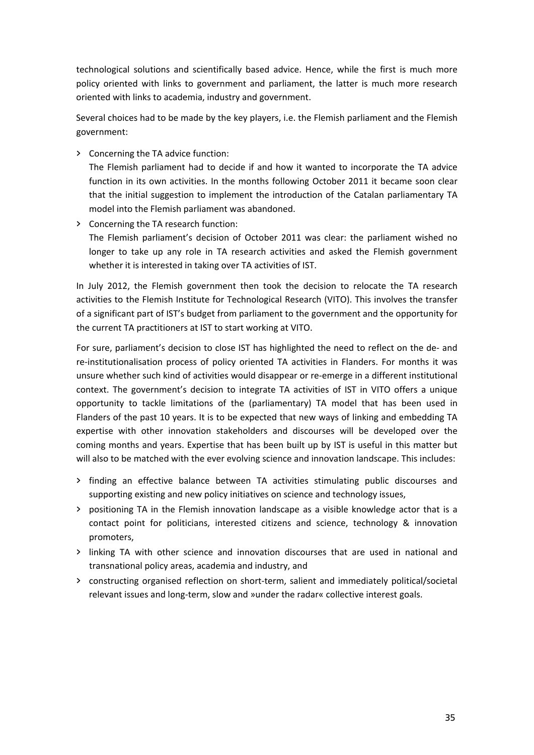technological solutions and scientifically based advice. Hence, while the first is much more policy oriented with links to government and parliament, the latter is much more research oriented with links to academia, industry and government.

Several choices had to be made by the key players, i.e. the Flemish parliament and the Flemish government:

- Concerning the TA advice function:
  The Flemish parliament had to decide if and how it wanted to incorporate the TA advice function in its own activities. In the months following October 2011 it became soon clear that the initial suggestion to implement the introduction of the Catalan parliamentary TA model into the Flemish parliament was abandoned.
- Concerning the TA research function:
  The Flemish parliament's decision of October 2011 was clear: the parliament wished no longer to take up any role in TA research activities and asked the Flemish government whether it is interested in taking over TA activities of IST.

In July 2012, the Flemish government then took the decision to relocate the TA research activities to the Flemish Institute for Technological Research (VITO). This involves the transfer of a significant part of IST's budget from parliament to the government and the opportunity for the current TA practitioners at IST to start working at VITO.

For sure, parliament's decision to close IST has highlighted the need to reflect on the de- and re-institutionalisation process of policy oriented TA activities in Flanders. For months it was unsure whether such kind of activities would disappear or re-emerge in a different institutional context. The government's decision to integrate TA activities of IST in VITO offers a unique opportunity to tackle limitations of the (parliamentary) TA model that has been used in Flanders of the past 10 years. It is to be expected that new ways of linking and embedding TA expertise with other innovation stakeholders and discourses will be developed over the coming months and years. Expertise that has been built up by IST is useful in this matter but will also to be matched with the ever evolving science and innovation landscape. This includes:

- finding an effective balance between TA activities stimulating public discourses and supporting existing and new policy initiatives on science and technology issues,
- positioning TA in the Flemish innovation landscape as a visible knowledge actor that is a contact point for politicians, interested citizens and science, technology & innovation promoters,
- linking TA with other science and innovation discourses that are used in national and transnational policy areas, academia and industry, and
- constructing organised reflection on short-term, salient and immediately political/societal relevant issues and long-term, slow and »under the radar« collective interest goals.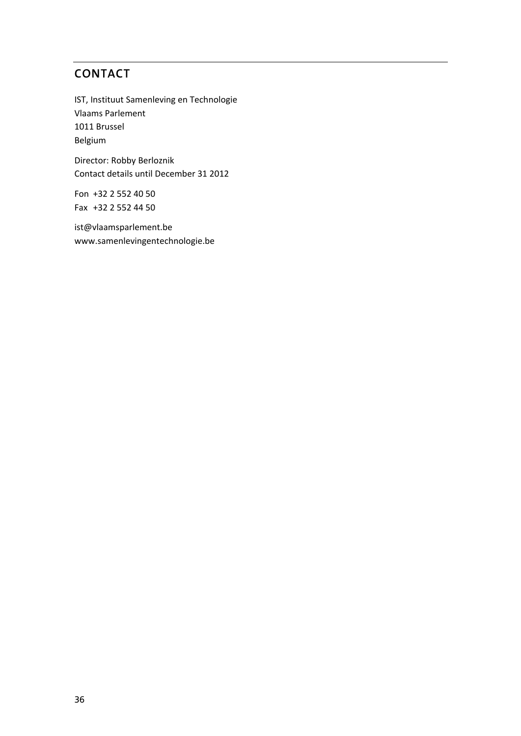## CONTACT

IST, Instituut Samenleving en Technologie
Vlaams Parlement
1011 Brussel
Belgium

Director: Robby Berloznik
Contact details until December 31 2012

Fon +32 2 552 40 50
Fax +32 2 552 44 50

ist@vlaamsparlement.be
www.samenlevingentechnologie.be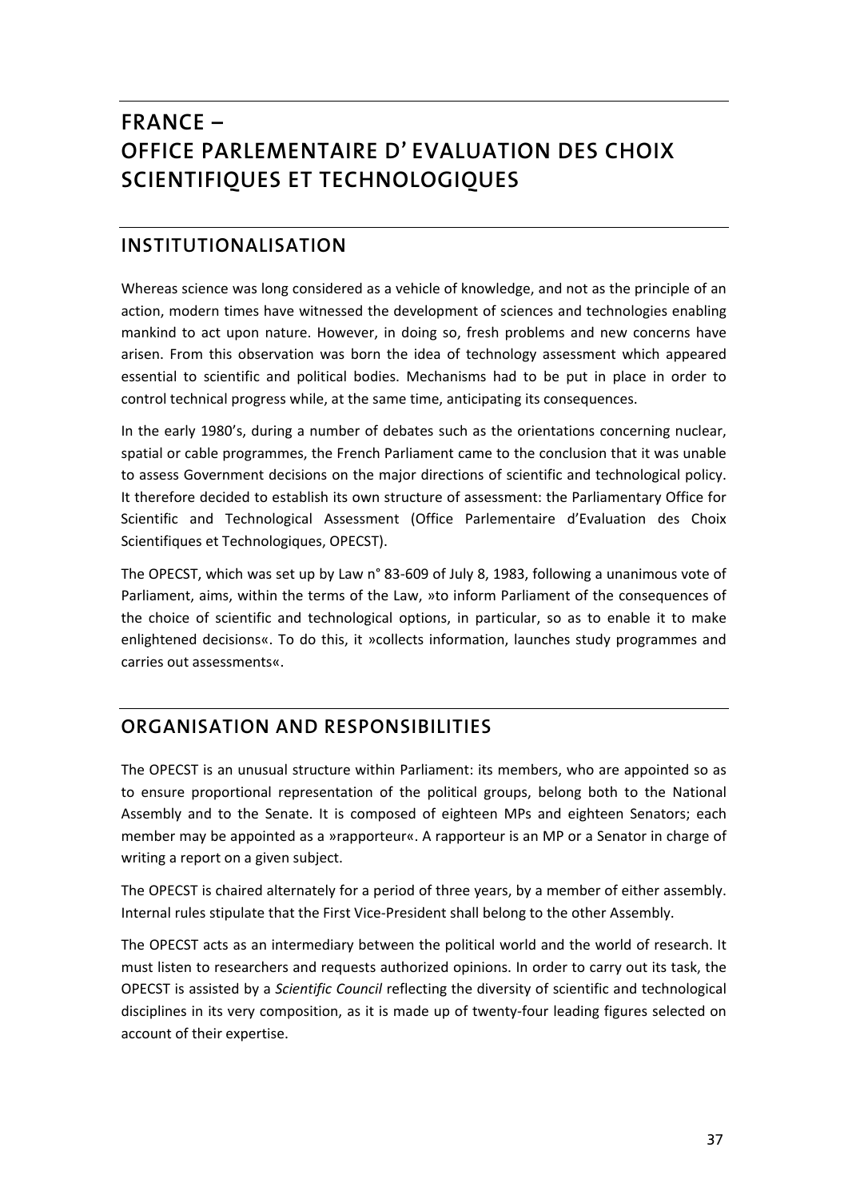# FRANCE – OFFICE PARLEMENTAIRE D' EVALUATION DES CHOIX SCIENTIFIQUES ET TECHNOLOGIQUES

## INSTITUTIONALISATION

Whereas science was long considered as a vehicle of knowledge, and not as the principle of an action, modern times have witnessed the development of sciences and technologies enabling mankind to act upon nature. However, in doing so, fresh problems and new concerns have arisen. From this observation was born the idea of technology assessment which appeared essential to scientific and political bodies. Mechanisms had to be put in place in order to control technical progress while, at the same time, anticipating its consequences.

In the early 1980's, during a number of debates such as the orientations concerning nuclear, spatial or cable programmes, the French Parliament came to the conclusion that it was unable to assess Government decisions on the major directions of scientific and technological policy. It therefore decided to establish its own structure of assessment: the Parliamentary Office for Scientific and Technological Assessment (Office Parlementaire d'Evaluation des Choix Scientifiques et Technologiques, OPECST).

The OPECST, which was set up by Law n° 83-609 of July 8, 1983, following a unanimous vote of Parliament, aims, within the terms of the Law, »to inform Parliament of the consequences of the choice of scientific and technological options, in particular, so as to enable it to make enlightened decisions«. To do this, it »collects information, launches study programmes and carries out assessments«.

## ORGANISATION AND RESPONSIBILITIES

The OPECST is an unusual structure within Parliament: its members, who are appointed so as to ensure proportional representation of the political groups, belong both to the National Assembly and to the Senate. It is composed of eighteen MPs and eighteen Senators; each member may be appointed as a »rapporteur«. A rapporteur is an MP or a Senator in charge of writing a report on a given subject.

The OPECST is chaired alternately for a period of three years, by a member of either assembly. Internal rules stipulate that the First Vice-President shall belong to the other Assembly.

The OPECST acts as an intermediary between the political world and the world of research. It must listen to researchers and requests authorized opinions. In order to carry out its task, the OPECST is assisted by a *Scientific Council* reflecting the diversity of scientific and technological disciplines in its very composition, as it is made up of twenty-four leading figures selected on account of their expertise.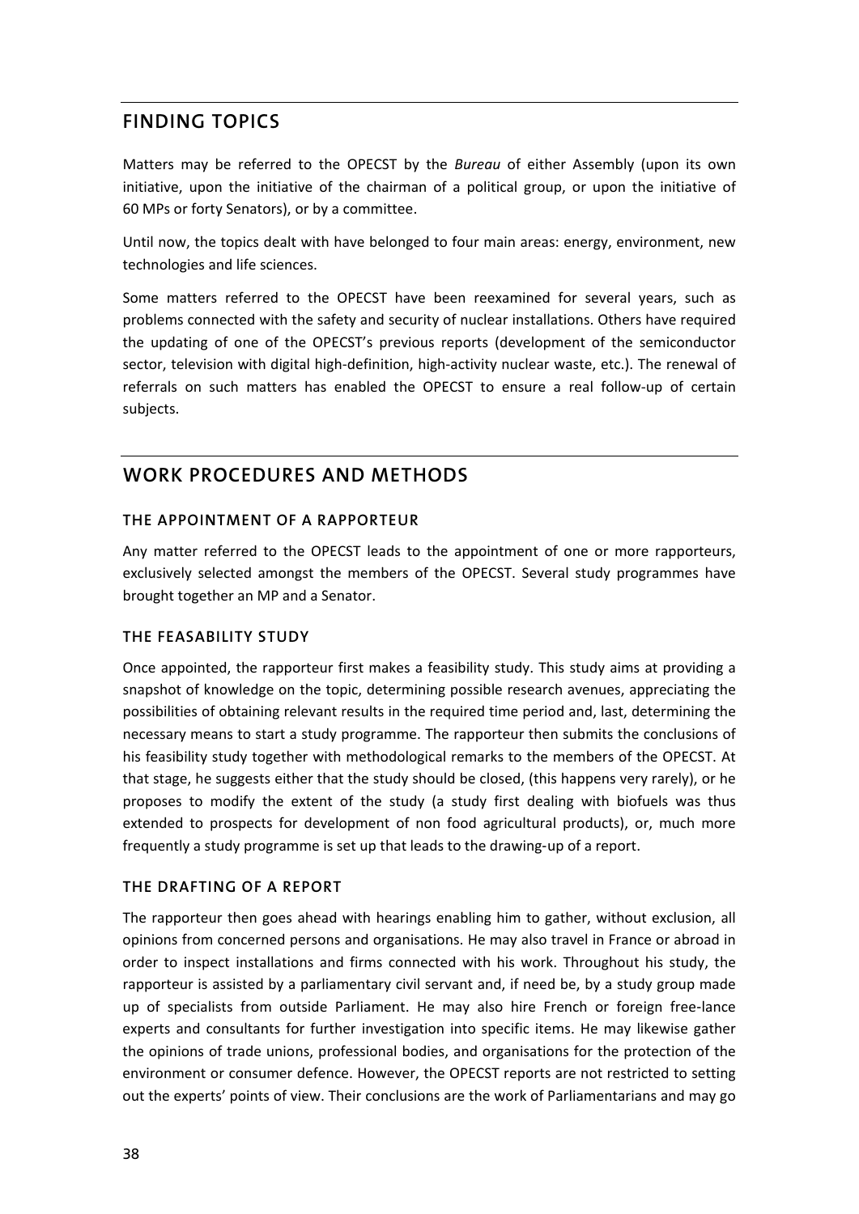## FINDING TOPICS

Matters may be referred to the OPECST by the *Bureau* of either Assembly (upon its own initiative, upon the initiative of the chairman of a political group, or upon the initiative of 60 MPs or forty Senators), or by a committee.

Until now, the topics dealt with have belonged to four main areas: energy, environment, new technologies and life sciences.

Some matters referred to the OPECST have been reexamined for several years, such as problems connected with the safety and security of nuclear installations. Others have required the updating of one of the OPECST's previous reports (development of the semiconductor sector, television with digital high-definition, high-activity nuclear waste, etc.). The renewal of referrals on such matters has enabled the OPECST to ensure a real follow-up of certain subjects.

## WORK PROCEDURES AND METHODS

### THE APPOINTMENT OF A RAPPORTEUR

Any matter referred to the OPECST leads to the appointment of one or more rapporteurs, exclusively selected amongst the members of the OPECST. Several study programmes have brought together an MP and a Senator.

### THE FEASABILITY STUDY

Once appointed, the rapporteur first makes a feasibility study. This study aims at providing a snapshot of knowledge on the topic, determining possible research avenues, appreciating the possibilities of obtaining relevant results in the required time period and, last, determining the necessary means to start a study programme. The rapporteur then submits the conclusions of his feasibility study together with methodological remarks to the members of the OPECST. At that stage, he suggests either that the study should be closed, (this happens very rarely), or he proposes to modify the extent of the study (a study first dealing with biofuels was thus extended to prospects for development of non food agricultural products), or, much more frequently a study programme is set up that leads to the drawing-up of a report.

### THE DRAFTING OF A REPORT

The rapporteur then goes ahead with hearings enabling him to gather, without exclusion, all opinions from concerned persons and organisations. He may also travel in France or abroad in order to inspect installations and firms connected with his work. Throughout his study, the rapporteur is assisted by a parliamentary civil servant and, if need be, by a study group made up of specialists from outside Parliament. He may also hire French or foreign free-lance experts and consultants for further investigation into specific items. He may likewise gather the opinions of trade unions, professional bodies, and organisations for the protection of the environment or consumer defence. However, the OPECST reports are not restricted to setting out the experts' points of view. Their conclusions are the work of Parliamentarians and may go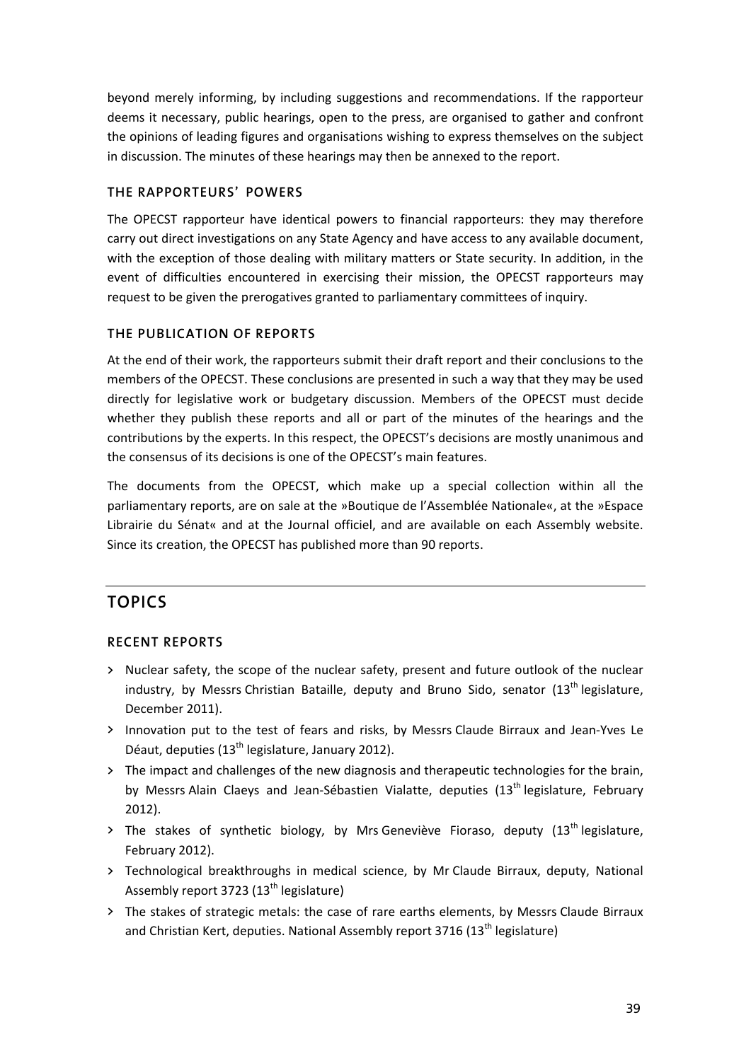beyond merely informing, by including suggestions and recommendations. If the rapporteur deems it necessary, public hearings, open to the press, are organised to gather and confront the opinions of leading figures and organisations wishing to express themselves on the subject in discussion. The minutes of these hearings may then be annexed to the report.

### THE RAPPORTEURS' POWERS

The OPECST rapporteur have identical powers to financial rapporteurs: they may therefore carry out direct investigations on any State Agency and have access to any available document, with the exception of those dealing with military matters or State security. In addition, in the event of difficulties encountered in exercising their mission, the OPECST rapporteurs may request to be given the prerogatives granted to parliamentary committees of inquiry.

### THE PUBLICATION OF REPORTS

At the end of their work, the rapporteurs submit their draft report and their conclusions to the members of the OPECST. These conclusions are presented in such a way that they may be used directly for legislative work or budgetary discussion. Members of the OPECST must decide whether they publish these reports and all or part of the minutes of the hearings and the contributions by the experts. In this respect, the OPECST's decisions are mostly unanimous and the consensus of its decisions is one of the OPECST's main features.

The documents from the OPECST, which make up a special collection within all the parliamentary reports, are on sale at the »Boutique de l'Assemblée Nationale«, at the »Espace Librairie du Sénat« and at the Journal officiel, and are available on each Assembly website. Since its creation, the OPECST has published more than 90 reports.

## TOPICS

### RECENT REPORTS

- Nuclear safety, the scope of the nuclear safety, present and future outlook of the nuclear industry, by Messrs Christian Bataille, deputy and Bruno Sido, senator (13th legislature, December 2011).
- Innovation put to the test of fears and risks, by Messrs Claude Birraux and Jean-Yves Le Déaut, deputies (13th legislature, January 2012).
- The impact and challenges of the new diagnosis and therapeutic technologies for the brain, by Messrs Alain Claeys and Jean-Sébastien Vialatte, deputies (13th legislature, February 2012).
- The stakes of synthetic biology, by Mrs Geneviève Fioraso, deputy (13th legislature, February 2012).
- Technological breakthroughs in medical science, by Mr Claude Birraux, deputy, National Assembly report 3723 (13th legislature)
- The stakes of strategic metals: the case of rare earths elements, by Messrs Claude Birraux and Christian Kert, deputies. National Assembly report 3716 (13th legislature)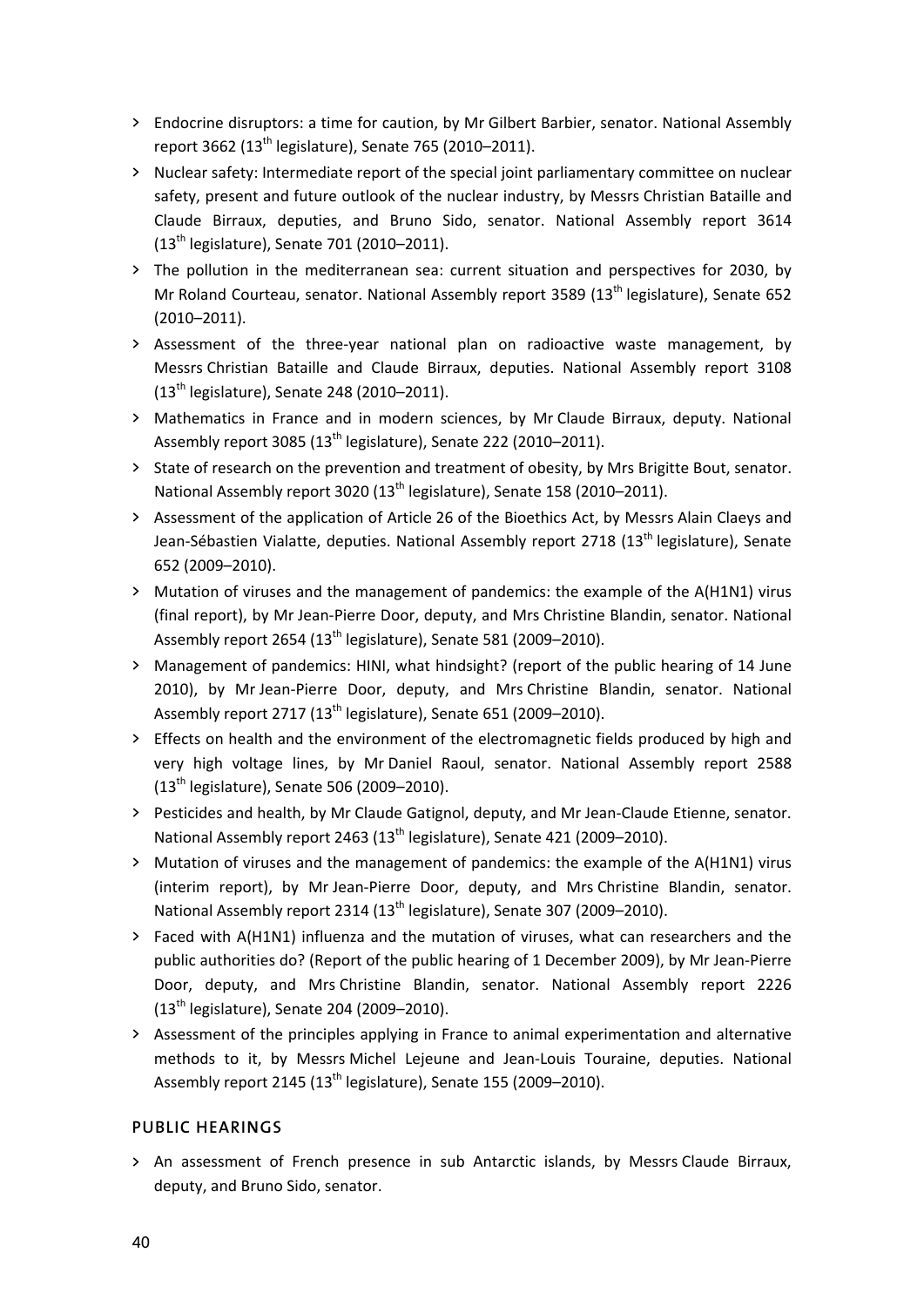- Endocrine disruptors: a time for caution, by Mr Gilbert Barbier, senator. National Assembly report 3662 (13th legislature), Senate 765 (2010–2011).
- Nuclear safety: Intermediate report of the special joint parliamentary committee on nuclear safety, present and future outlook of the nuclear industry, by Messrs Christian Bataille and Claude Birraux, deputies, and Bruno Sido, senator. National Assembly report 3614 (13th legislature), Senate 701 (2010–2011).
- The pollution in the mediterranean sea: current situation and perspectives for 2030, by Mr Roland Courteau, senator. National Assembly report 3589 (13th legislature), Senate 652 (2010–2011).
- Assessment of the three-year national plan on radioactive waste management, by Messrs Christian Bataille and Claude Birraux, deputies. National Assembly report 3108 (13th legislature), Senate 248 (2010–2011).
- Mathematics in France and in modern sciences, by Mr Claude Birraux, deputy. National Assembly report 3085 (13th legislature), Senate 222 (2010–2011).
- State of research on the prevention and treatment of obesity, by Mrs Brigitte Bout, senator. National Assembly report 3020 (13th legislature), Senate 158 (2010–2011).
- Assessment of the application of Article 26 of the Bioethics Act, by Messrs Alain Claeys and Jean-Sébastien Vialatte, deputies. National Assembly report 2718 (13th legislature), Senate 652 (2009–2010).
- Mutation of viruses and the management of pandemics: the example of the A(H1N1) virus (final report), by Mr Jean-Pierre Door, deputy, and Mrs Christine Blandin, senator. National Assembly report 2654 (13th legislature), Senate 581 (2009–2010).
- Management of pandemics: HINI, what hindsight? (report of the public hearing of 14 June 2010), by Mr Jean-Pierre Door, deputy, and Mrs Christine Blandin, senator. National Assembly report 2717 (13th legislature), Senate 651 (2009–2010).
- Effects on health and the environment of the electromagnetic fields produced by high and very high voltage lines, by Mr Daniel Raoul, senator. National Assembly report 2588 (13th legislature), Senate 506 (2009–2010).
- Pesticides and health, by Mr Claude Gatignol, deputy, and Mr Jean-Claude Etienne, senator. National Assembly report 2463 (13th legislature), Senate 421 (2009–2010).
- Mutation of viruses and the management of pandemics: the example of the A(H1N1) virus (interim report), by Mr Jean-Pierre Door, deputy, and Mrs Christine Blandin, senator. National Assembly report 2314 (13th legislature), Senate 307 (2009–2010).
- Faced with A(H1N1) influenza and the mutation of viruses, what can researchers and the public authorities do? (Report of the public hearing of 1 December 2009), by Mr Jean-Pierre Door, deputy, and Mrs Christine Blandin, senator. National Assembly report 2226 (13th legislature), Senate 204 (2009–2010).
- Assessment of the principles applying in France to animal experimentation and alternative methods to it, by Messrs Michel Lejeune and Jean-Louis Touraine, deputies. National Assembly report 2145 (13th legislature), Senate 155 (2009–2010).

## PUBLIC HEARINGS

- An assessment of French presence in sub Antarctic islands, by Messrs Claude Birraux, deputy, and Bruno Sido, senator.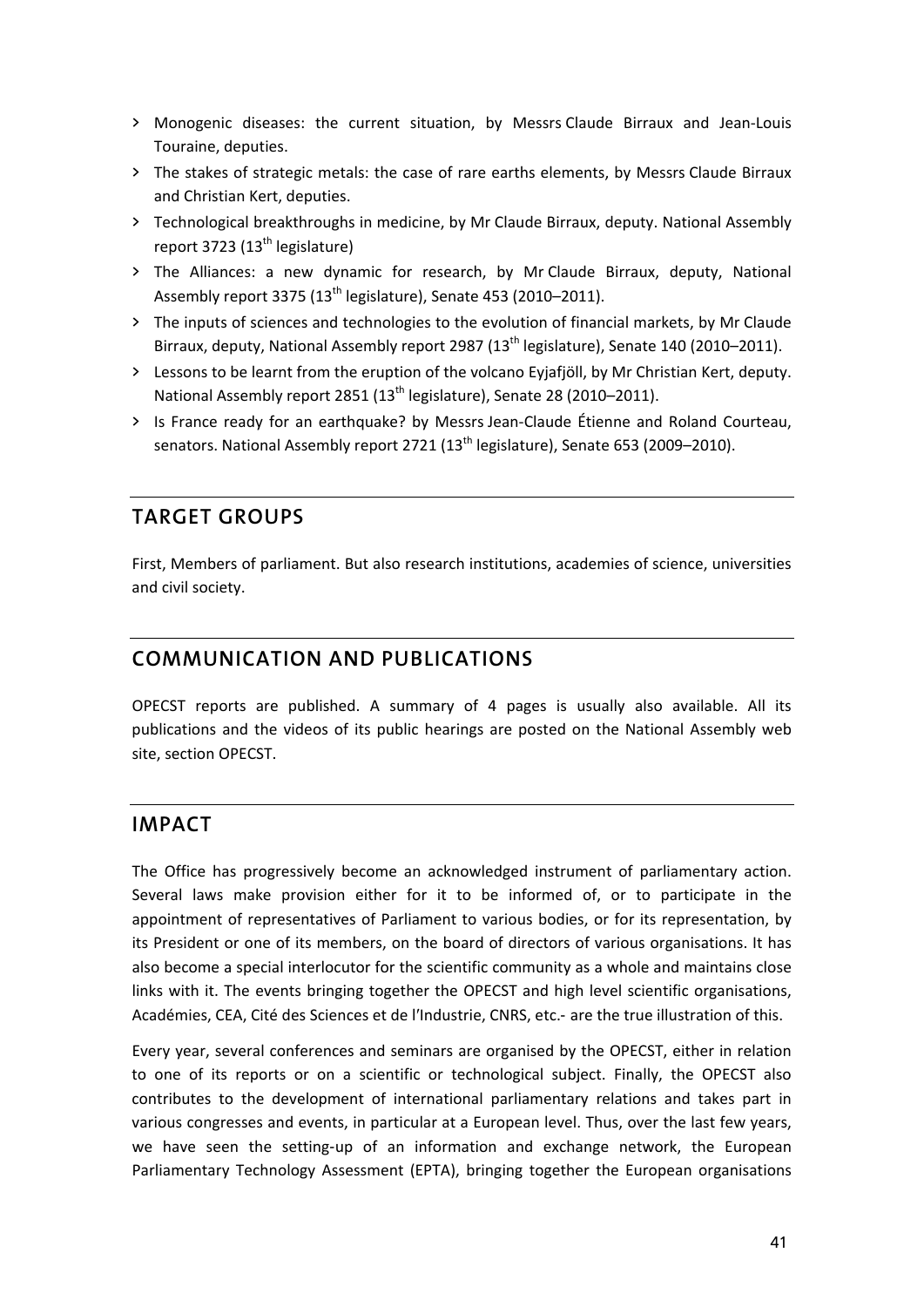- Monogenic diseases: the current situation, by Messrs Claude Birraux and Jean-Louis Touraine, deputies.
- The stakes of strategic metals: the case of rare earths elements, by Messrs Claude Birraux and Christian Kert, deputies.
- Technological breakthroughs in medicine, by Mr Claude Birraux, deputy. National Assembly report 3723 (13th legislature)
- The Alliances: a new dynamic for research, by Mr Claude Birraux, deputy, National Assembly report 3375 (13th legislature), Senate 453 (2010–2011).
- The inputs of sciences and technologies to the evolution of financial markets, by Mr Claude Birraux, deputy, National Assembly report 2987 (13th legislature), Senate 140 (2010–2011).
- Lessons to be learnt from the eruption of the volcano Eyjafjöll, by Mr Christian Kert, deputy. National Assembly report 2851 (13th legislature), Senate 28 (2010–2011).
- Is France ready for an earthquake? by Messrs Jean-Claude Étienne and Roland Courteau, senators. National Assembly report 2721 (13th legislature), Senate 653 (2009–2010).

## TARGET GROUPS

First, Members of parliament. But also research institutions, academies of science, universities and civil society.

## COMMUNICATION AND PUBLICATIONS

OPECST reports are published. A summary of 4 pages is usually also available. All its publications and the videos of its public hearings are posted on the National Assembly web site, section OPECST.

## IMPACT

The Office has progressively become an acknowledged instrument of parliamentary action. Several laws make provision either for it to be informed of, or to participate in the appointment of representatives of Parliament to various bodies, or for its representation, by its President or one of its members, on the board of directors of various organisations. It has also become a special interlocutor for the scientific community as a whole and maintains close links with it. The events bringing together the OPECST and high level scientific organisations, Académies, CEA, Cité des Sciences et de l'Industrie, CNRS, etc.- are the true illustration of this.

Every year, several conferences and seminars are organised by the OPECST, either in relation to one of its reports or on a scientific or technological subject. Finally, the OPECST also contributes to the development of international parliamentary relations and takes part in various congresses and events, in particular at a European level. Thus, over the last few years, we have seen the setting-up of an information and exchange network, the European Parliamentary Technology Assessment (EPTA), bringing together the European organisations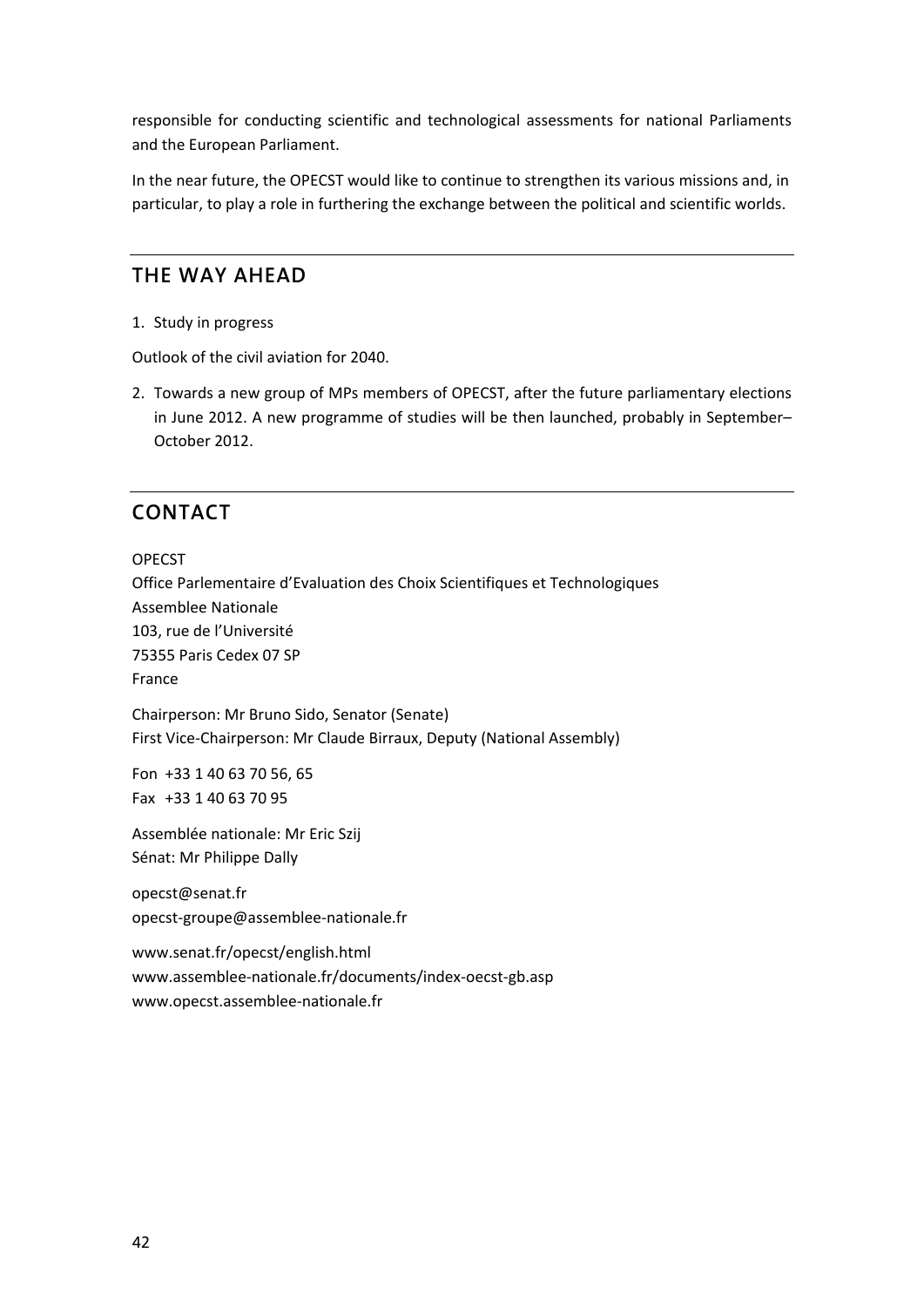responsible for conducting scientific and technological assessments for national Parliaments and the European Parliament.

In the near future, the OPECST would like to continue to strengthen its various missions and, in particular, to play a role in furthering the exchange between the political and scientific worlds.

## THE WAY AHEAD

1. Study in progress

Outlook of the civil aviation for 2040.

2. Towards a new group of MPs members of OPECST, after the future parliamentary elections in June 2012. A new programme of studies will be then launched, probably in September–October 2012.

## CONTACT

OPECST
Office Parlementaire d'Evaluation des Choix Scientifiques et Technologiques
Assemblee Nationale
103, rue de l'Université
75355 Paris Cedex 07 SP
France

Chairperson: Mr Bruno Sido, Senator (Senate)
First Vice-Chairperson: Mr Claude Birraux, Deputy (National Assembly)

Fon +33 1 40 63 70 56, 65
Fax +33 1 40 63 70 95

Assemblée nationale: Mr Eric Szij
Sénat: Mr Philippe Dally

opecst@senat.fr
opecst-groupe@assemblee-nationale.fr

www.senat.fr/opecst/english.html
www.assemblee-nationale.fr/documents/index-oecst-gb.asp
www.opecst.assemblee-nationale.fr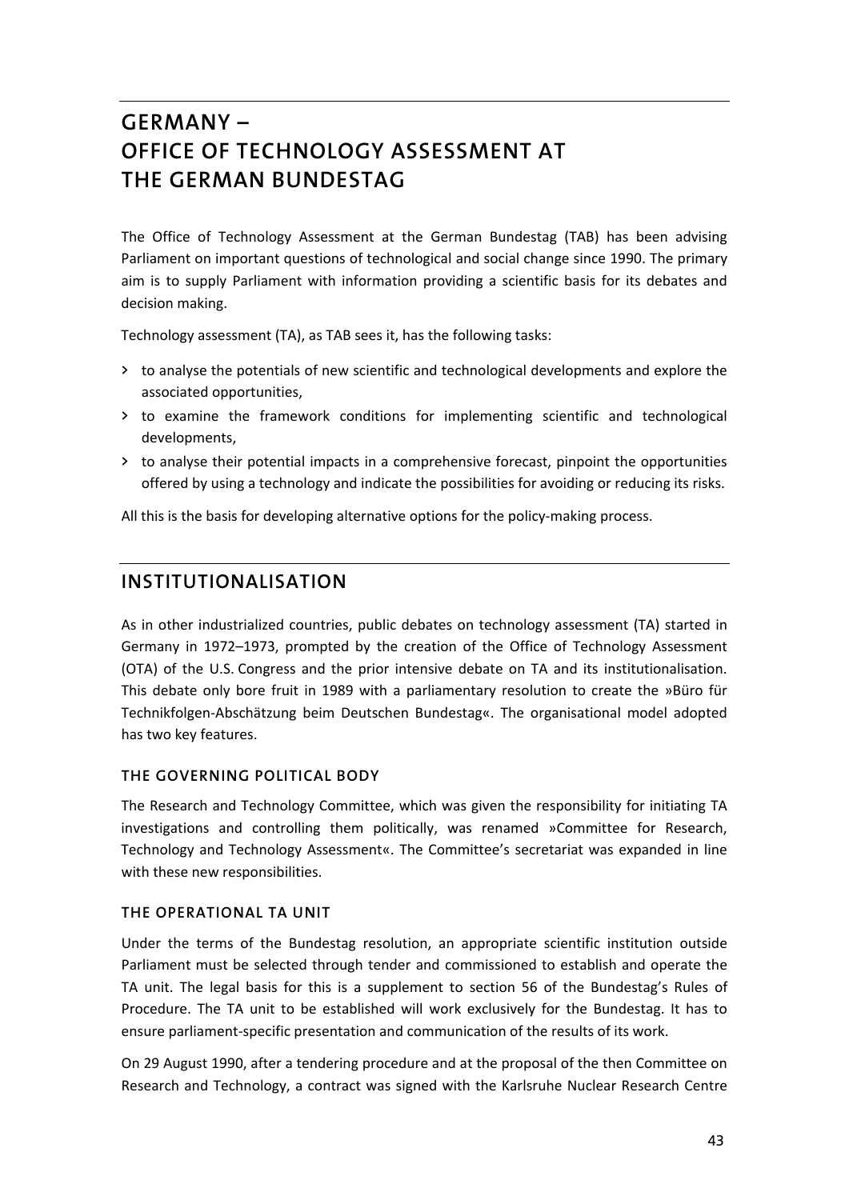# GERMANY – OFFICE OF TECHNOLOGY ASSESSMENT AT THE GERMAN BUNDESTAG

The Office of Technology Assessment at the German Bundestag (TAB) has been advising Parliament on important questions of technological and social change since 1990. The primary aim is to supply Parliament with information providing a scientific basis for its debates and decision making.

Technology assessment (TA), as TAB sees it, has the following tasks:

- to analyse the potentials of new scientific and technological developments and explore the associated opportunities,
- to examine the framework conditions for implementing scientific and technological developments,
- to analyse their potential impacts in a comprehensive forecast, pinpoint the opportunities offered by using a technology and indicate the possibilities for avoiding or reducing its risks.

All this is the basis for developing alternative options for the policy-making process.

## INSTITUTIONALISATION

As in other industrialized countries, public debates on technology assessment (TA) started in Germany in 1972–1973, prompted by the creation of the Office of Technology Assessment (OTA) of the U.S. Congress and the prior intensive debate on TA and its institutionalisation. This debate only bore fruit in 1989 with a parliamentary resolution to create the »Büro für Technikfolgen-Abschätzung beim Deutschen Bundestag«. The organisational model adopted has two key features.

### THE GOVERNING POLITICAL BODY

The Research and Technology Committee, which was given the responsibility for initiating TA investigations and controlling them politically, was renamed »Committee for Research, Technology and Technology Assessment«. The Committee's secretariat was expanded in line with these new responsibilities.

### THE OPERATIONAL TA UNIT

Under the terms of the Bundestag resolution, an appropriate scientific institution outside Parliament must be selected through tender and commissioned to establish and operate the TA unit. The legal basis for this is a supplement to section 56 of the Bundestag's Rules of Procedure. The TA unit to be established will work exclusively for the Bundestag. It has to ensure parliament-specific presentation and communication of the results of its work.

On 29 August 1990, after a tendering procedure and at the proposal of the then Committee on Research and Technology, a contract was signed with the Karlsruhe Nuclear Research Centre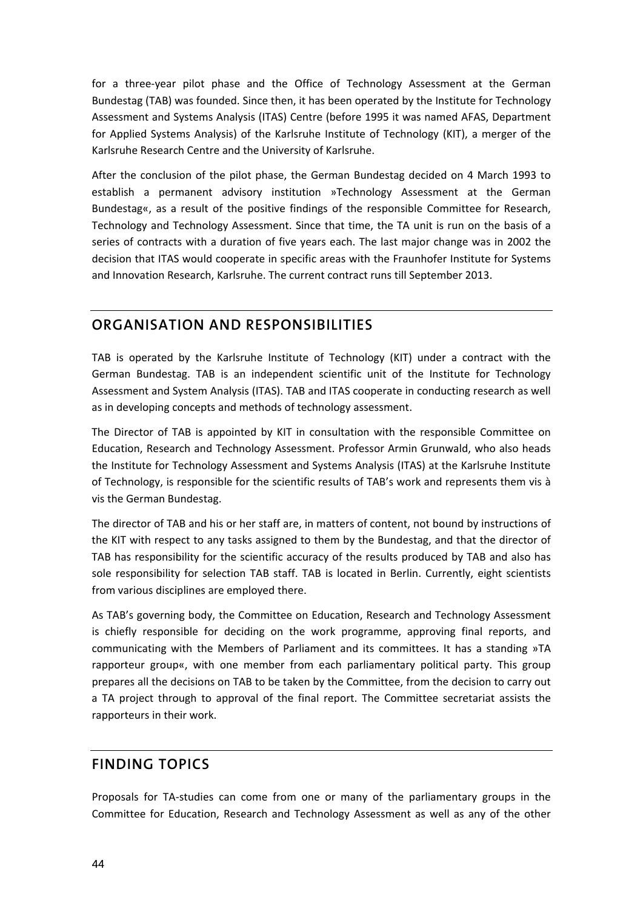for a three-year pilot phase and the Office of Technology Assessment at the German Bundestag (TAB) was founded. Since then, it has been operated by the Institute for Technology Assessment and Systems Analysis (ITAS) Centre (before 1995 it was named AFAS, Department for Applied Systems Analysis) of the Karlsruhe Institute of Technology (KIT), a merger of the Karlsruhe Research Centre and the University of Karlsruhe.

After the conclusion of the pilot phase, the German Bundestag decided on 4 March 1993 to establish a permanent advisory institution »Technology Assessment at the German Bundestag«, as a result of the positive findings of the responsible Committee for Research, Technology and Technology Assessment. Since that time, the TA unit is run on the basis of a series of contracts with a duration of five years each. The last major change was in 2002 the decision that ITAS would cooperate in specific areas with the Fraunhofer Institute for Systems and Innovation Research, Karlsruhe. The current contract runs till September 2013.

## ORGANISATION AND RESPONSIBILITIES

TAB is operated by the Karlsruhe Institute of Technology (KIT) under a contract with the German Bundestag. TAB is an independent scientific unit of the Institute for Technology Assessment and System Analysis (ITAS). TAB and ITAS cooperate in conducting research as well as in developing concepts and methods of technology assessment.

The Director of TAB is appointed by KIT in consultation with the responsible Committee on Education, Research and Technology Assessment. Professor Armin Grunwald, who also heads the Institute for Technology Assessment and Systems Analysis (ITAS) at the Karlsruhe Institute of Technology, is responsible for the scientific results of TAB's work and represents them vis à vis the German Bundestag.

The director of TAB and his or her staff are, in matters of content, not bound by instructions of the KIT with respect to any tasks assigned to them by the Bundestag, and that the director of TAB has responsibility for the scientific accuracy of the results produced by TAB and also has sole responsibility for selection TAB staff. TAB is located in Berlin. Currently, eight scientists from various disciplines are employed there.

As TAB's governing body, the Committee on Education, Research and Technology Assessment is chiefly responsible for deciding on the work programme, approving final reports, and communicating with the Members of Parliament and its committees. It has a standing »TA rapporteur group«, with one member from each parliamentary political party. This group prepares all the decisions on TAB to be taken by the Committee, from the decision to carry out a TA project through to approval of the final report. The Committee secretariat assists the rapporteurs in their work.

## FINDING TOPICS

Proposals for TA-studies can come from one or many of the parliamentary groups in the Committee for Education, Research and Technology Assessment as well as any of the other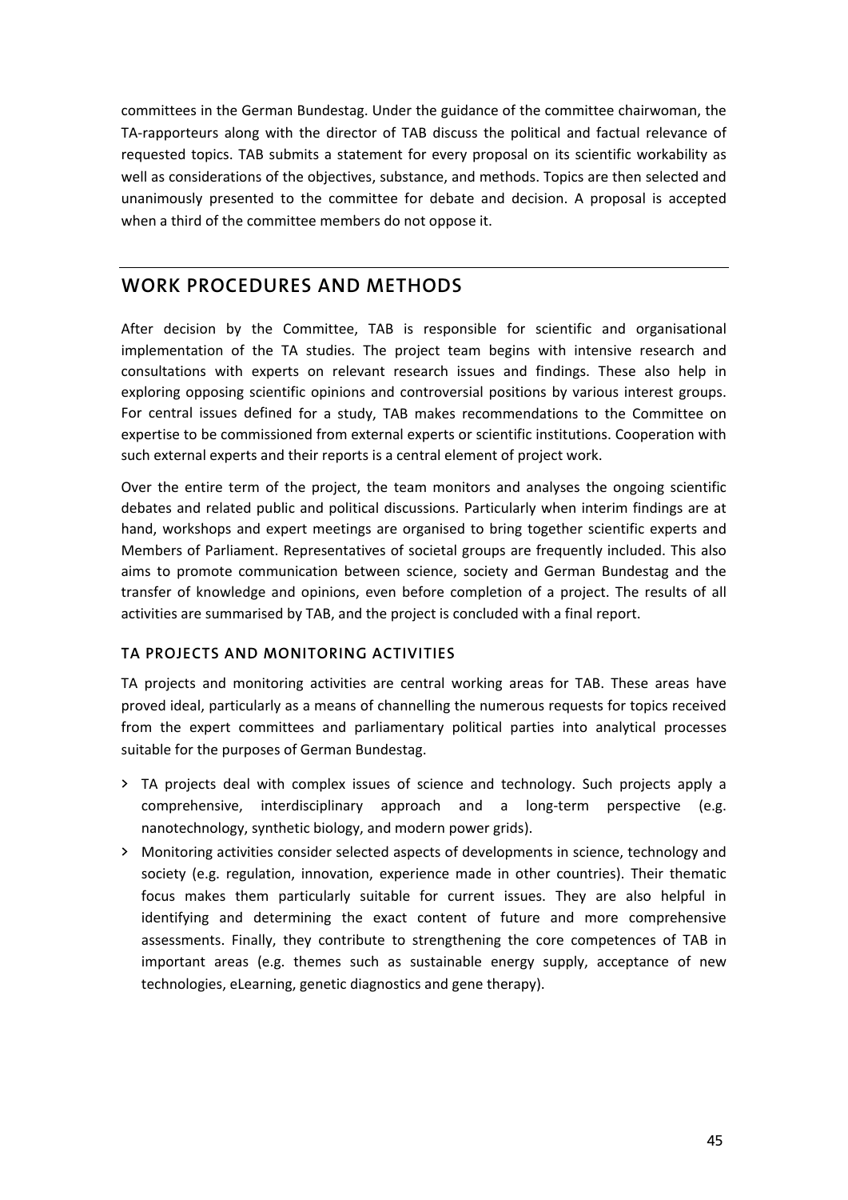committees in the German Bundestag. Under the guidance of the committee chairwoman, the TA-rapporteurs along with the director of TAB discuss the political and factual relevance of requested topics. TAB submits a statement for every proposal on its scientific workability as well as considerations of the objectives, substance, and methods. Topics are then selected and unanimously presented to the committee for debate and decision. A proposal is accepted when a third of the committee members do not oppose it.

## WORK PROCEDURES AND METHODS

After decision by the Committee, TAB is responsible for scientific and organisational implementation of the TA studies. The project team begins with intensive research and consultations with experts on relevant research issues and findings. These also help in exploring opposing scientific opinions and controversial positions by various interest groups. For central issues defined for a study, TAB makes recommendations to the Committee on expertise to be commissioned from external experts or scientific institutions. Cooperation with such external experts and their reports is a central element of project work.

Over the entire term of the project, the team monitors and analyses the ongoing scientific debates and related public and political discussions. Particularly when interim findings are at hand, workshops and expert meetings are organised to bring together scientific experts and Members of Parliament. Representatives of societal groups are frequently included. This also aims to promote communication between science, society and German Bundestag and the transfer of knowledge and opinions, even before completion of a project. The results of all activities are summarised by TAB, and the project is concluded with a final report.

### TA PROJECTS AND MONITORING ACTIVITIES

TA projects and monitoring activities are central working areas for TAB. These areas have proved ideal, particularly as a means of channelling the numerous requests for topics received from the expert committees and parliamentary political parties into analytical processes suitable for the purposes of German Bundestag.

- TA projects deal with complex issues of science and technology. Such projects apply a comprehensive, interdisciplinary approach and a long-term perspective (e.g. nanotechnology, synthetic biology, and modern power grids).
- Monitoring activities consider selected aspects of developments in science, technology and society (e.g. regulation, innovation, experience made in other countries). Their thematic focus makes them particularly suitable for current issues. They are also helpful in identifying and determining the exact content of future and more comprehensive assessments. Finally, they contribute to strengthening the core competences of TAB in important areas (e.g. themes such as sustainable energy supply, acceptance of new technologies, eLearning, genetic diagnostics and gene therapy).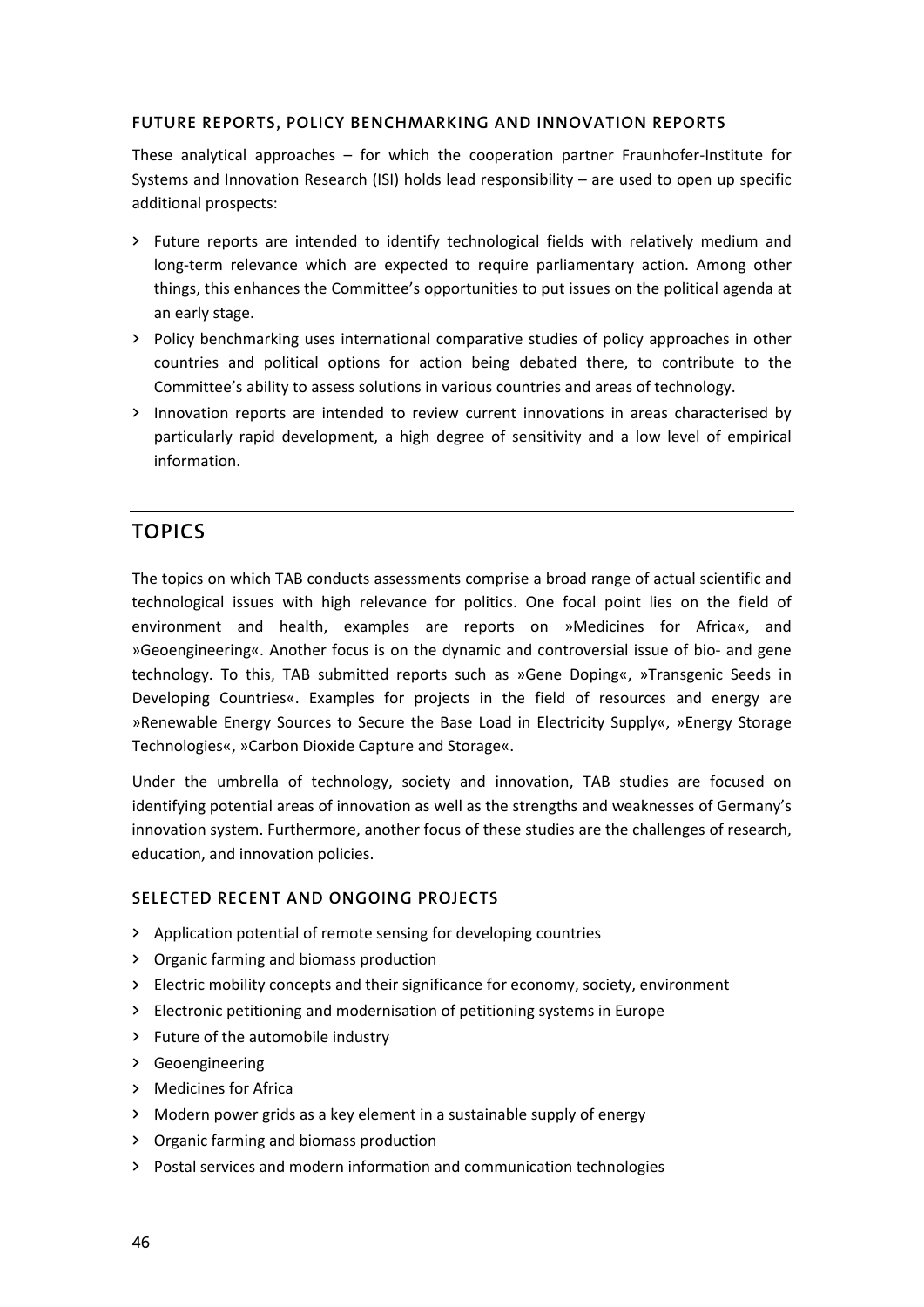### FUTURE REPORTS, POLICY BENCHMARKING AND INNOVATION REPORTS

These analytical approaches – for which the cooperation partner Fraunhofer-Institute for Systems and Innovation Research (ISI) holds lead responsibility – are used to open up specific additional prospects:

- Future reports are intended to identify technological fields with relatively medium and long-term relevance which are expected to require parliamentary action. Among other things, this enhances the Committee's opportunities to put issues on the political agenda at an early stage.
- Policy benchmarking uses international comparative studies of policy approaches in other countries and political options for action being debated there, to contribute to the Committee's ability to assess solutions in various countries and areas of technology.
- Innovation reports are intended to review current innovations in areas characterised by particularly rapid development, a high degree of sensitivity and a low level of empirical information.

## TOPICS

The topics on which TAB conducts assessments comprise a broad range of actual scientific and technological issues with high relevance for politics. One focal point lies on the field of environment and health, examples are reports on »Medicines for Africa«, and »Geoengineering«. Another focus is on the dynamic and controversial issue of bio- and gene technology. To this, TAB submitted reports such as »Gene Doping«, »Transgenic Seeds in Developing Countries«. Examples for projects in the field of resources and energy are »Renewable Energy Sources to Secure the Base Load in Electricity Supply«, »Energy Storage Technologies«, »Carbon Dioxide Capture and Storage«.

Under the umbrella of technology, society and innovation, TAB studies are focused on identifying potential areas of innovation as well as the strengths and weaknesses of Germany's innovation system. Furthermore, another focus of these studies are the challenges of research, education, and innovation policies.

### SELECTED RECENT AND ONGOING PROJECTS

- Application potential of remote sensing for developing countries
- Organic farming and biomass production
- Electric mobility concepts and their significance for economy, society, environment
- Electronic petitioning and modernisation of petitioning systems in Europe
- Future of the automobile industry
- Geoengineering
- Medicines for Africa
- Modern power grids as a key element in a sustainable supply of energy
- Organic farming and biomass production
- Postal services and modern information and communication technologies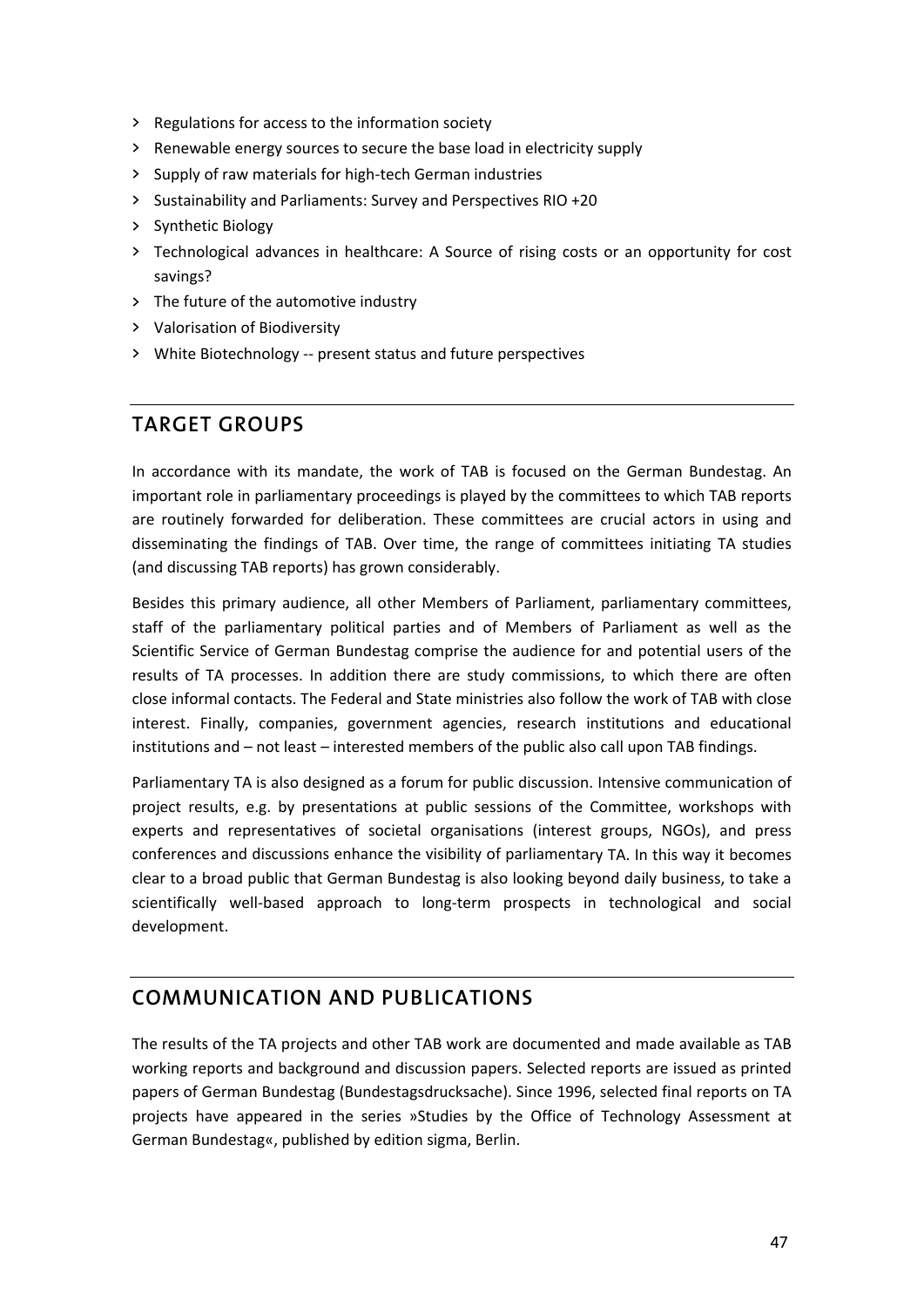- Regulations for access to the information society
- Renewable energy sources to secure the base load in electricity supply
- Supply of raw materials for high-tech German industries
- Sustainability and Parliaments: Survey and Perspectives RIO +20
- Synthetic Biology
- Technological advances in healthcare: A Source of rising costs or an opportunity for cost savings?
- The future of the automotive industry
- Valorisation of Biodiversity
- White Biotechnology -- present status and future perspectives

## TARGET GROUPS

In accordance with its mandate, the work of TAB is focused on the German Bundestag. An important role in parliamentary proceedings is played by the committees to which TAB reports are routinely forwarded for deliberation. These committees are crucial actors in using and disseminating the findings of TAB. Over time, the range of committees initiating TA studies (and discussing TAB reports) has grown considerably.

Besides this primary audience, all other Members of Parliament, parliamentary committees, staff of the parliamentary political parties and of Members of Parliament as well as the Scientific Service of German Bundestag comprise the audience for and potential users of the results of TA processes. In addition there are study commissions, to which there are often close informal contacts. The Federal and State ministries also follow the work of TAB with close interest. Finally, companies, government agencies, research institutions and educational institutions and – not least – interested members of the public also call upon TAB findings.

Parliamentary TA is also designed as a forum for public discussion. Intensive communication of project results, e.g. by presentations at public sessions of the Committee, workshops with experts and representatives of societal organisations (interest groups, NGOs), and press conferences and discussions enhance the visibility of parliamentary TA. In this way it becomes clear to a broad public that German Bundestag is also looking beyond daily business, to take a scientifically well-based approach to long-term prospects in technological and social development.

## COMMUNICATION AND PUBLICATIONS

The results of the TA projects and other TAB work are documented and made available as TAB working reports and background and discussion papers. Selected reports are issued as printed papers of German Bundestag (Bundestagsdrucksache). Since 1996, selected final reports on TA projects have appeared in the series »Studies by the Office of Technology Assessment at German Bundestag«, published by edition sigma, Berlin.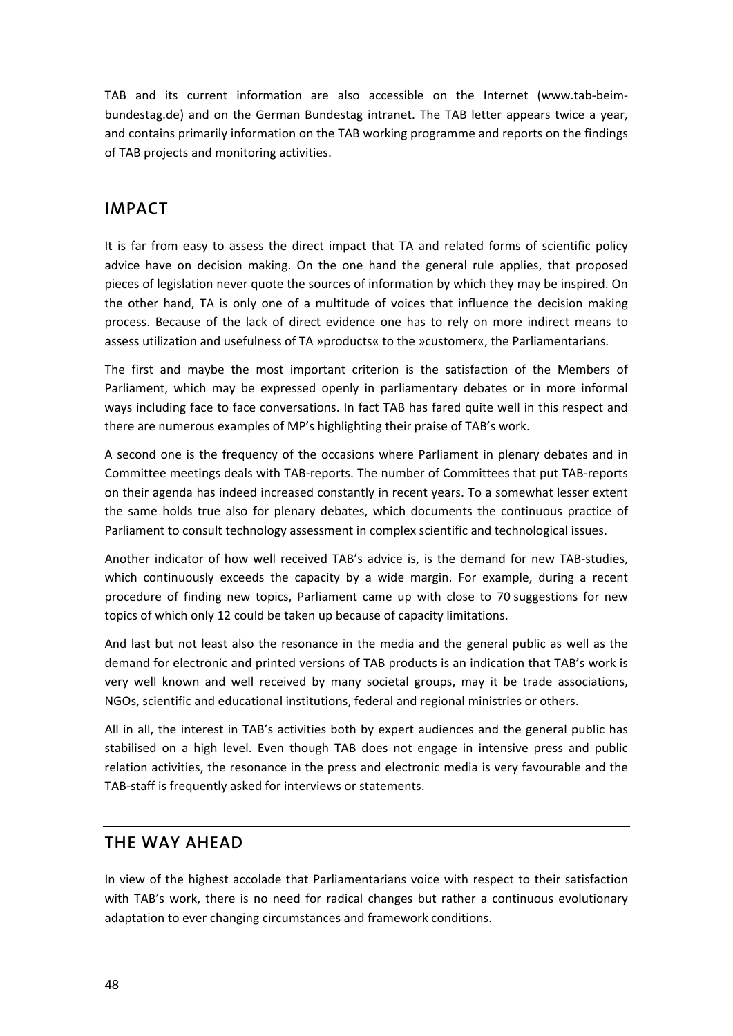TAB and its current information are also accessible on the Internet (www.tab-beim-bundestag.de) and on the German Bundestag intranet. The TAB letter appears twice a year, and contains primarily information on the TAB working programme and reports on the findings of TAB projects and monitoring activities.

## IMPACT

It is far from easy to assess the direct impact that TA and related forms of scientific policy advice have on decision making. On the one hand the general rule applies, that proposed pieces of legislation never quote the sources of information by which they may be inspired. On the other hand, TA is only one of a multitude of voices that influence the decision making process. Because of the lack of direct evidence one has to rely on more indirect means to assess utilization and usefulness of TA »products« to the »customer«, the Parliamentarians.

The first and maybe the most important criterion is the satisfaction of the Members of Parliament, which may be expressed openly in parliamentary debates or in more informal ways including face to face conversations. In fact TAB has fared quite well in this respect and there are numerous examples of MP's highlighting their praise of TAB's work.

A second one is the frequency of the occasions where Parliament in plenary debates and in Committee meetings deals with TAB-reports. The number of Committees that put TAB-reports on their agenda has indeed increased constantly in recent years. To a somewhat lesser extent the same holds true also for plenary debates, which documents the continuous practice of Parliament to consult technology assessment in complex scientific and technological issues.

Another indicator of how well received TAB's advice is, is the demand for new TAB-studies, which continuously exceeds the capacity by a wide margin. For example, during a recent procedure of finding new topics, Parliament came up with close to 70 suggestions for new topics of which only 12 could be taken up because of capacity limitations.

And last but not least also the resonance in the media and the general public as well as the demand for electronic and printed versions of TAB products is an indication that TAB's work is very well known and well received by many societal groups, may it be trade associations, NGOs, scientific and educational institutions, federal and regional ministries or others.

All in all, the interest in TAB's activities both by expert audiences and the general public has stabilised on a high level. Even though TAB does not engage in intensive press and public relation activities, the resonance in the press and electronic media is very favourable and the TAB-staff is frequently asked for interviews or statements.

## THE WAY AHEAD

In view of the highest accolade that Parliamentarians voice with respect to their satisfaction with TAB's work, there is no need for radical changes but rather a continuous evolutionary adaptation to ever changing circumstances and framework conditions.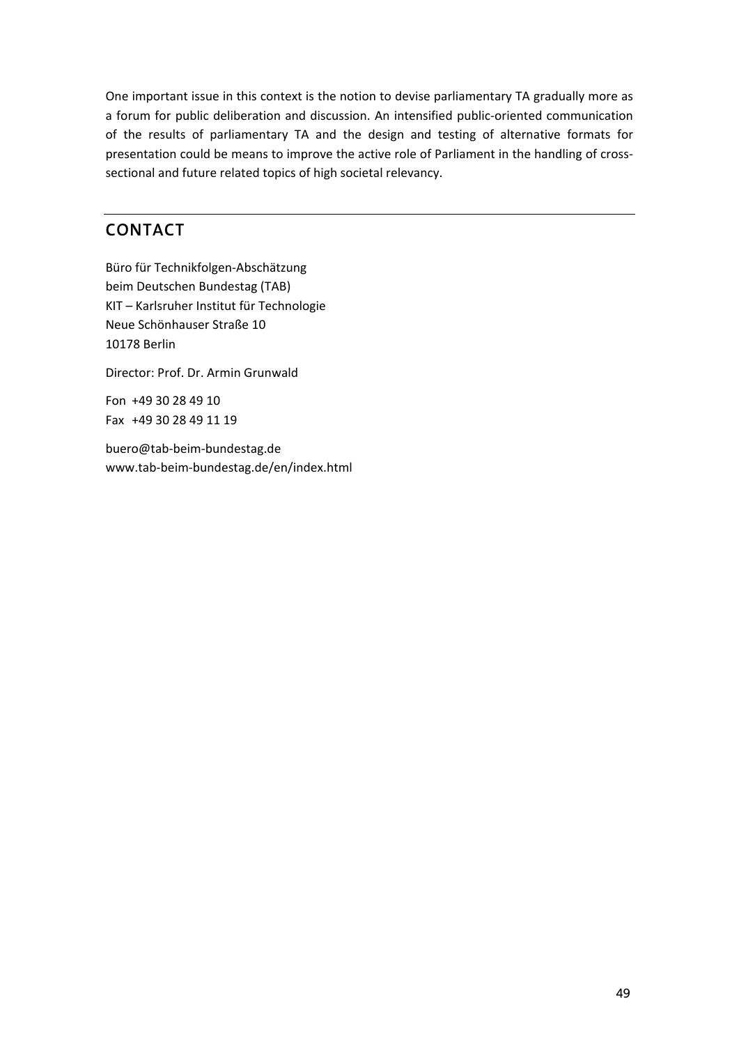One important issue in this context is the notion to devise parliamentary TA gradually more as a forum for public deliberation and discussion. An intensified public-oriented communication of the results of parliamentary TA and the design and testing of alternative formats for presentation could be means to improve the active role of Parliament in the handling of cross-sectional and future related topics of high societal relevancy.

## CONTACT

Büro für Technikfolgen-Abschätzung
beim Deutschen Bundestag (TAB)
KIT – Karlsruher Institut für Technologie
Neue Schönhauser Straße 10
10178 Berlin

Director: Prof. Dr. Armin Grunwald

Fon +49 30 28 49 10
Fax +49 30 28 49 11 19

buero@tab-beim-bundestag.de
www.tab-beim-bundestag.de/en/index.html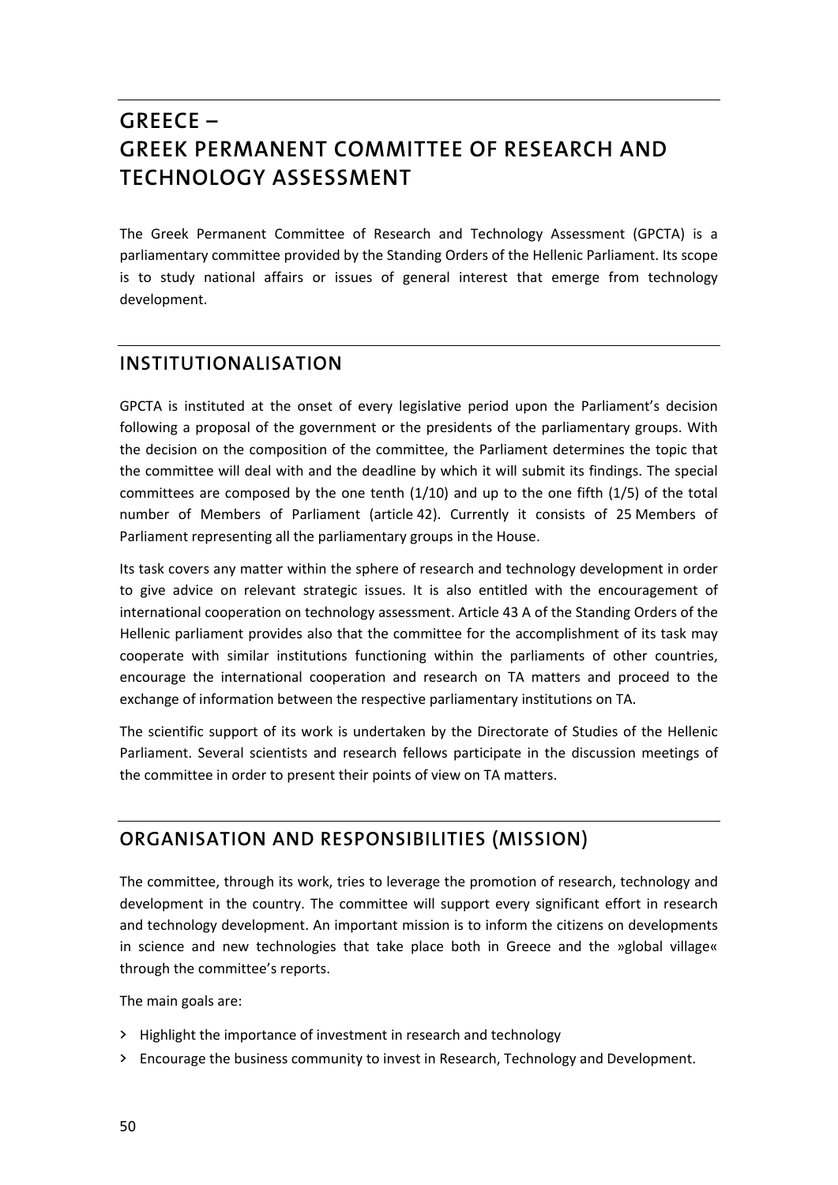# GREECE – GREEK PERMANENT COMMITTEE OF RESEARCH AND TECHNOLOGY ASSESSMENT

The Greek Permanent Committee of Research and Technology Assessment (GPCTA) is a parliamentary committee provided by the Standing Orders of the Hellenic Parliament. Its scope is to study national affairs or issues of general interest that emerge from technology development.

## INSTITUTIONALISATION

GPCTA is instituted at the onset of every legislative period upon the Parliament's decision following a proposal of the government or the presidents of the parliamentary groups. With the decision on the composition of the committee, the Parliament determines the topic that the committee will deal with and the deadline by which it will submit its findings. The special committees are composed by the one tenth (1/10) and up to the one fifth (1/5) of the total number of Members of Parliament (article 42). Currently it consists of 25 Members of Parliament representing all the parliamentary groups in the House.

Its task covers any matter within the sphere of research and technology development in order to give advice on relevant strategic issues. It is also entitled with the encouragement of international cooperation on technology assessment. Article 43 A of the Standing Orders of the Hellenic parliament provides also that the committee for the accomplishment of its task may cooperate with similar institutions functioning within the parliaments of other countries, encourage the international cooperation and research on TA matters and proceed to the exchange of information between the respective parliamentary institutions on TA.

The scientific support of its work is undertaken by the Directorate of Studies of the Hellenic Parliament. Several scientists and research fellows participate in the discussion meetings of the committee in order to present their points of view on TA matters.

## ORGANISATION AND RESPONSIBILITIES (MISSION)

The committee, through its work, tries to leverage the promotion of research, technology and development in the country. The committee will support every significant effort in research and technology development. An important mission is to inform the citizens on developments in science and new technologies that take place both in Greece and the »global village« through the committee's reports.

The main goals are:

- Highlight the importance of investment in research and technology
- Encourage the business community to invest in Research, Technology and Development.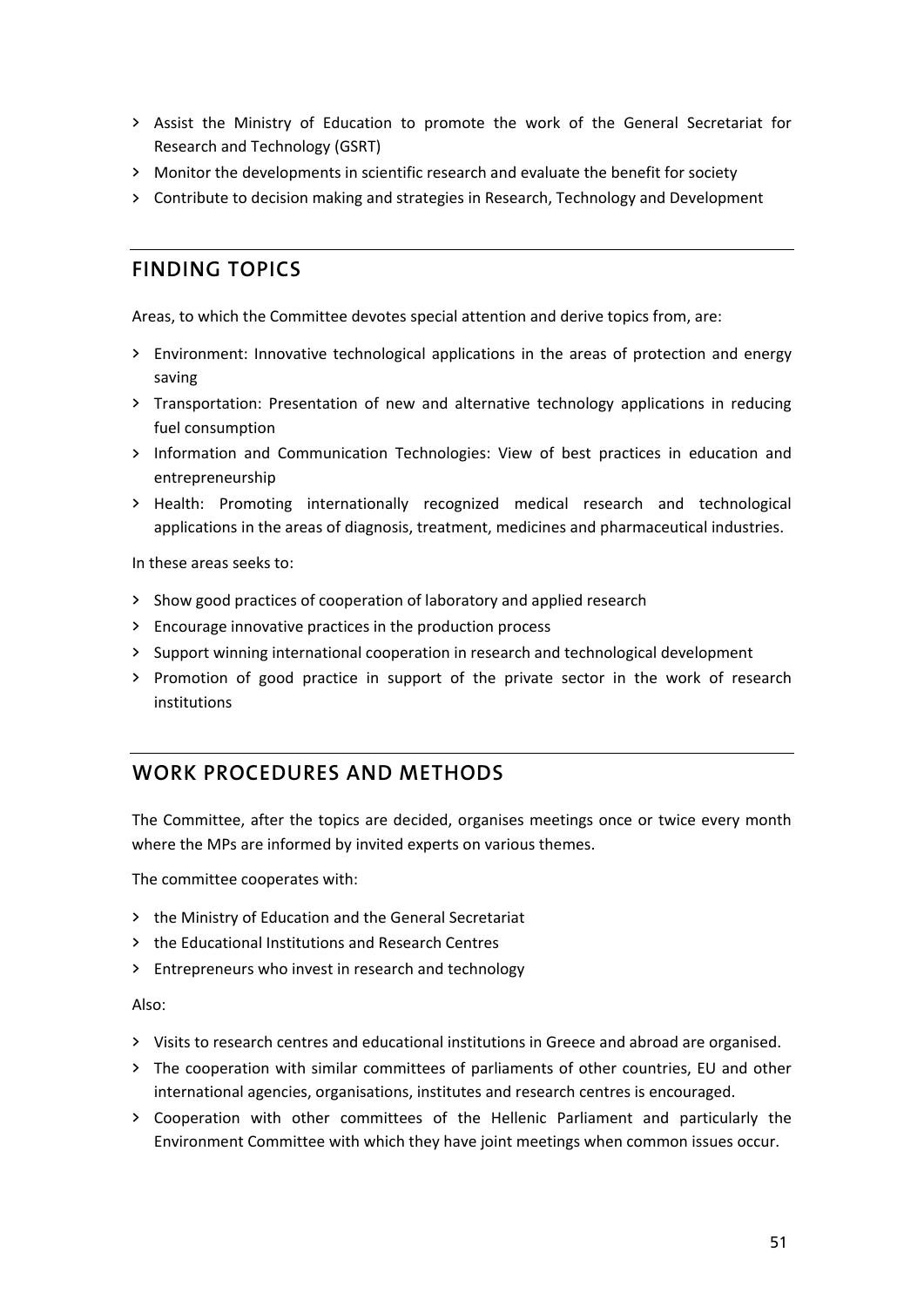- Assist the Ministry of Education to promote the work of the General Secretariat for Research and Technology (GSRT)
- Monitor the developments in scientific research and evaluate the benefit for society
- Contribute to decision making and strategies in Research, Technology and Development

## FINDING TOPICS

Areas, to which the Committee devotes special attention and derive topics from, are:

- Environment: Innovative technological applications in the areas of protection and energy saving
- Transportation: Presentation of new and alternative technology applications in reducing fuel consumption
- Information and Communication Technologies: View of best practices in education and entrepreneurship
- Health: Promoting internationally recognized medical research and technological applications in the areas of diagnosis, treatment, medicines and pharmaceutical industries.

In these areas seeks to:

- Show good practices of cooperation of laboratory and applied research
- Encourage innovative practices in the production process
- Support winning international cooperation in research and technological development
- Promotion of good practice in support of the private sector in the work of research institutions

## WORK PROCEDURES AND METHODS

The Committee, after the topics are decided, organises meetings once or twice every month where the MPs are informed by invited experts on various themes.

The committee cooperates with:

- the Ministry of Education and the General Secretariat
- the Educational Institutions and Research Centres
- Entrepreneurs who invest in research and technology

Also:

- Visits to research centres and educational institutions in Greece and abroad are organised.
- The cooperation with similar committees of parliaments of other countries, EU and other international agencies, organisations, institutes and research centres is encouraged.
- Cooperation with other committees of the Hellenic Parliament and particularly the Environment Committee with which they have joint meetings when common issues occur.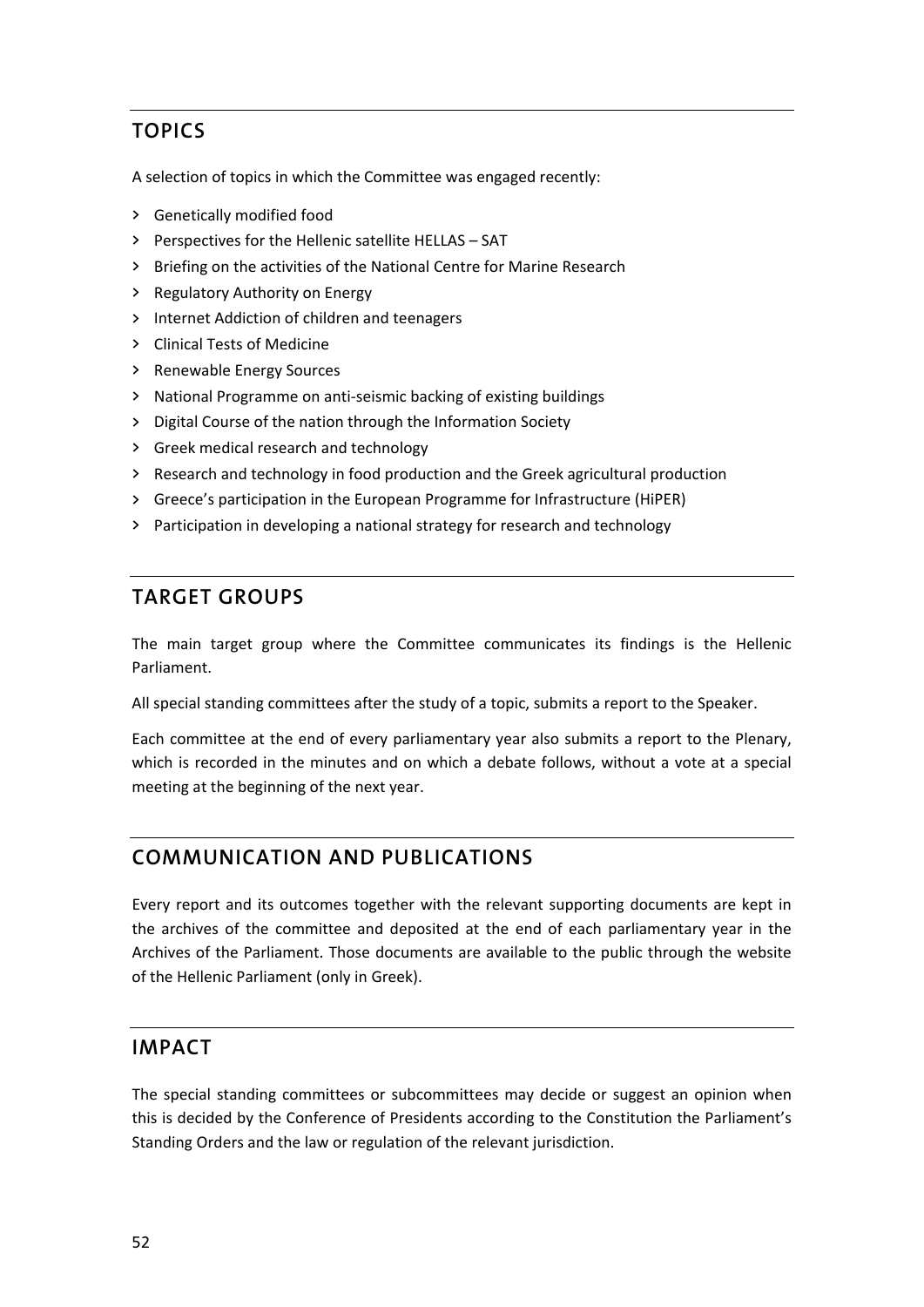## TOPICS

A selection of topics in which the Committee was engaged recently:

- Genetically modified food
- Perspectives for the Hellenic satellite HELLAS – SAT
- Briefing on the activities of the National Centre for Marine Research
- Regulatory Authority on Energy
- Internet Addiction of children and teenagers
- Clinical Tests of Medicine
- Renewable Energy Sources
- National Programme on anti-seismic backing of existing buildings
- Digital Course of the nation through the Information Society
- Greek medical research and technology
- Research and technology in food production and the Greek agricultural production
- Greece's participation in the European Programme for Infrastructure (HiPER)
- Participation in developing a national strategy for research and technology

## TARGET GROUPS

The main target group where the Committee communicates its findings is the Hellenic Parliament.

All special standing committees after the study of a topic, submits a report to the Speaker.

Each committee at the end of every parliamentary year also submits a report to the Plenary, which is recorded in the minutes and on which a debate follows, without a vote at a special meeting at the beginning of the next year.

## COMMUNICATION AND PUBLICATIONS

Every report and its outcomes together with the relevant supporting documents are kept in the archives of the committee and deposited at the end of each parliamentary year in the Archives of the Parliament. Those documents are available to the public through the website of the Hellenic Parliament (only in Greek).

## IMPACT

The special standing committees or subcommittees may decide or suggest an opinion when this is decided by the Conference of Presidents according to the Constitution the Parliament's Standing Orders and the law or regulation of the relevant jurisdiction.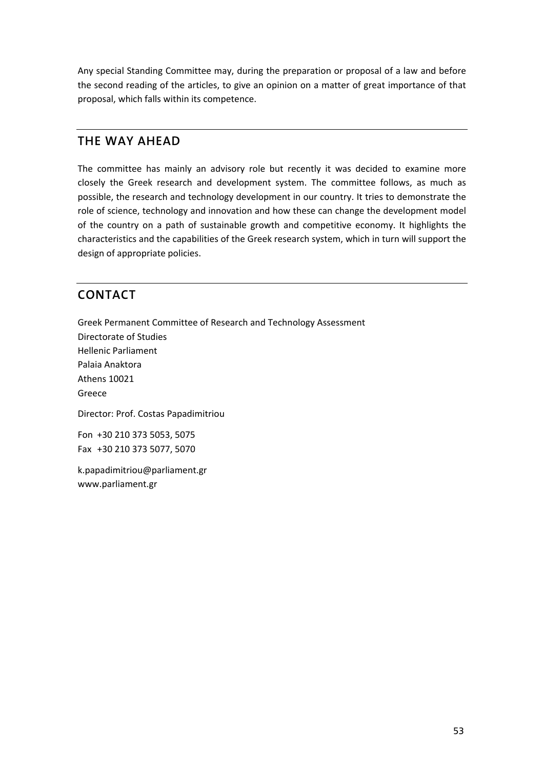Any special Standing Committee may, during the preparation or proposal of a law and before the second reading of the articles, to give an opinion on a matter of great importance of that proposal, which falls within its competence.

## THE WAY AHEAD

The committee has mainly an advisory role but recently it was decided to examine more closely the Greek research and development system. The committee follows, as much as possible, the research and technology development in our country. It tries to demonstrate the role of science, technology and innovation and how these can change the development model of the country on a path of sustainable growth and competitive economy. It highlights the characteristics and the capabilities of the Greek research system, which in turn will support the design of appropriate policies.

## CONTACT

Greek Permanent Committee of Research and Technology Assessment
Directorate of Studies
Hellenic Parliament
Palaia Anaktora
Athens 10021
Greece

Director: Prof. Costas Papadimitriou

Fon +30 210 373 5053, 5075
Fax +30 210 373 5077, 5070

k.papadimitriou@parliament.gr
www.parliament.gr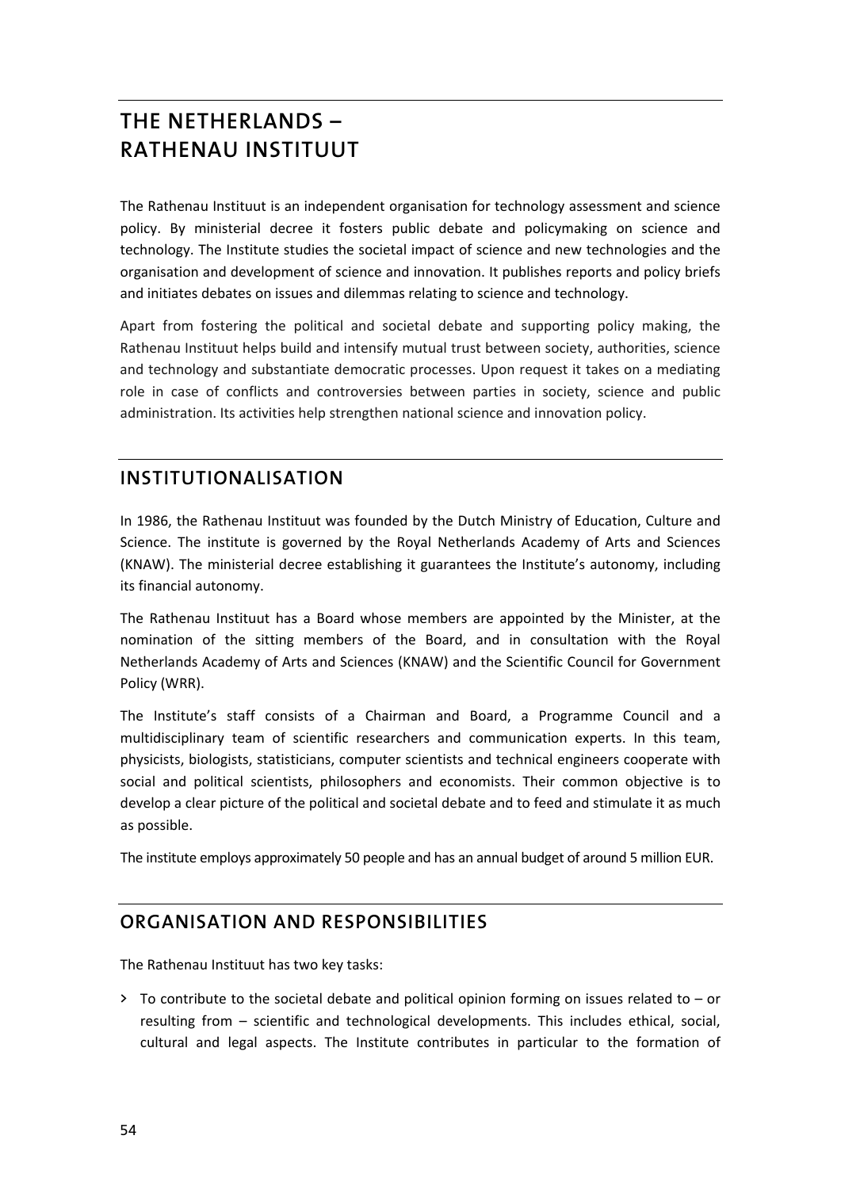# THE NETHERLANDS – RATHENAU INSTITUUT

The Rathenau Instituut is an independent organisation for technology assessment and science policy. By ministerial decree it fosters public debate and policymaking on science and technology. The Institute studies the societal impact of science and new technologies and the organisation and development of science and innovation. It publishes reports and policy briefs and initiates debates on issues and dilemmas relating to science and technology.

Apart from fostering the political and societal debate and supporting policy making, the Rathenau Instituut helps build and intensify mutual trust between society, authorities, science and technology and substantiate democratic processes. Upon request it takes on a mediating role in case of conflicts and controversies between parties in society, science and public administration. Its activities help strengthen national science and innovation policy.

## INSTITUTIONALISATION

In 1986, the Rathenau Instituut was founded by the Dutch Ministry of Education, Culture and Science. The institute is governed by the Royal Netherlands Academy of Arts and Sciences (KNAW). The ministerial decree establishing it guarantees the Institute's autonomy, including its financial autonomy.

The Rathenau Instituut has a Board whose members are appointed by the Minister, at the nomination of the sitting members of the Board, and in consultation with the Royal Netherlands Academy of Arts and Sciences (KNAW) and the Scientific Council for Government Policy (WRR).

The Institute's staff consists of a Chairman and Board, a Programme Council and a multidisciplinary team of scientific researchers and communication experts. In this team, physicists, biologists, statisticians, computer scientists and technical engineers cooperate with social and political scientists, philosophers and economists. Their common objective is to develop a clear picture of the political and societal debate and to feed and stimulate it as much as possible.

The institute employs approximately 50 people and has an annual budget of around 5 million EUR.

## ORGANISATION AND RESPONSIBILITIES

The Rathenau Instituut has two key tasks:

- To contribute to the societal debate and political opinion forming on issues related to – or resulting from – scientific and technological developments. This includes ethical, social, cultural and legal aspects. The Institute contributes in particular to the formation of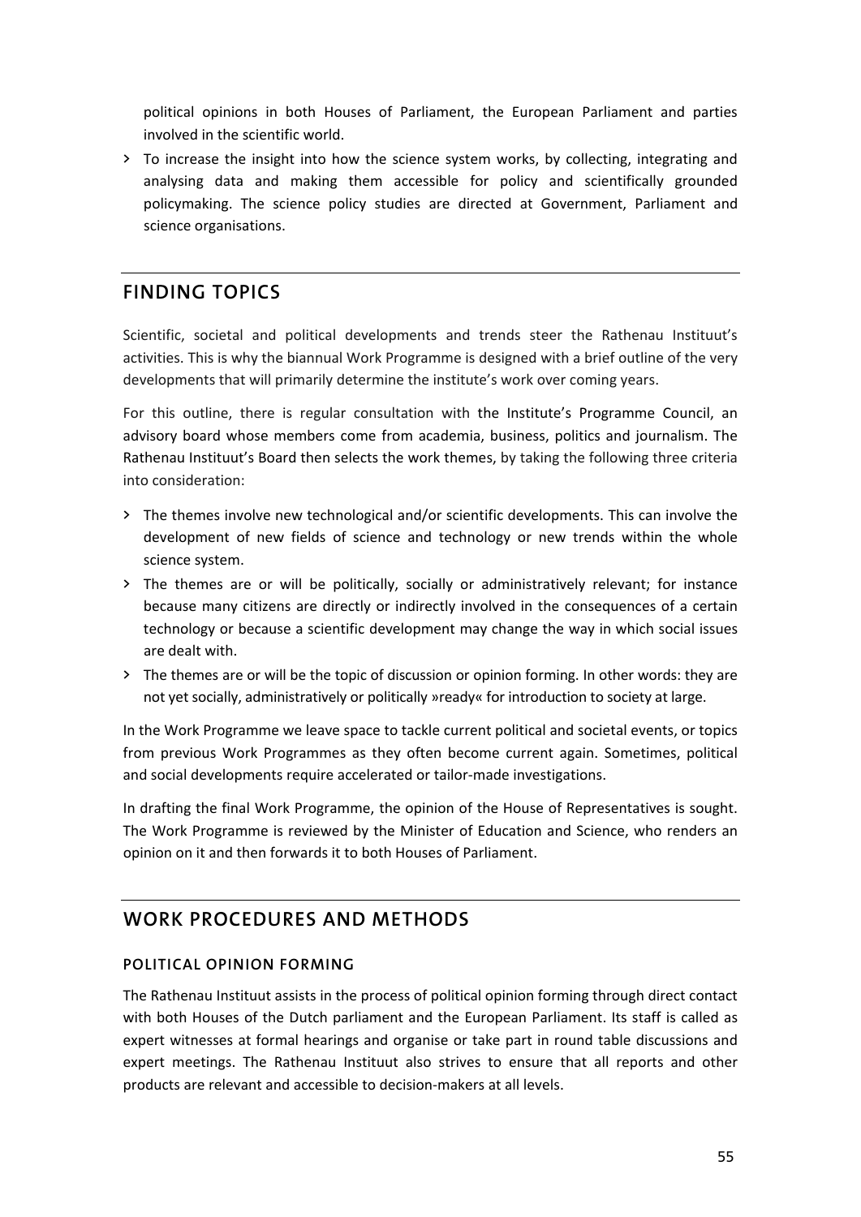political opinions in both Houses of Parliament, the European Parliament and parties involved in the scientific world.

- To increase the insight into how the science system works, by collecting, integrating and analysing data and making them accessible for policy and scientifically grounded policymaking. The science policy studies are directed at Government, Parliament and science organisations.

## FINDING TOPICS

Scientific, societal and political developments and trends steer the Rathenau Instituut's activities. This is why the biannual Work Programme is designed with a brief outline of the very developments that will primarily determine the institute's work over coming years.

For this outline, there is regular consultation with the Institute's Programme Council, an advisory board whose members come from academia, business, politics and journalism. The Rathenau Instituut's Board then selects the work themes, by taking the following three criteria into consideration:

- The themes involve new technological and/or scientific developments. This can involve the development of new fields of science and technology or new trends within the whole science system.
- The themes are or will be politically, socially or administratively relevant; for instance because many citizens are directly or indirectly involved in the consequences of a certain technology or because a scientific development may change the way in which social issues are dealt with.
- The themes are or will be the topic of discussion or opinion forming. In other words: they are not yet socially, administratively or politically »ready« for introduction to society at large.

In the Work Programme we leave space to tackle current political and societal events, or topics from previous Work Programmes as they often become current again. Sometimes, political and social developments require accelerated or tailor-made investigations.

In drafting the final Work Programme, the opinion of the House of Representatives is sought. The Work Programme is reviewed by the Minister of Education and Science, who renders an opinion on it and then forwards it to both Houses of Parliament.

## WORK PROCEDURES AND METHODS

### POLITICAL OPINION FORMING

The Rathenau Instituut assists in the process of political opinion forming through direct contact with both Houses of the Dutch parliament and the European Parliament. Its staff is called as expert witnesses at formal hearings and organise or take part in round table discussions and expert meetings. The Rathenau Instituut also strives to ensure that all reports and other products are relevant and accessible to decision-makers at all levels.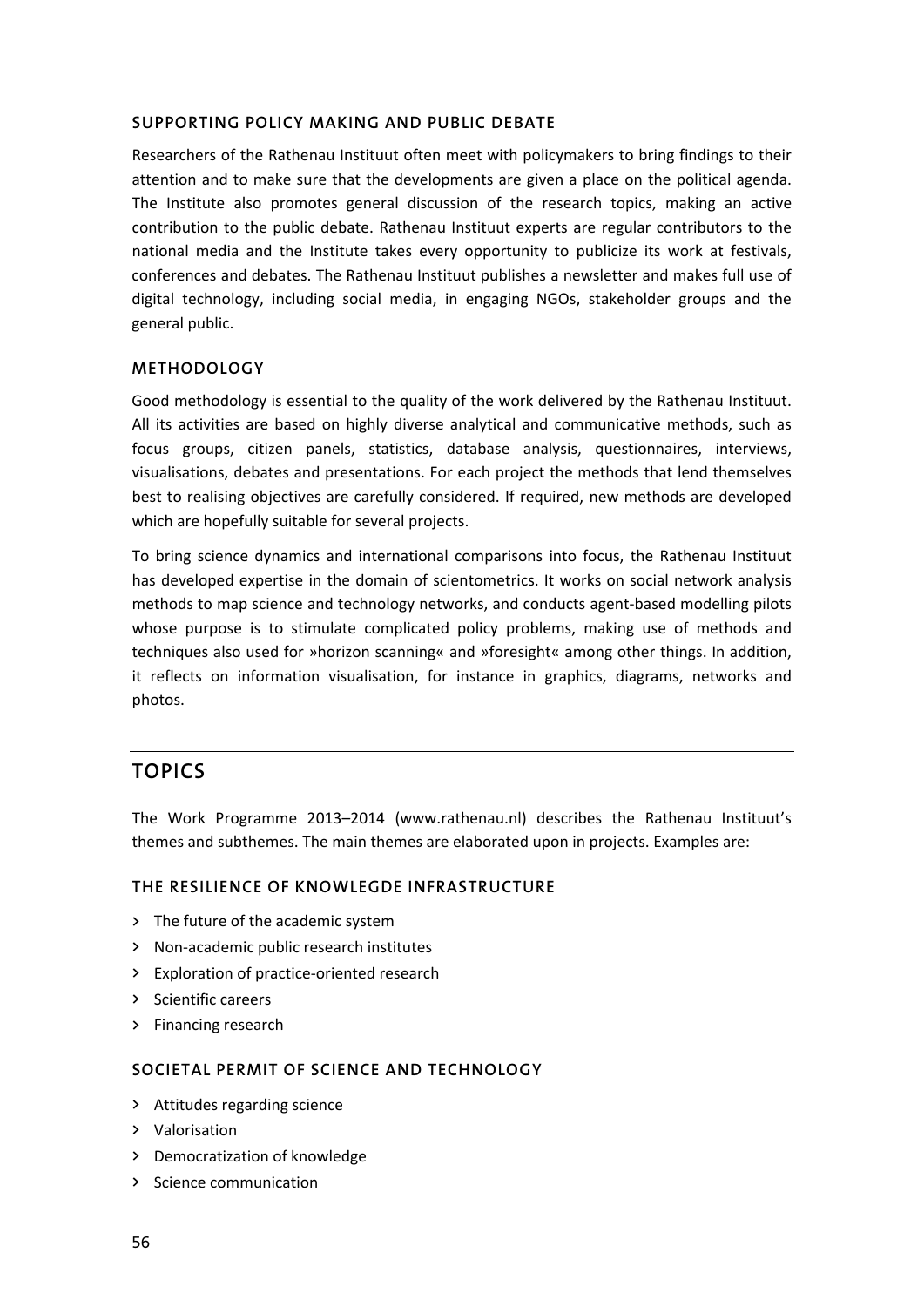### SUPPORTING POLICY MAKING AND PUBLIC DEBATE

Researchers of the Rathenau Instituut often meet with policymakers to bring findings to their attention and to make sure that the developments are given a place on the political agenda. The Institute also promotes general discussion of the research topics, making an active contribution to the public debate. Rathenau Instituut experts are regular contributors to the national media and the Institute takes every opportunity to publicize its work at festivals, conferences and debates. The Rathenau Instituut publishes a newsletter and makes full use of digital technology, including social media, in engaging NGOs, stakeholder groups and the general public.

### METHODOLOGY

Good methodology is essential to the quality of the work delivered by the Rathenau Instituut. All its activities are based on highly diverse analytical and communicative methods, such as focus groups, citizen panels, statistics, database analysis, questionnaires, interviews, visualisations, debates and presentations. For each project the methods that lend themselves best to realising objectives are carefully considered. If required, new methods are developed which are hopefully suitable for several projects.

To bring science dynamics and international comparisons into focus, the Rathenau Instituut has developed expertise in the domain of scientometrics. It works on social network analysis methods to map science and technology networks, and conducts agent-based modelling pilots whose purpose is to stimulate complicated policy problems, making use of methods and techniques also used for »horizon scanning« and »foresight« among other things. In addition, it reflects on information visualisation, for instance in graphics, diagrams, networks and photos.

## TOPICS

The Work Programme 2013–2014 (www.rathenau.nl) describes the Rathenau Instituut's themes and subthemes. The main themes are elaborated upon in projects. Examples are:

### THE RESILIENCE OF KNOWLEGDE INFRASTRUCTURE

- The future of the academic system
- Non-academic public research institutes
- Exploration of practice-oriented research
- Scientific careers
- Financing research

### SOCIETAL PERMIT OF SCIENCE AND TECHNOLOGY

- Attitudes regarding science
- Valorisation
- Democratization of knowledge
- Science communication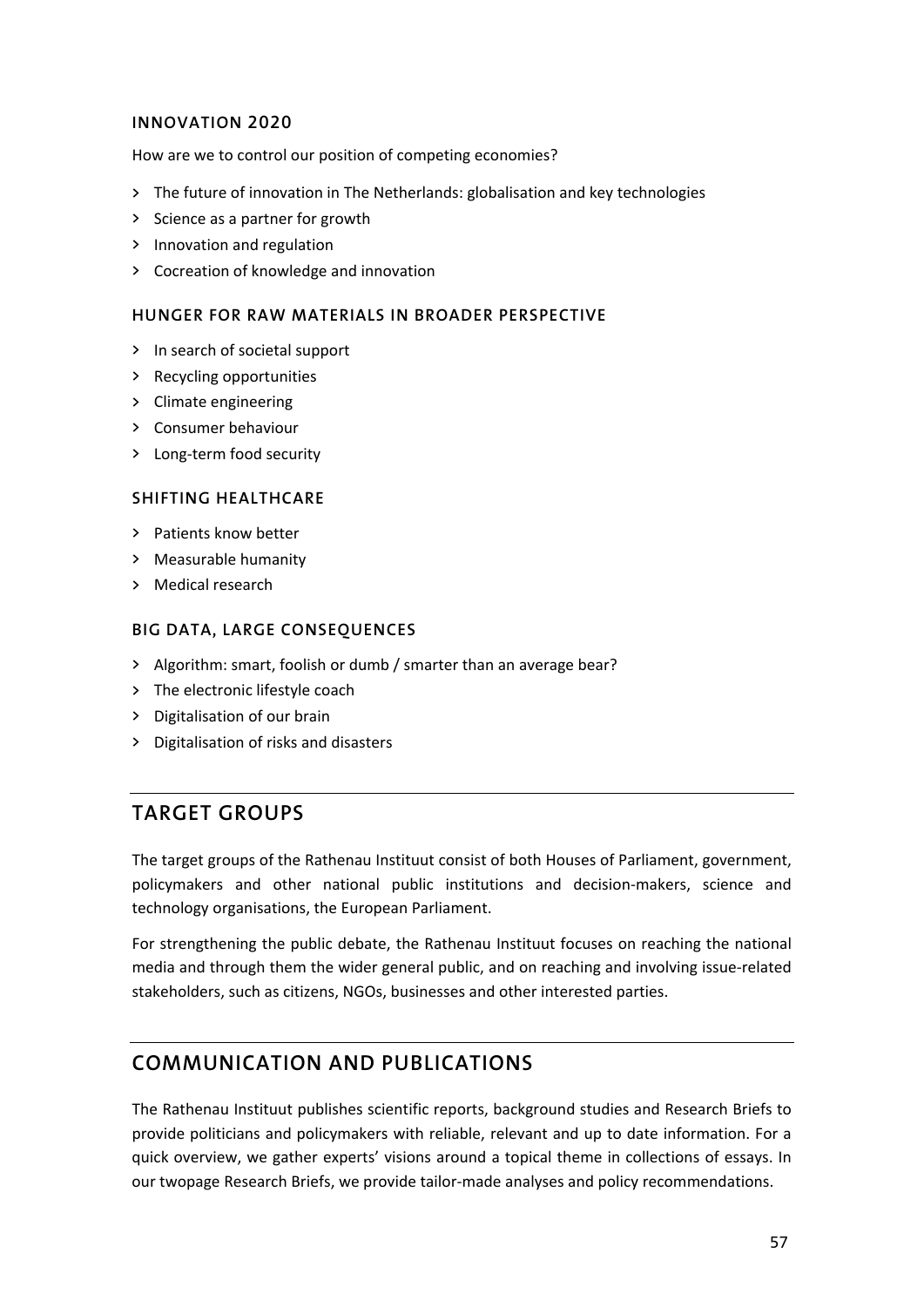### INNOVATION 2020

How are we to control our position of competing economies?

- The future of innovation in The Netherlands: globalisation and key technologies
- Science as a partner for growth
- Innovation and regulation
- Cocreation of knowledge and innovation

### HUNGER FOR RAW MATERIALS IN BROADER PERSPECTIVE

- In search of societal support
- Recycling opportunities
- Climate engineering
- Consumer behaviour
- Long-term food security

### SHIFTING HEALTHCARE

- Patients know better
- Measurable humanity
- Medical research

### BIG DATA, LARGE CONSEQUENCES

- Algorithm: smart, foolish or dumb / smarter than an average bear?
- The electronic lifestyle coach
- Digitalisation of our brain
- Digitalisation of risks and disasters

## TARGET GROUPS

The target groups of the Rathenau Instituut consist of both Houses of Parliament, government, policymakers and other national public institutions and decision-makers, science and technology organisations, the European Parliament.

For strengthening the public debate, the Rathenau Instituut focuses on reaching the national media and through them the wider general public, and on reaching and involving issue-related stakeholders, such as citizens, NGOs, businesses and other interested parties.

## COMMUNICATION AND PUBLICATIONS

The Rathenau Instituut publishes scientific reports, background studies and Research Briefs to provide politicians and policymakers with reliable, relevant and up to date information. For a quick overview, we gather experts' visions around a topical theme in collections of essays. In our twopage Research Briefs, we provide tailor-made analyses and policy recommendations.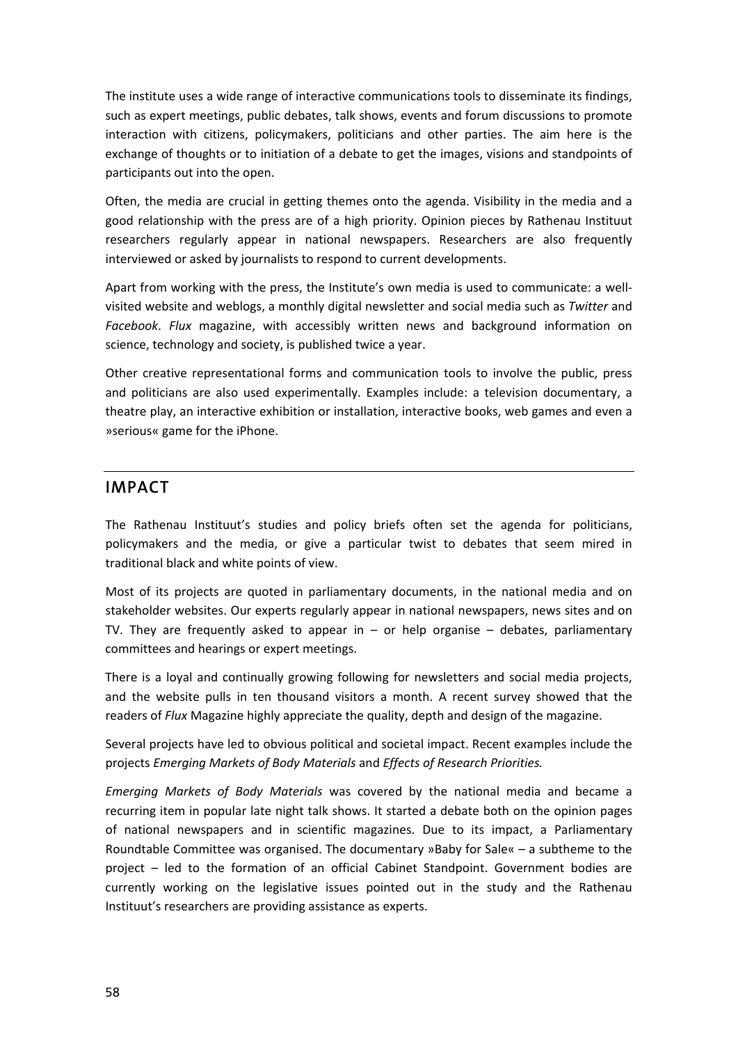The institute uses a wide range of interactive communications tools to disseminate its findings, such as expert meetings, public debates, talk shows, events and forum discussions to promote interaction with citizens, policymakers, politicians and other parties. The aim here is the exchange of thoughts or to initiation of a debate to get the images, visions and standpoints of participants out into the open.

Often, the media are crucial in getting themes onto the agenda. Visibility in the media and a good relationship with the press are of a high priority. Opinion pieces by Rathenau Instituut researchers regularly appear in national newspapers. Researchers are also frequently interviewed or asked by journalists to respond to current developments.

Apart from working with the press, the Institute's own media is used to communicate: a well-visited website and weblogs, a monthly digital newsletter and social media such as *Twitter* and *Facebook*. *Flux* magazine, with accessibly written news and background information on science, technology and society, is published twice a year.

Other creative representational forms and communication tools to involve the public, press and politicians are also used experimentally. Examples include: a television documentary, a theatre play, an interactive exhibition or installation, interactive books, web games and even a »serious« game for the iPhone.

## IMPACT

The Rathenau Instituut's studies and policy briefs often set the agenda for politicians, policymakers and the media, or give a particular twist to debates that seem mired in traditional black and white points of view.

Most of its projects are quoted in parliamentary documents, in the national media and on stakeholder websites. Our experts regularly appear in national newspapers, news sites and on TV. They are frequently asked to appear in – or help organise – debates, parliamentary committees and hearings or expert meetings.

There is a loyal and continually growing following for newsletters and social media projects, and the website pulls in ten thousand visitors a month. A recent survey showed that the readers of *Flux* Magazine highly appreciate the quality, depth and design of the magazine.

Several projects have led to obvious political and societal impact. Recent examples include the projects *Emerging Markets of Body Materials* and *Effects of Research Priorities.*

*Emerging Markets of Body Materials* was covered by the national media and became a recurring item in popular late night talk shows. It started a debate both on the opinion pages of national newspapers and in scientific magazines. Due to its impact, a Parliamentary Roundtable Committee was organised. The documentary »Baby for Sale« – a subtheme to the project – led to the formation of an official Cabinet Standpoint. Government bodies are currently working on the legislative issues pointed out in the study and the Rathenau Instituut's researchers are providing assistance as experts.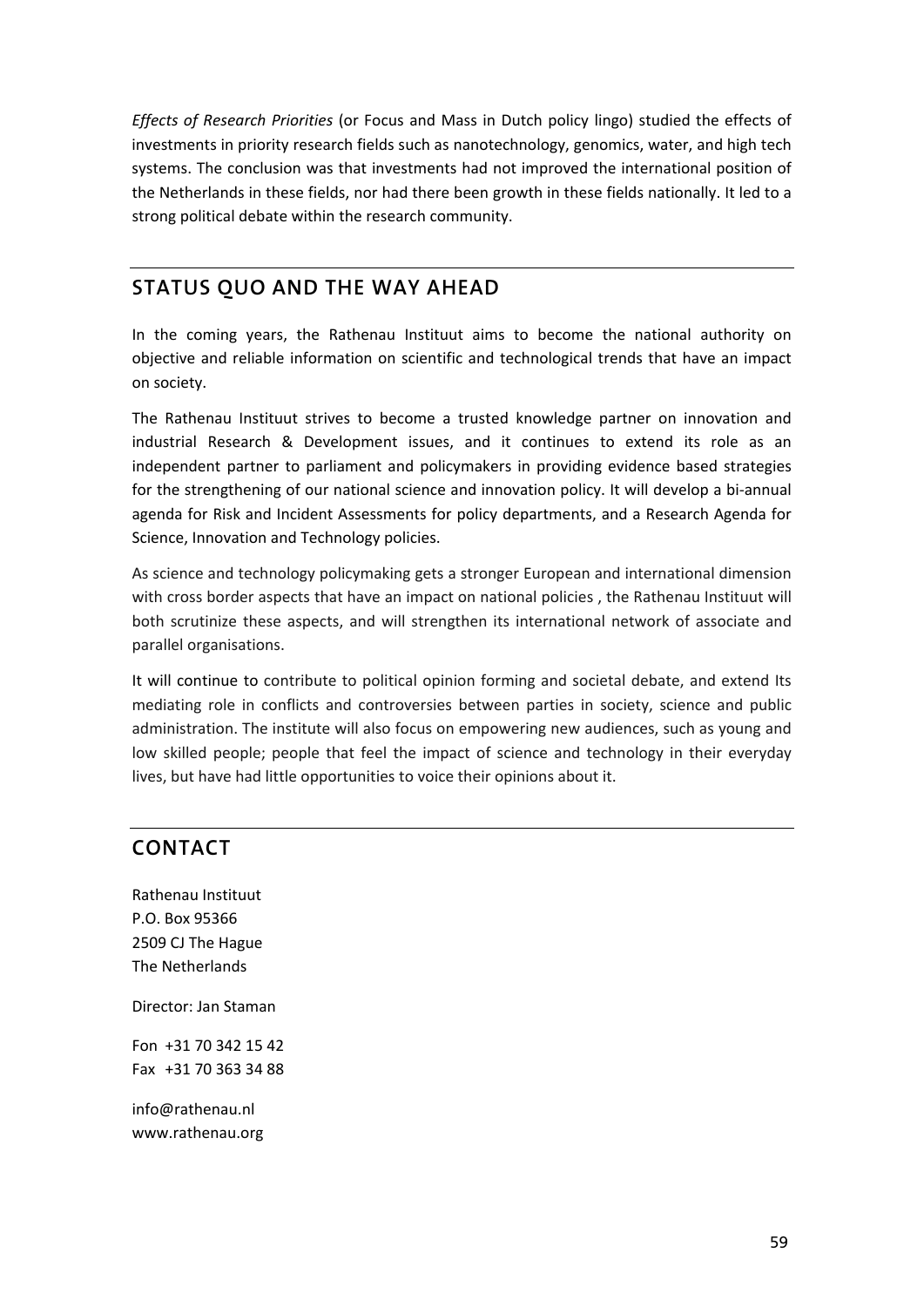*Effects of Research Priorities* (or Focus and Mass in Dutch policy lingo) studied the effects of investments in priority research fields such as nanotechnology, genomics, water, and high tech systems. The conclusion was that investments had not improved the international position of the Netherlands in these fields, nor had there been growth in these fields nationally. It led to a strong political debate within the research community.

## STATUS QUO AND THE WAY AHEAD

In the coming years, the Rathenau Instituut aims to become the national authority on objective and reliable information on scientific and technological trends that have an impact on society.

The Rathenau Instituut strives to become a trusted knowledge partner on innovation and industrial Research & Development issues, and it continues to extend its role as an independent partner to parliament and policymakers in providing evidence based strategies for the strengthening of our national science and innovation policy. It will develop a bi-annual agenda for Risk and Incident Assessments for policy departments, and a Research Agenda for Science, Innovation and Technology policies.

As science and technology policymaking gets a stronger European and international dimension with cross border aspects that have an impact on national policies , the Rathenau Instituut will both scrutinize these aspects, and will strengthen its international network of associate and parallel organisations.

It will continue to contribute to political opinion forming and societal debate, and extend Its mediating role in conflicts and controversies between parties in society, science and public administration. The institute will also focus on empowering new audiences, such as young and low skilled people; people that feel the impact of science and technology in their everyday lives, but have had little opportunities to voice their opinions about it.

## CONTACT

Rathenau Instituut
P.O. Box 95366
2509 CJ The Hague
The Netherlands

Director: Jan Staman

Fon +31 70 342 15 42
Fax +31 70 363 34 88

info@rathenau.nl
www.rathenau.org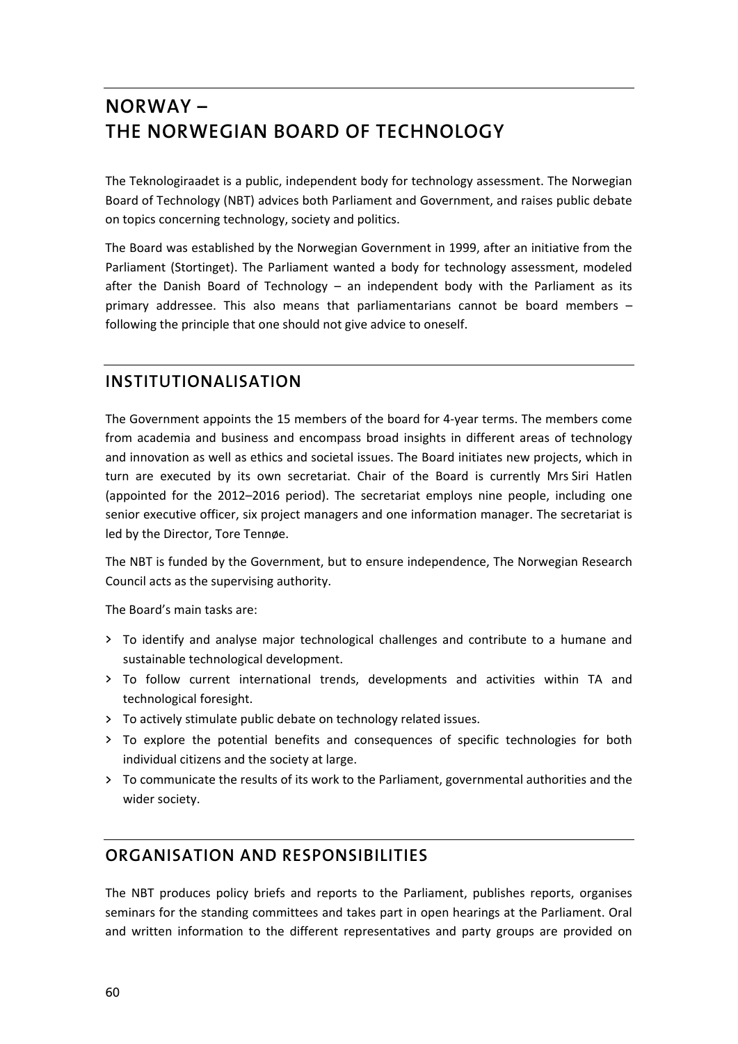# NORWAY – THE NORWEGIAN BOARD OF TECHNOLOGY

The Teknologiraadet is a public, independent body for technology assessment. The Norwegian Board of Technology (NBT) advices both Parliament and Government, and raises public debate on topics concerning technology, society and politics.

The Board was established by the Norwegian Government in 1999, after an initiative from the Parliament (Stortinget). The Parliament wanted a body for technology assessment, modeled after the Danish Board of Technology – an independent body with the Parliament as its primary addressee. This also means that parliamentarians cannot be board members – following the principle that one should not give advice to oneself.

## INSTITUTIONALISATION

The Government appoints the 15 members of the board for 4-year terms. The members come from academia and business and encompass broad insights in different areas of technology and innovation as well as ethics and societal issues. The Board initiates new projects, which in turn are executed by its own secretariat. Chair of the Board is currently Mrs Siri Hatlen (appointed for the 2012–2016 period). The secretariat employs nine people, including one senior executive officer, six project managers and one information manager. The secretariat is led by the Director, Tore Tennøe.

The NBT is funded by the Government, but to ensure independence, The Norwegian Research Council acts as the supervising authority.

The Board's main tasks are:

- To identify and analyse major technological challenges and contribute to a humane and sustainable technological development.
- To follow current international trends, developments and activities within TA and technological foresight.
- To actively stimulate public debate on technology related issues.
- To explore the potential benefits and consequences of specific technologies for both individual citizens and the society at large.
- To communicate the results of its work to the Parliament, governmental authorities and the wider society.

## ORGANISATION AND RESPONSIBILITIES

The NBT produces policy briefs and reports to the Parliament, publishes reports, organises seminars for the standing committees and takes part in open hearings at the Parliament. Oral and written information to the different representatives and party groups are provided on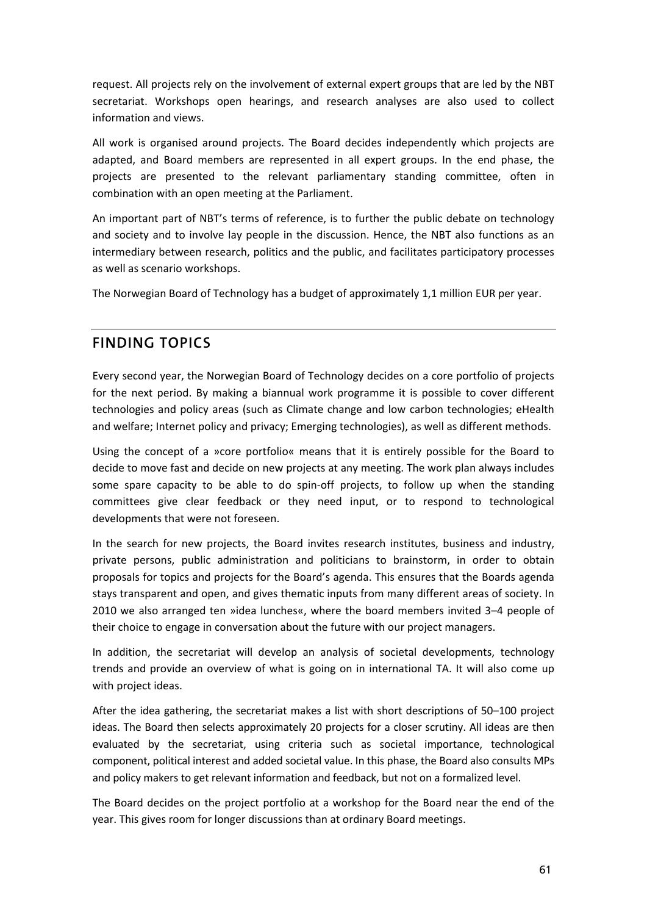request. All projects rely on the involvement of external expert groups that are led by the NBT secretariat. Workshops open hearings, and research analyses are also used to collect information and views.

All work is organised around projects. The Board decides independently which projects are adapted, and Board members are represented in all expert groups. In the end phase, the projects are presented to the relevant parliamentary standing committee, often in combination with an open meeting at the Parliament.

An important part of NBT's terms of reference, is to further the public debate on technology and society and to involve lay people in the discussion. Hence, the NBT also functions as an intermediary between research, politics and the public, and facilitates participatory processes as well as scenario workshops.

The Norwegian Board of Technology has a budget of approximately 1,1 million EUR per year.

## FINDING TOPICS

Every second year, the Norwegian Board of Technology decides on a core portfolio of projects for the next period. By making a biannual work programme it is possible to cover different technologies and policy areas (such as Climate change and low carbon technologies; eHealth and welfare; Internet policy and privacy; Emerging technologies), as well as different methods.

Using the concept of a »core portfolio« means that it is entirely possible for the Board to decide to move fast and decide on new projects at any meeting. The work plan always includes some spare capacity to be able to do spin-off projects, to follow up when the standing committees give clear feedback or they need input, or to respond to technological developments that were not foreseen.

In the search for new projects, the Board invites research institutes, business and industry, private persons, public administration and politicians to brainstorm, in order to obtain proposals for topics and projects for the Board's agenda. This ensures that the Boards agenda stays transparent and open, and gives thematic inputs from many different areas of society. In 2010 we also arranged ten »idea lunches«, where the board members invited 3–4 people of their choice to engage in conversation about the future with our project managers.

In addition, the secretariat will develop an analysis of societal developments, technology trends and provide an overview of what is going on in international TA. It will also come up with project ideas.

After the idea gathering, the secretariat makes a list with short descriptions of 50–100 project ideas. The Board then selects approximately 20 projects for a closer scrutiny. All ideas are then evaluated by the secretariat, using criteria such as societal importance, technological component, political interest and added societal value. In this phase, the Board also consults MPs and policy makers to get relevant information and feedback, but not on a formalized level.

The Board decides on the project portfolio at a workshop for the Board near the end of the year. This gives room for longer discussions than at ordinary Board meetings.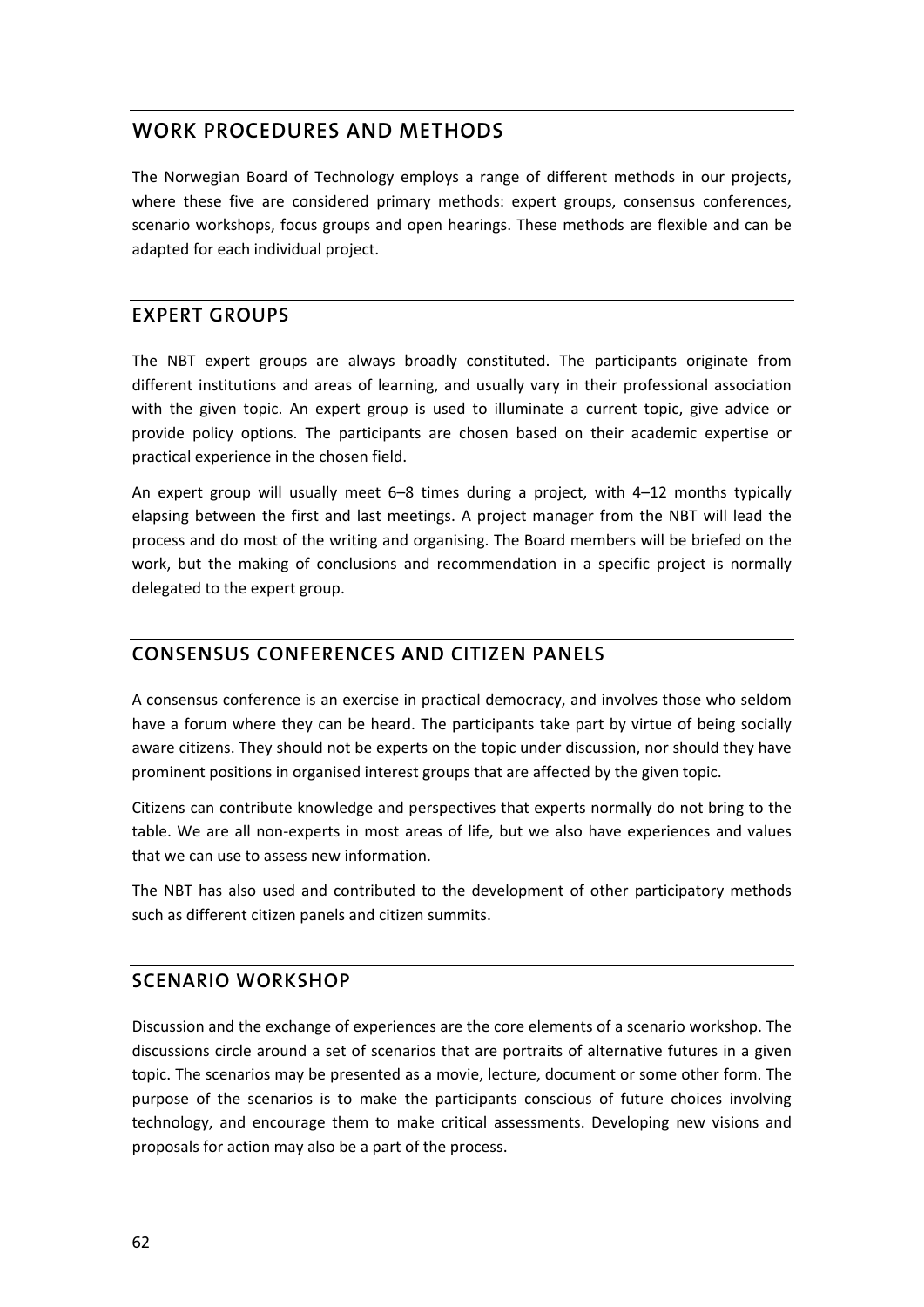## WORK PROCEDURES AND METHODS

The Norwegian Board of Technology employs a range of different methods in our projects, where these five are considered primary methods: expert groups, consensus conferences, scenario workshops, focus groups and open hearings. These methods are flexible and can be adapted for each individual project.

## EXPERT GROUPS

The NBT expert groups are always broadly constituted. The participants originate from different institutions and areas of learning, and usually vary in their professional association with the given topic. An expert group is used to illuminate a current topic, give advice or provide policy options. The participants are chosen based on their academic expertise or practical experience in the chosen field.

An expert group will usually meet 6–8 times during a project, with 4–12 months typically elapsing between the first and last meetings. A project manager from the NBT will lead the process and do most of the writing and organising. The Board members will be briefed on the work, but the making of conclusions and recommendation in a specific project is normally delegated to the expert group.

## CONSENSUS CONFERENCES AND CITIZEN PANELS

A consensus conference is an exercise in practical democracy, and involves those who seldom have a forum where they can be heard. The participants take part by virtue of being socially aware citizens. They should not be experts on the topic under discussion, nor should they have prominent positions in organised interest groups that are affected by the given topic.

Citizens can contribute knowledge and perspectives that experts normally do not bring to the table. We are all non-experts in most areas of life, but we also have experiences and values that we can use to assess new information.

The NBT has also used and contributed to the development of other participatory methods such as different citizen panels and citizen summits.

## SCENARIO WORKSHOP

Discussion and the exchange of experiences are the core elements of a scenario workshop. The discussions circle around a set of scenarios that are portraits of alternative futures in a given topic. The scenarios may be presented as a movie, lecture, document or some other form. The purpose of the scenarios is to make the participants conscious of future choices involving technology, and encourage them to make critical assessments. Developing new visions and proposals for action may also be a part of the process.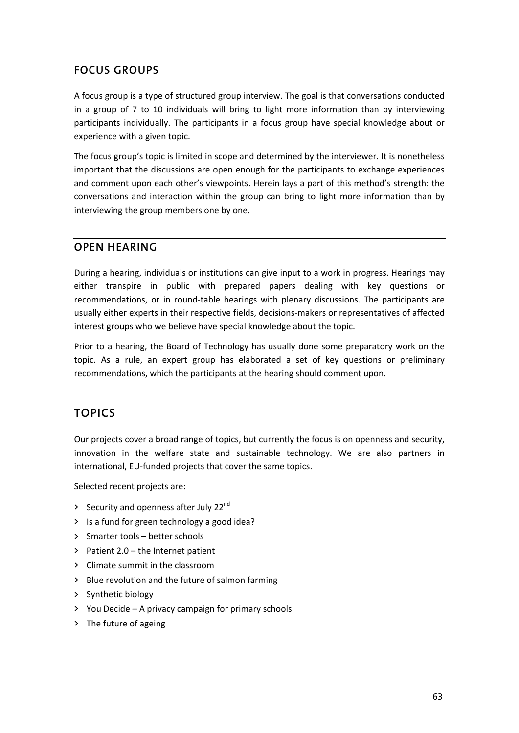## FOCUS GROUPS

A focus group is a type of structured group interview. The goal is that conversations conducted in a group of 7 to 10 individuals will bring to light more information than by interviewing participants individually. The participants in a focus group have special knowledge about or experience with a given topic.

The focus group's topic is limited in scope and determined by the interviewer. It is nonetheless important that the discussions are open enough for the participants to exchange experiences and comment upon each other's viewpoints. Herein lays a part of this method's strength: the conversations and interaction within the group can bring to light more information than by interviewing the group members one by one.

## OPEN HEARING

During a hearing, individuals or institutions can give input to a work in progress. Hearings may either transpire in public with prepared papers dealing with key questions or recommendations, or in round-table hearings with plenary discussions. The participants are usually either experts in their respective fields, decisions-makers or representatives of affected interest groups who we believe have special knowledge about the topic.

Prior to a hearing, the Board of Technology has usually done some preparatory work on the topic. As a rule, an expert group has elaborated a set of key questions or preliminary recommendations, which the participants at the hearing should comment upon.

## TOPICS

Our projects cover a broad range of topics, but currently the focus is on openness and security, innovation in the welfare state and sustainable technology. We are also partners in international, EU-funded projects that cover the same topics.

Selected recent projects are:

- Security and openness after July 22nd
- Is a fund for green technology a good idea?
- Smarter tools – better schools
- Patient 2.0 – the Internet patient
- Climate summit in the classroom
- Blue revolution and the future of salmon farming
- Synthetic biology
- You Decide – A privacy campaign for primary schools
- The future of ageing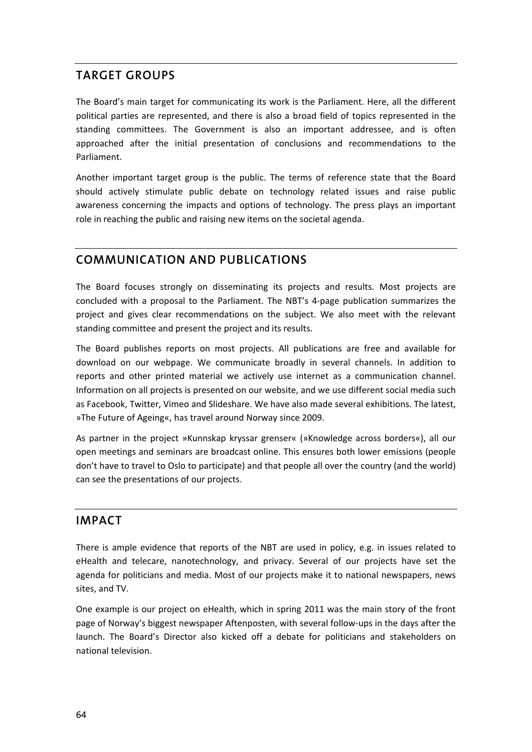## TARGET GROUPS

The Board's main target for communicating its work is the Parliament. Here, all the different political parties are represented, and there is also a broad field of topics represented in the standing committees. The Government is also an important addressee, and is often approached after the initial presentation of conclusions and recommendations to the Parliament.

Another important target group is the public. The terms of reference state that the Board should actively stimulate public debate on technology related issues and raise public awareness concerning the impacts and options of technology. The press plays an important role in reaching the public and raising new items on the societal agenda.

## COMMUNICATION AND PUBLICATIONS

The Board focuses strongly on disseminating its projects and results. Most projects are concluded with a proposal to the Parliament. The NBT's 4-page publication summarizes the project and gives clear recommendations on the subject. We also meet with the relevant standing committee and present the project and its results.

The Board publishes reports on most projects. All publications are free and available for download on our webpage. We communicate broadly in several channels. In addition to reports and other printed material we actively use internet as a communication channel. Information on all projects is presented on our website, and we use different social media such as Facebook, Twitter, Vimeo and Slideshare. We have also made several exhibitions. The latest, »The Future of Ageing«, has travel around Norway since 2009.

As partner in the project »Kunnskap kryssar grenser« (»Knowledge across borders«), all our open meetings and seminars are broadcast online. This ensures both lower emissions (people don't have to travel to Oslo to participate) and that people all over the country (and the world) can see the presentations of our projects.

## IMPACT

There is ample evidence that reports of the NBT are used in policy, e.g. in issues related to eHealth and telecare, nanotechnology, and privacy. Several of our projects have set the agenda for politicians and media. Most of our projects make it to national newspapers, news sites, and TV.

One example is our project on eHealth, which in spring 2011 was the main story of the front page of Norway's biggest newspaper Aftenposten, with several follow-ups in the days after the launch. The Board's Director also kicked off a debate for politicians and stakeholders on national television.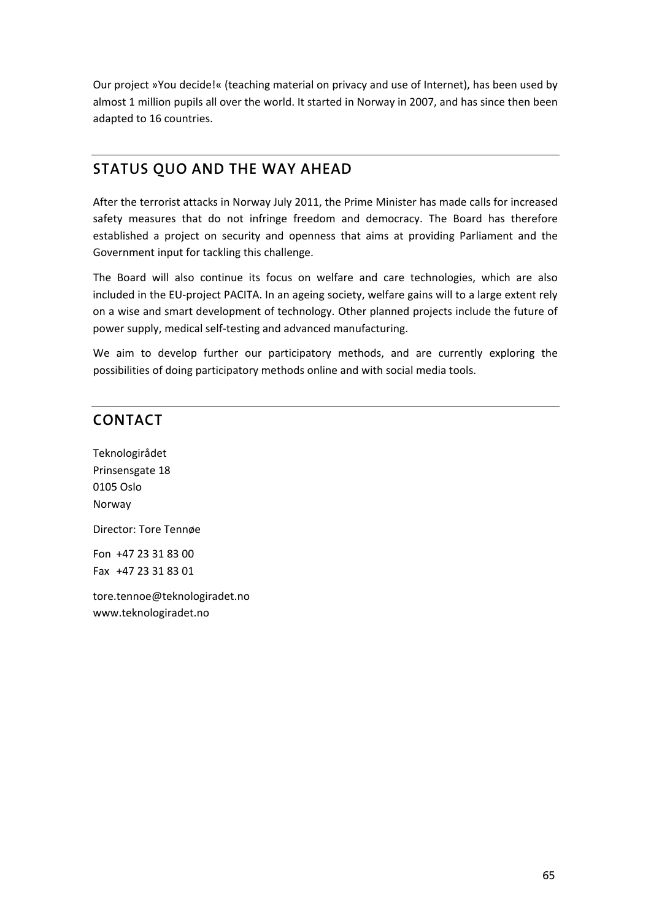Our project »You decide!« (teaching material on privacy and use of Internet), has been used by almost 1 million pupils all over the world. It started in Norway in 2007, and has since then been adapted to 16 countries.

## STATUS QUO AND THE WAY AHEAD

After the terrorist attacks in Norway July 2011, the Prime Minister has made calls for increased safety measures that do not infringe freedom and democracy. The Board has therefore established a project on security and openness that aims at providing Parliament and the Government input for tackling this challenge.

The Board will also continue its focus on welfare and care technologies, which are also included in the EU-project PACITA. In an ageing society, welfare gains will to a large extent rely on a wise and smart development of technology. Other planned projects include the future of power supply, medical self-testing and advanced manufacturing.

We aim to develop further our participatory methods, and are currently exploring the possibilities of doing participatory methods online and with social media tools.

## CONTACT

Teknologirådet
Prinsensgate 18
0105 Oslo
Norway

Director: Tore Tennøe

Fon +47 23 31 83 00
Fax +47 23 31 83 01

tore.tennoe@teknologiradet.no
www.teknologiradet.no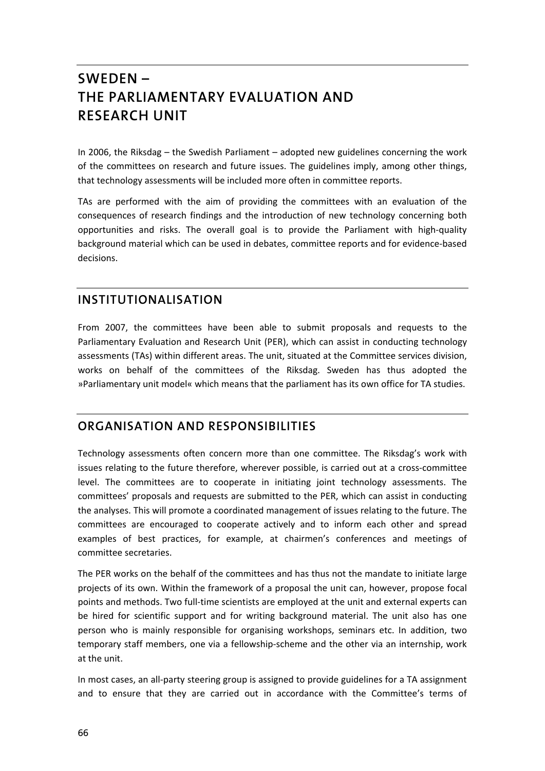# SWEDEN – THE PARLIAMENTARY EVALUATION AND RESEARCH UNIT

In 2006, the Riksdag – the Swedish Parliament – adopted new guidelines concerning the work of the committees on research and future issues. The guidelines imply, among other things, that technology assessments will be included more often in committee reports.

TAs are performed with the aim of providing the committees with an evaluation of the consequences of research findings and the introduction of new technology concerning both opportunities and risks. The overall goal is to provide the Parliament with high-quality background material which can be used in debates, committee reports and for evidence-based decisions.

## INSTITUTIONALISATION

From 2007, the committees have been able to submit proposals and requests to the Parliamentary Evaluation and Research Unit (PER), which can assist in conducting technology assessments (TAs) within different areas. The unit, situated at the Committee services division, works on behalf of the committees of the Riksdag. Sweden has thus adopted the »Parliamentary unit model« which means that the parliament has its own office for TA studies.

## ORGANISATION AND RESPONSIBILITIES

Technology assessments often concern more than one committee. The Riksdag's work with issues relating to the future therefore, wherever possible, is carried out at a cross-committee level. The committees are to cooperate in initiating joint technology assessments. The committees' proposals and requests are submitted to the PER, which can assist in conducting the analyses. This will promote a coordinated management of issues relating to the future. The committees are encouraged to cooperate actively and to inform each other and spread examples of best practices, for example, at chairmen's conferences and meetings of committee secretaries.

The PER works on the behalf of the committees and has thus not the mandate to initiate large projects of its own. Within the framework of a proposal the unit can, however, propose focal points and methods. Two full-time scientists are employed at the unit and external experts can be hired for scientific support and for writing background material. The unit also has one person who is mainly responsible for organising workshops, seminars etc. In addition, two temporary staff members, one via a fellowship-scheme and the other via an internship, work at the unit.

In most cases, an all-party steering group is assigned to provide guidelines for a TA assignment and to ensure that they are carried out in accordance with the Committee's terms of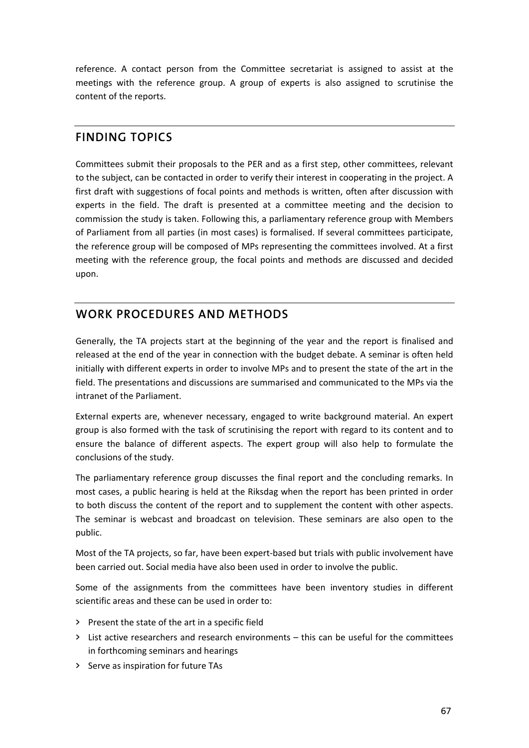reference. A contact person from the Committee secretariat is assigned to assist at the meetings with the reference group. A group of experts is also assigned to scrutinise the content of the reports.

## FINDING TOPICS

Committees submit their proposals to the PER and as a first step, other committees, relevant to the subject, can be contacted in order to verify their interest in cooperating in the project. A first draft with suggestions of focal points and methods is written, often after discussion with experts in the field. The draft is presented at a committee meeting and the decision to commission the study is taken. Following this, a parliamentary reference group with Members of Parliament from all parties (in most cases) is formalised. If several committees participate, the reference group will be composed of MPs representing the committees involved. At a first meeting with the reference group, the focal points and methods are discussed and decided upon.

## WORK PROCEDURES AND METHODS

Generally, the TA projects start at the beginning of the year and the report is finalised and released at the end of the year in connection with the budget debate. A seminar is often held initially with different experts in order to involve MPs and to present the state of the art in the field. The presentations and discussions are summarised and communicated to the MPs via the intranet of the Parliament.

External experts are, whenever necessary, engaged to write background material. An expert group is also formed with the task of scrutinising the report with regard to its content and to ensure the balance of different aspects. The expert group will also help to formulate the conclusions of the study.

The parliamentary reference group discusses the final report and the concluding remarks. In most cases, a public hearing is held at the Riksdag when the report has been printed in order to both discuss the content of the report and to supplement the content with other aspects. The seminar is webcast and broadcast on television. These seminars are also open to the public.

Most of the TA projects, so far, have been expert-based but trials with public involvement have been carried out. Social media have also been used in order to involve the public.

Some of the assignments from the committees have been inventory studies in different scientific areas and these can be used in order to:

- Present the state of the art in a specific field
- List active researchers and research environments – this can be useful for the committees in forthcoming seminars and hearings
- Serve as inspiration for future TAs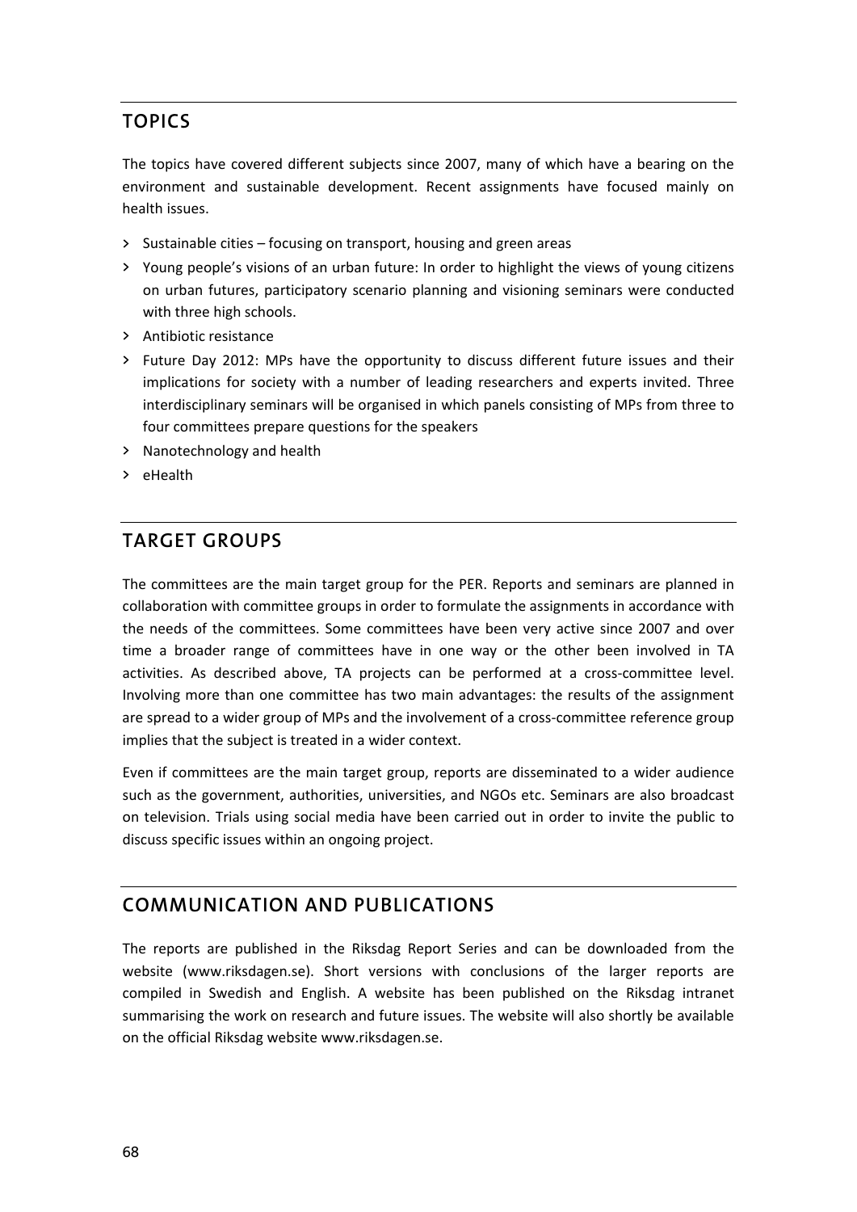## TOPICS

The topics have covered different subjects since 2007, many of which have a bearing on the environment and sustainable development. Recent assignments have focused mainly on health issues.

- Sustainable cities – focusing on transport, housing and green areas
- Young people's visions of an urban future: In order to highlight the views of young citizens on urban futures, participatory scenario planning and visioning seminars were conducted with three high schools.
- Antibiotic resistance
- Future Day 2012: MPs have the opportunity to discuss different future issues and their implications for society with a number of leading researchers and experts invited. Three interdisciplinary seminars will be organised in which panels consisting of MPs from three to four committees prepare questions for the speakers
- Nanotechnology and health
- eHealth

## TARGET GROUPS

The committees are the main target group for the PER. Reports and seminars are planned in collaboration with committee groups in order to formulate the assignments in accordance with the needs of the committees. Some committees have been very active since 2007 and over time a broader range of committees have in one way or the other been involved in TA activities. As described above, TA projects can be performed at a cross-committee level. Involving more than one committee has two main advantages: the results of the assignment are spread to a wider group of MPs and the involvement of a cross-committee reference group implies that the subject is treated in a wider context.

Even if committees are the main target group, reports are disseminated to a wider audience such as the government, authorities, universities, and NGOs etc. Seminars are also broadcast on television. Trials using social media have been carried out in order to invite the public to discuss specific issues within an ongoing project.

## COMMUNICATION AND PUBLICATIONS

The reports are published in the Riksdag Report Series and can be downloaded from the website (www.riksdagen.se). Short versions with conclusions of the larger reports are compiled in Swedish and English. A website has been published on the Riksdag intranet summarising the work on research and future issues. The website will also shortly be available on the official Riksdag website www.riksdagen.se.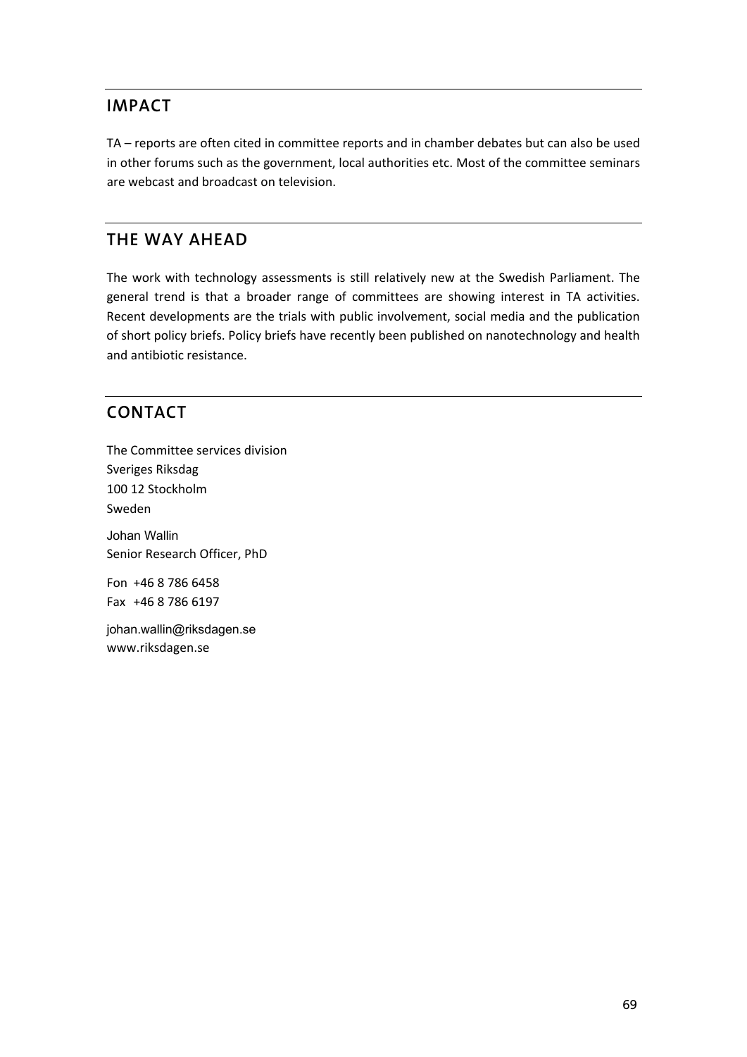## IMPACT

TA – reports are often cited in committee reports and in chamber debates but can also be used in other forums such as the government, local authorities etc. Most of the committee seminars are webcast and broadcast on television.

## THE WAY AHEAD

The work with technology assessments is still relatively new at the Swedish Parliament. The general trend is that a broader range of committees are showing interest in TA activities. Recent developments are the trials with public involvement, social media and the publication of short policy briefs. Policy briefs have recently been published on nanotechnology and health and antibiotic resistance.

## CONTACT

The Committee services division
Sveriges Riksdag
100 12 Stockholm
Sweden

Johan Wallin
Senior Research Officer, PhD

Fon +46 8 786 6458
Fax +46 8 786 6197

johan.wallin@riksdagen.se
www.riksdagen.se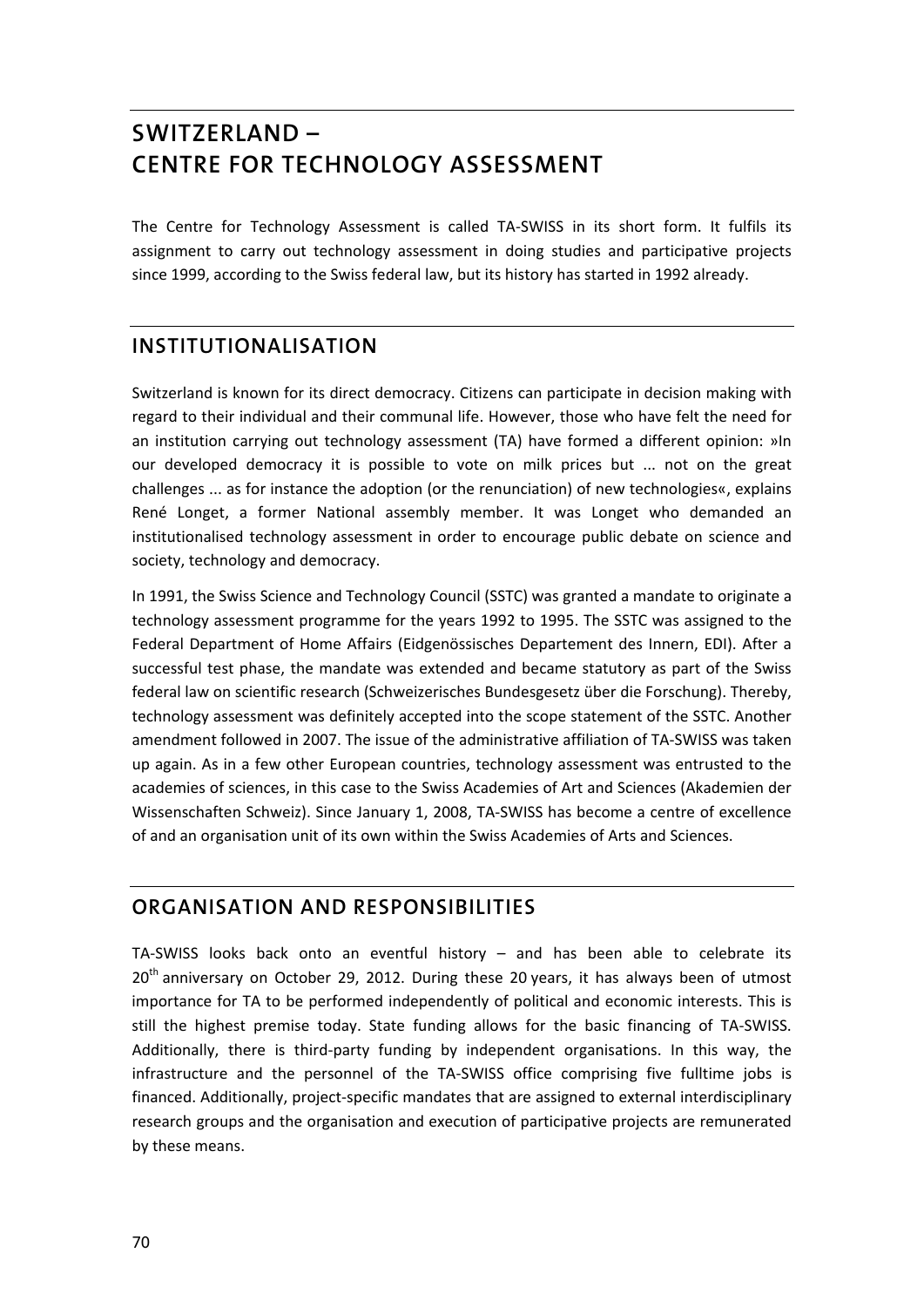# SWITZERLAND – CENTRE FOR TECHNOLOGY ASSESSMENT

The Centre for Technology Assessment is called TA-SWISS in its short form. It fulfils its assignment to carry out technology assessment in doing studies and participative projects since 1999, according to the Swiss federal law, but its history has started in 1992 already.

## INSTITUTIONALISATION

Switzerland is known for its direct democracy. Citizens can participate in decision making with regard to their individual and their communal life. However, those who have felt the need for an institution carrying out technology assessment (TA) have formed a different opinion: »In our developed democracy it is possible to vote on milk prices but ... not on the great challenges ... as for instance the adoption (or the renunciation) of new technologies«, explains René Longet, a former National assembly member. It was Longet who demanded an institutionalised technology assessment in order to encourage public debate on science and society, technology and democracy.

In 1991, the Swiss Science and Technology Council (SSTC) was granted a mandate to originate a technology assessment programme for the years 1992 to 1995. The SSTC was assigned to the Federal Department of Home Affairs (Eidgenössisches Departement des Innern, EDI). After a successful test phase, the mandate was extended and became statutory as part of the Swiss federal law on scientific research (Schweizerisches Bundesgesetz über die Forschung). Thereby, technology assessment was definitely accepted into the scope statement of the SSTC. Another amendment followed in 2007. The issue of the administrative affiliation of TA-SWISS was taken up again. As in a few other European countries, technology assessment was entrusted to the academies of sciences, in this case to the Swiss Academies of Art and Sciences (Akademien der Wissenschaften Schweiz). Since January 1, 2008, TA-SWISS has become a centre of excellence of and an organisation unit of its own within the Swiss Academies of Arts and Sciences.

## ORGANISATION AND RESPONSIBILITIES

TA-SWISS looks back onto an eventful history – and has been able to celebrate its 20th anniversary on October 29, 2012. During these 20 years, it has always been of utmost importance for TA to be performed independently of political and economic interests. This is still the highest premise today. State funding allows for the basic financing of TA-SWISS. Additionally, there is third-party funding by independent organisations. In this way, the infrastructure and the personnel of the TA-SWISS office comprising five fulltime jobs is financed. Additionally, project-specific mandates that are assigned to external interdisciplinary research groups and the organisation and execution of participative projects are remunerated by these means.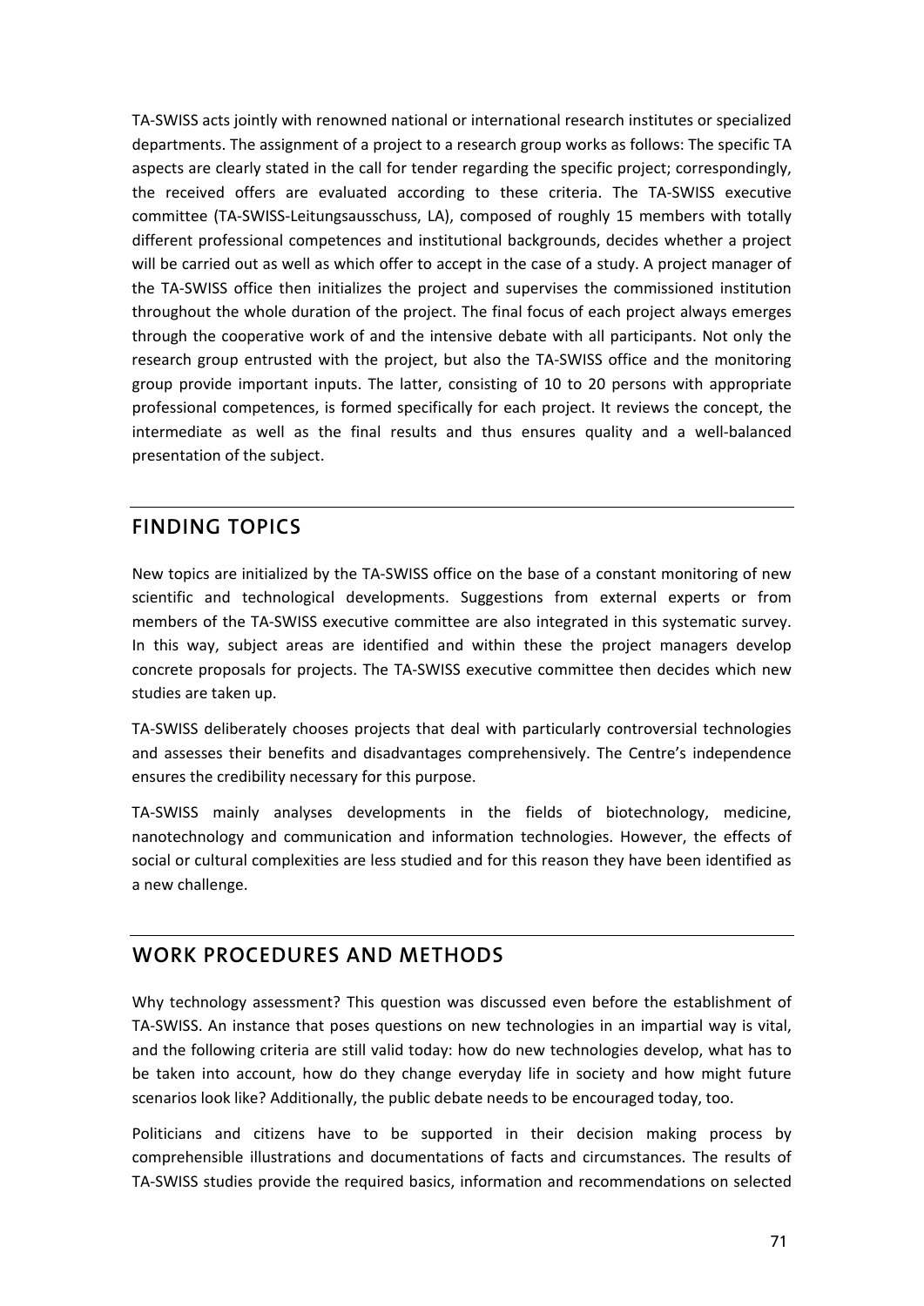TA-SWISS acts jointly with renowned national or international research institutes or specialized departments. The assignment of a project to a research group works as follows: The specific TA aspects are clearly stated in the call for tender regarding the specific project; correspondingly, the received offers are evaluated according to these criteria. The TA-SWISS executive committee (TA-SWISS-Leitungsausschuss, LA), composed of roughly 15 members with totally different professional competences and institutional backgrounds, decides whether a project will be carried out as well as which offer to accept in the case of a study. A project manager of the TA-SWISS office then initializes the project and supervises the commissioned institution throughout the whole duration of the project. The final focus of each project always emerges through the cooperative work of and the intensive debate with all participants. Not only the research group entrusted with the project, but also the TA-SWISS office and the monitoring group provide important inputs. The latter, consisting of 10 to 20 persons with appropriate professional competences, is formed specifically for each project. It reviews the concept, the intermediate as well as the final results and thus ensures quality and a well-balanced presentation of the subject.

## FINDING TOPICS

New topics are initialized by the TA-SWISS office on the base of a constant monitoring of new scientific and technological developments. Suggestions from external experts or from members of the TA-SWISS executive committee are also integrated in this systematic survey. In this way, subject areas are identified and within these the project managers develop concrete proposals for projects. The TA-SWISS executive committee then decides which new studies are taken up.

TA-SWISS deliberately chooses projects that deal with particularly controversial technologies and assesses their benefits and disadvantages comprehensively. The Centre's independence ensures the credibility necessary for this purpose.

TA-SWISS mainly analyses developments in the fields of biotechnology, medicine, nanotechnology and communication and information technologies. However, the effects of social or cultural complexities are less studied and for this reason they have been identified as a new challenge.

## WORK PROCEDURES AND METHODS

Why technology assessment? This question was discussed even before the establishment of TA-SWISS. An instance that poses questions on new technologies in an impartial way is vital, and the following criteria are still valid today: how do new technologies develop, what has to be taken into account, how do they change everyday life in society and how might future scenarios look like? Additionally, the public debate needs to be encouraged today, too.

Politicians and citizens have to be supported in their decision making process by comprehensible illustrations and documentations of facts and circumstances. The results of TA-SWISS studies provide the required basics, information and recommendations on selected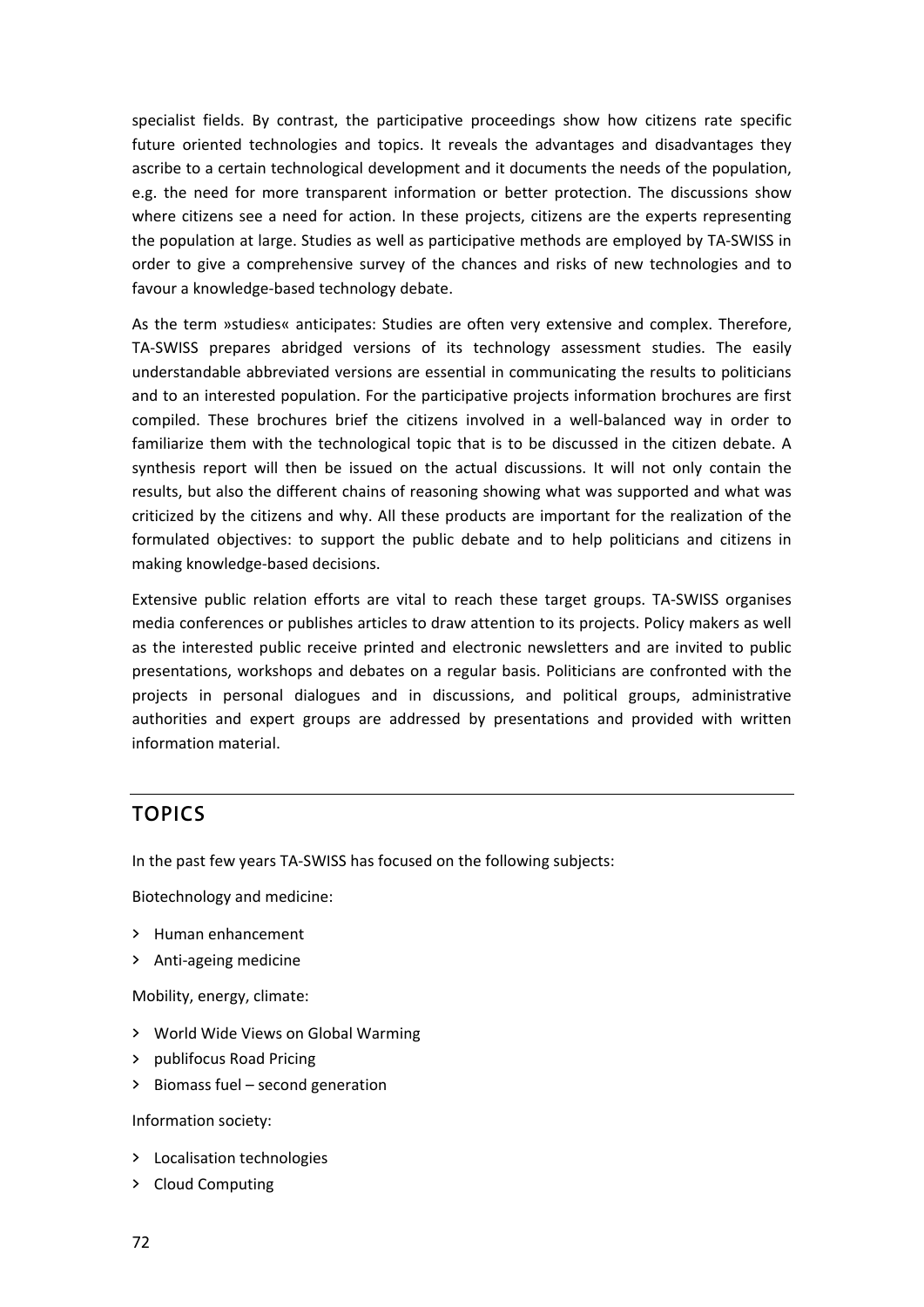specialist fields. By contrast, the participative proceedings show how citizens rate specific future oriented technologies and topics. It reveals the advantages and disadvantages they ascribe to a certain technological development and it documents the needs of the population, e.g. the need for more transparent information or better protection. The discussions show where citizens see a need for action. In these projects, citizens are the experts representing the population at large. Studies as well as participative methods are employed by TA-SWISS in order to give a comprehensive survey of the chances and risks of new technologies and to favour a knowledge-based technology debate.

As the term »studies« anticipates: Studies are often very extensive and complex. Therefore, TA-SWISS prepares abridged versions of its technology assessment studies. The easily understandable abbreviated versions are essential in communicating the results to politicians and to an interested population. For the participative projects information brochures are first compiled. These brochures brief the citizens involved in a well-balanced way in order to familiarize them with the technological topic that is to be discussed in the citizen debate. A synthesis report will then be issued on the actual discussions. It will not only contain the results, but also the different chains of reasoning showing what was supported and what was criticized by the citizens and why. All these products are important for the realization of the formulated objectives: to support the public debate and to help politicians and citizens in making knowledge-based decisions.

Extensive public relation efforts are vital to reach these target groups. TA-SWISS organises media conferences or publishes articles to draw attention to its projects. Policy makers as well as the interested public receive printed and electronic newsletters and are invited to public presentations, workshops and debates on a regular basis. Politicians are confronted with the projects in personal dialogues and in discussions, and political groups, administrative authorities and expert groups are addressed by presentations and provided with written information material.

## TOPICS

In the past few years TA-SWISS has focused on the following subjects:

Biotechnology and medicine:

- Human enhancement
- Anti-ageing medicine

Mobility, energy, climate:

- World Wide Views on Global Warming
- publifocus Road Pricing
- Biomass fuel – second generation

Information society:

- Localisation technologies
- Cloud Computing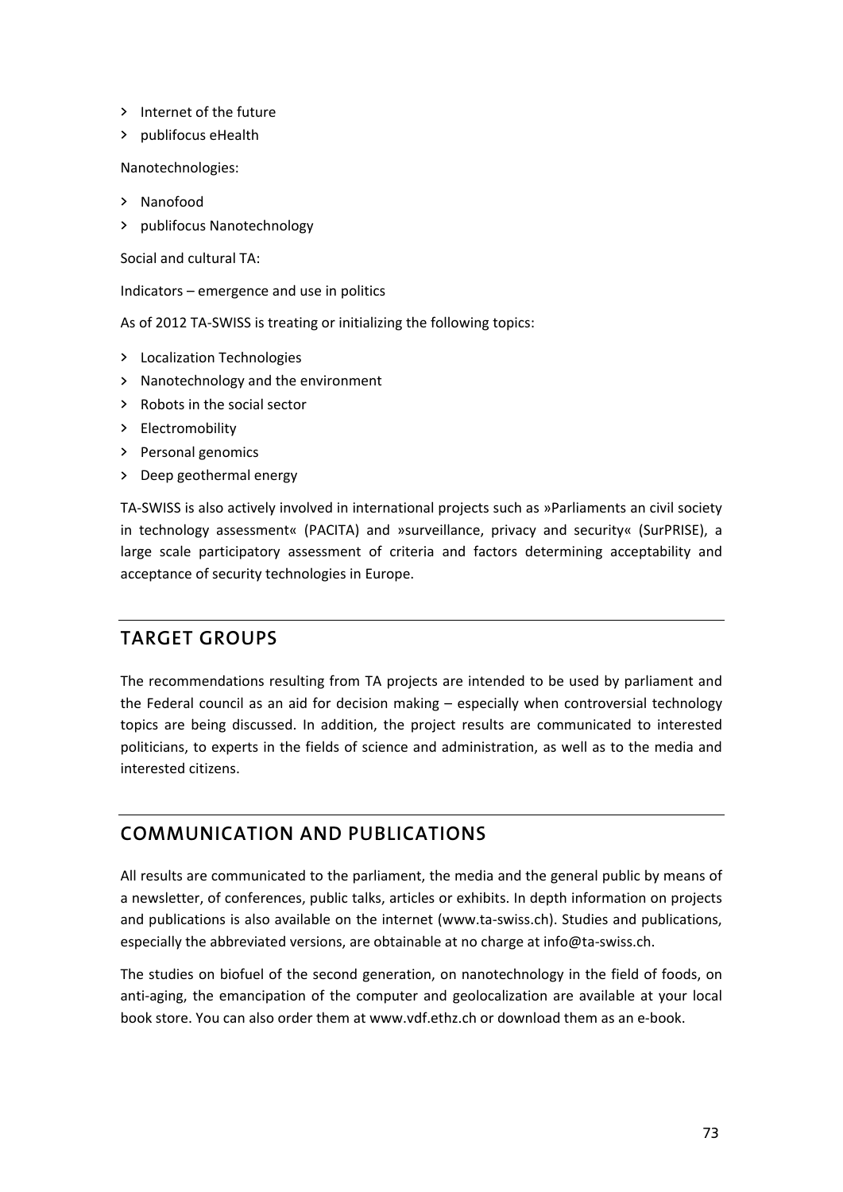- Internet of the future
- publifocus eHealth

Nanotechnologies:

- Nanofood
- publifocus Nanotechnology

Social and cultural TA:

Indicators – emergence and use in politics

As of 2012 TA-SWISS is treating or initializing the following topics:

- Localization Technologies
- Nanotechnology and the environment
- Robots in the social sector
- Electromobility
- Personal genomics
- Deep geothermal energy

TA-SWISS is also actively involved in international projects such as »Parliaments an civil society in technology assessment« (PACITA) and »surveillance, privacy and security« (SurPRISE), a large scale participatory assessment of criteria and factors determining acceptability and acceptance of security technologies in Europe.

## TARGET GROUPS

The recommendations resulting from TA projects are intended to be used by parliament and the Federal council as an aid for decision making – especially when controversial technology topics are being discussed. In addition, the project results are communicated to interested politicians, to experts in the fields of science and administration, as well as to the media and interested citizens.

## COMMUNICATION AND PUBLICATIONS

All results are communicated to the parliament, the media and the general public by means of a newsletter, of conferences, public talks, articles or exhibits. In depth information on projects and publications is also available on the internet (www.ta-swiss.ch). Studies and publications, especially the abbreviated versions, are obtainable at no charge at info@ta-swiss.ch.

The studies on biofuel of the second generation, on nanotechnology in the field of foods, on anti-aging, the emancipation of the computer and geolocalization are available at your local book store. You can also order them at www.vdf.ethz.ch or download them as an e-book.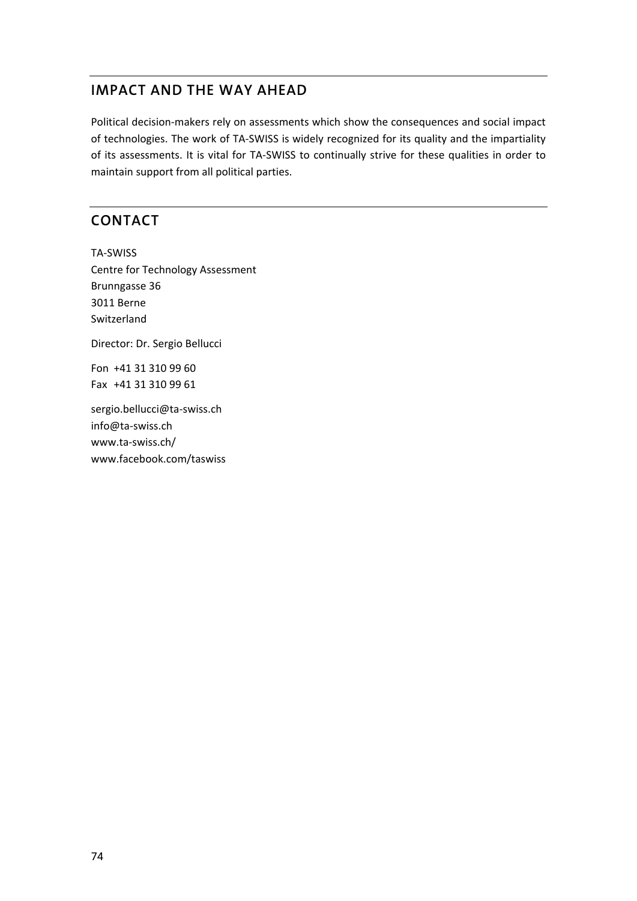## IMPACT AND THE WAY AHEAD

Political decision-makers rely on assessments which show the consequences and social impact of technologies. The work of TA-SWISS is widely recognized for its quality and the impartiality of its assessments. It is vital for TA-SWISS to continually strive for these qualities in order to maintain support from all political parties.

## CONTACT

TA-SWISS
Centre for Technology Assessment
Brunngasse 36
3011 Berne
Switzerland

Director: Dr. Sergio Bellucci

Fon +41 31 310 99 60
Fax +41 31 310 99 61

sergio.bellucci@ta-swiss.ch
info@ta-swiss.ch
www.ta-swiss.ch/
www.facebook.com/taswiss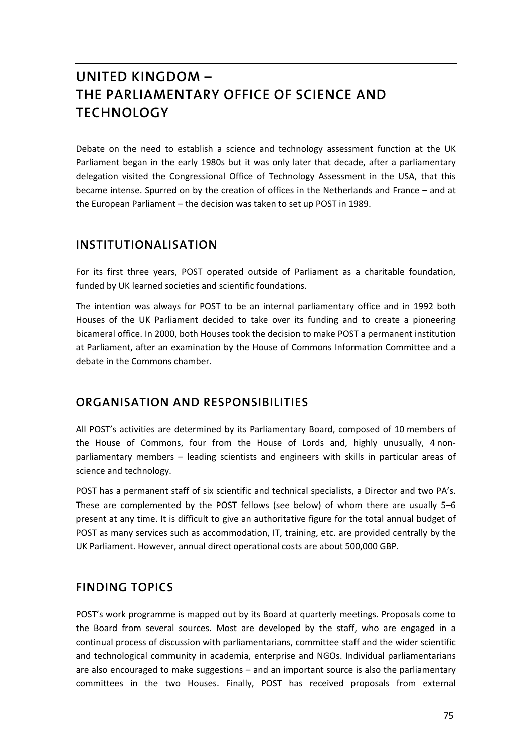# UNITED KINGDOM – THE PARLIAMENTARY OFFICE OF SCIENCE AND TECHNOLOGY

Debate on the need to establish a science and technology assessment function at the UK Parliament began in the early 1980s but it was only later that decade, after a parliamentary delegation visited the Congressional Office of Technology Assessment in the USA, that this became intense. Spurred on by the creation of offices in the Netherlands and France – and at the European Parliament – the decision was taken to set up POST in 1989.

## INSTITUTIONALISATION

For its first three years, POST operated outside of Parliament as a charitable foundation, funded by UK learned societies and scientific foundations.

The intention was always for POST to be an internal parliamentary office and in 1992 both Houses of the UK Parliament decided to take over its funding and to create a pioneering bicameral office. In 2000, both Houses took the decision to make POST a permanent institution at Parliament, after an examination by the House of Commons Information Committee and a debate in the Commons chamber.

## ORGANISATION AND RESPONSIBILITIES

All POST's activities are determined by its Parliamentary Board, composed of 10 members of the House of Commons, four from the House of Lords and, highly unusually, 4 non-parliamentary members – leading scientists and engineers with skills in particular areas of science and technology.

POST has a permanent staff of six scientific and technical specialists, a Director and two PA's. These are complemented by the POST fellows (see below) of whom there are usually 5–6 present at any time. It is difficult to give an authoritative figure for the total annual budget of POST as many services such as accommodation, IT, training, etc. are provided centrally by the UK Parliament. However, annual direct operational costs are about 500,000 GBP.

## FINDING TOPICS

POST's work programme is mapped out by its Board at quarterly meetings. Proposals come to the Board from several sources. Most are developed by the staff, who are engaged in a continual process of discussion with parliamentarians, committee staff and the wider scientific and technological community in academia, enterprise and NGOs. Individual parliamentarians are also encouraged to make suggestions – and an important source is also the parliamentary committees in the two Houses. Finally, POST has received proposals from external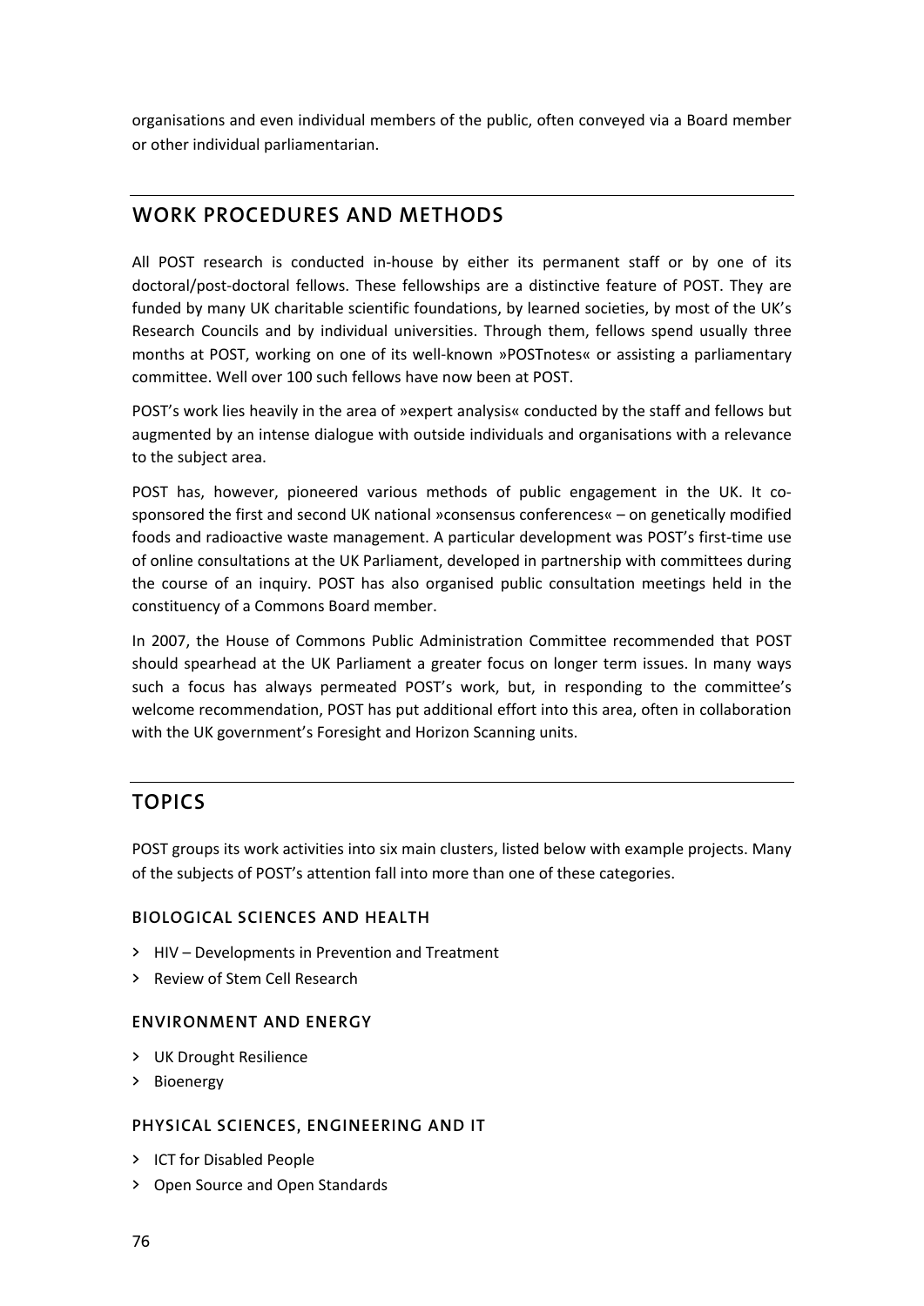organisations and even individual members of the public, often conveyed via a Board member or other individual parliamentarian.

## WORK PROCEDURES AND METHODS

All POST research is conducted in-house by either its permanent staff or by one of its doctoral/post-doctoral fellows. These fellowships are a distinctive feature of POST. They are funded by many UK charitable scientific foundations, by learned societies, by most of the UK's Research Councils and by individual universities. Through them, fellows spend usually three months at POST, working on one of its well-known »POSTnotes« or assisting a parliamentary committee. Well over 100 such fellows have now been at POST.

POST's work lies heavily in the area of »expert analysis« conducted by the staff and fellows but augmented by an intense dialogue with outside individuals and organisations with a relevance to the subject area.

POST has, however, pioneered various methods of public engagement in the UK. It co-sponsored the first and second UK national »consensus conferences« – on genetically modified foods and radioactive waste management. A particular development was POST's first-time use of online consultations at the UK Parliament, developed in partnership with committees during the course of an inquiry. POST has also organised public consultation meetings held in the constituency of a Commons Board member.

In 2007, the House of Commons Public Administration Committee recommended that POST should spearhead at the UK Parliament a greater focus on longer term issues. In many ways such a focus has always permeated POST's work, but, in responding to the committee's welcome recommendation, POST has put additional effort into this area, often in collaboration with the UK government's Foresight and Horizon Scanning units.

## TOPICS

POST groups its work activities into six main clusters, listed below with example projects. Many of the subjects of POST's attention fall into more than one of these categories.

### BIOLOGICAL SCIENCES AND HEALTH

- HIV – Developments in Prevention and Treatment
- Review of Stem Cell Research

### ENVIRONMENT AND ENERGY

- UK Drought Resilience
- Bioenergy

### PHYSICAL SCIENCES, ENGINEERING AND IT

- ICT for Disabled People
- Open Source and Open Standards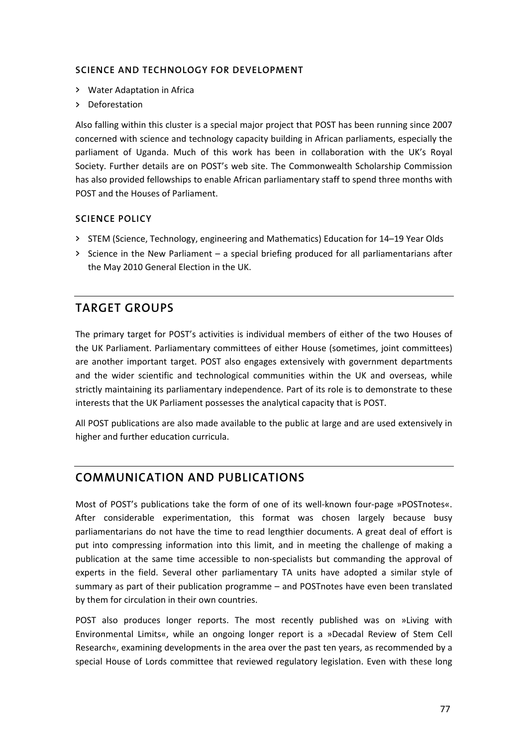#### SCIENCE AND TECHNOLOGY FOR DEVELOPMENT

- Water Adaptation in Africa
- Deforestation

Also falling within this cluster is a special major project that POST has been running since 2007 concerned with science and technology capacity building in African parliaments, especially the parliament of Uganda. Much of this work has been in collaboration with the UK's Royal Society. Further details are on POST's web site. The Commonwealth Scholarship Commission has also provided fellowships to enable African parliamentary staff to spend three months with POST and the Houses of Parliament.

#### SCIENCE POLICY

- STEM (Science, Technology, engineering and Mathematics) Education for 14–19 Year Olds
- Science in the New Parliament – a special briefing produced for all parliamentarians after the May 2010 General Election in the UK.

## TARGET GROUPS

The primary target for POST's activities is individual members of either of the two Houses of the UK Parliament. Parliamentary committees of either House (sometimes, joint committees) are another important target. POST also engages extensively with government departments and the wider scientific and technological communities within the UK and overseas, while strictly maintaining its parliamentary independence. Part of its role is to demonstrate to these interests that the UK Parliament possesses the analytical capacity that is POST.

All POST publications are also made available to the public at large and are used extensively in higher and further education curricula.

## COMMUNICATION AND PUBLICATIONS

Most of POST's publications take the form of one of its well-known four-page »POSTnotes«. After considerable experimentation, this format was chosen largely because busy parliamentarians do not have the time to read lengthier documents. A great deal of effort is put into compressing information into this limit, and in meeting the challenge of making a publication at the same time accessible to non-specialists but commanding the approval of experts in the field. Several other parliamentary TA units have adopted a similar style of summary as part of their publication programme – and POSTnotes have even been translated by them for circulation in their own countries.

POST also produces longer reports. The most recently published was on »Living with Environmental Limits«, while an ongoing longer report is a »Decadal Review of Stem Cell Research«, examining developments in the area over the past ten years, as recommended by a special House of Lords committee that reviewed regulatory legislation. Even with these long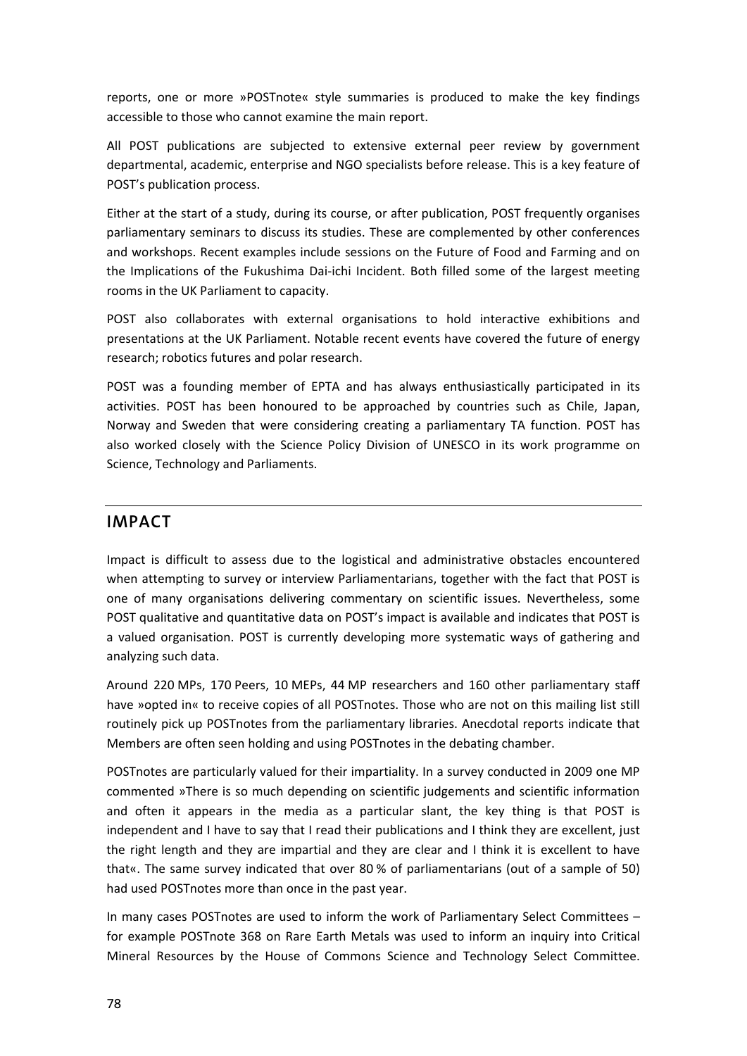reports, one or more »POSTnote« style summaries is produced to make the key findings accessible to those who cannot examine the main report.

All POST publications are subjected to extensive external peer review by government departmental, academic, enterprise and NGO specialists before release. This is a key feature of POST's publication process.

Either at the start of a study, during its course, or after publication, POST frequently organises parliamentary seminars to discuss its studies. These are complemented by other conferences and workshops. Recent examples include sessions on the Future of Food and Farming and on the Implications of the Fukushima Dai-ichi Incident. Both filled some of the largest meeting rooms in the UK Parliament to capacity.

POST also collaborates with external organisations to hold interactive exhibitions and presentations at the UK Parliament. Notable recent events have covered the future of energy research; robotics futures and polar research.

POST was a founding member of EPTA and has always enthusiastically participated in its activities. POST has been honoured to be approached by countries such as Chile, Japan, Norway and Sweden that were considering creating a parliamentary TA function. POST has also worked closely with the Science Policy Division of UNESCO in its work programme on Science, Technology and Parliaments.

## IMPACT

Impact is difficult to assess due to the logistical and administrative obstacles encountered when attempting to survey or interview Parliamentarians, together with the fact that POST is one of many organisations delivering commentary on scientific issues. Nevertheless, some POST qualitative and quantitative data on POST's impact is available and indicates that POST is a valued organisation. POST is currently developing more systematic ways of gathering and analyzing such data.

Around 220 MPs, 170 Peers, 10 MEPs, 44 MP researchers and 160 other parliamentary staff have »opted in« to receive copies of all POSTnotes. Those who are not on this mailing list still routinely pick up POSTnotes from the parliamentary libraries. Anecdotal reports indicate that Members are often seen holding and using POSTnotes in the debating chamber.

POSTnotes are particularly valued for their impartiality. In a survey conducted in 2009 one MP commented »There is so much depending on scientific judgements and scientific information and often it appears in the media as a particular slant, the key thing is that POST is independent and I have to say that I read their publications and I think they are excellent, just the right length and they are impartial and they are clear and I think it is excellent to have that«. The same survey indicated that over 80 % of parliamentarians (out of a sample of 50) had used POSTnotes more than once in the past year.

In many cases POSTnotes are used to inform the work of Parliamentary Select Committees – for example POSTnote 368 on Rare Earth Metals was used to inform an inquiry into Critical Mineral Resources by the House of Commons Science and Technology Select Committee.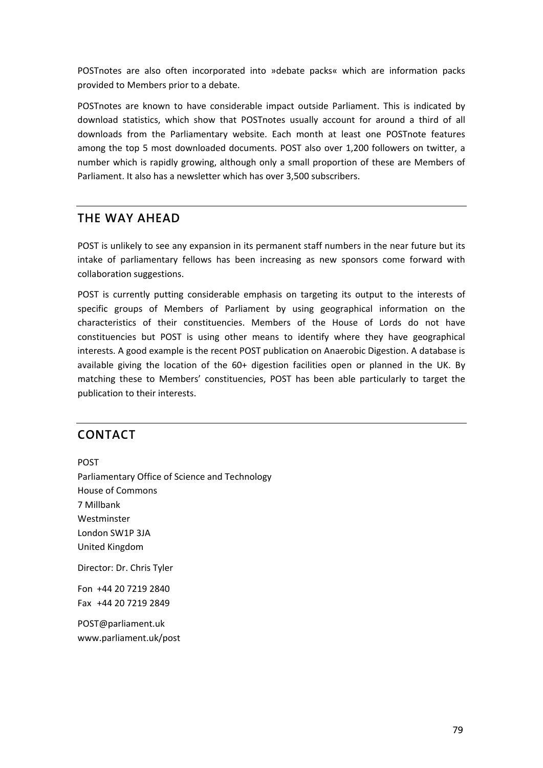POSTnotes are also often incorporated into »debate packs« which are information packs provided to Members prior to a debate.

POSTnotes are known to have considerable impact outside Parliament. This is indicated by download statistics, which show that POSTnotes usually account for around a third of all downloads from the Parliamentary website. Each month at least one POSTnote features among the top 5 most downloaded documents. POST also over 1,200 followers on twitter, a number which is rapidly growing, although only a small proportion of these are Members of Parliament. It also has a newsletter which has over 3,500 subscribers.

## THE WAY AHEAD

POST is unlikely to see any expansion in its permanent staff numbers in the near future but its intake of parliamentary fellows has been increasing as new sponsors come forward with collaboration suggestions.

POST is currently putting considerable emphasis on targeting its output to the interests of specific groups of Members of Parliament by using geographical information on the characteristics of their constituencies. Members of the House of Lords do not have constituencies but POST is using other means to identify where they have geographical interests. A good example is the recent POST publication on Anaerobic Digestion. A database is available giving the location of the 60+ digestion facilities open or planned in the UK. By matching these to Members' constituencies, POST has been able particularly to target the publication to their interests.

## CONTACT

POST
Parliamentary Office of Science and Technology
House of Commons
7 Millbank
Westminster
London SW1P 3JA
United Kingdom

Director: Dr. Chris Tyler

Fon +44 20 7219 2840
Fax +44 20 7219 2849

POST@parliament.uk
www.parliament.uk/post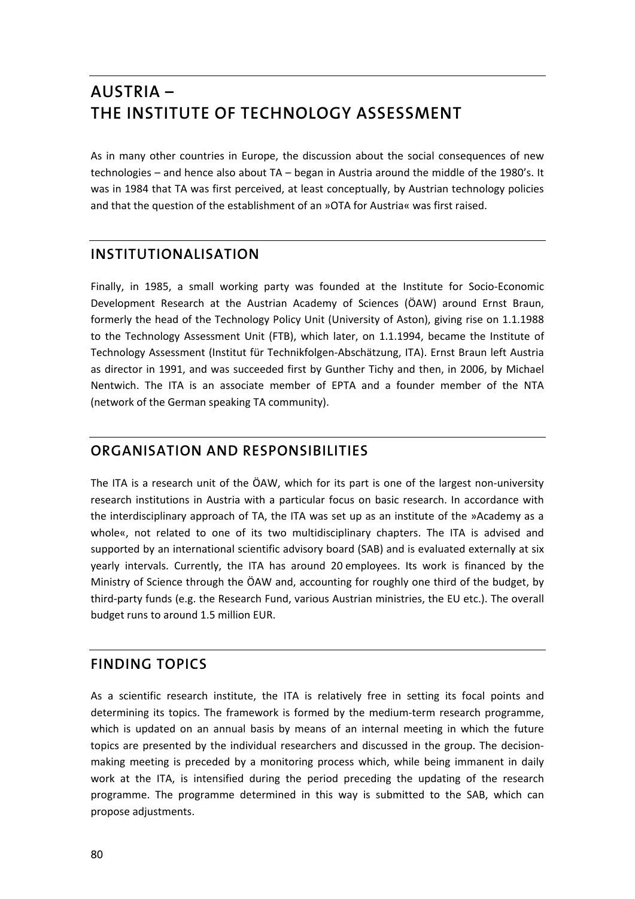# AUSTRIA – THE INSTITUTE OF TECHNOLOGY ASSESSMENT

As in many other countries in Europe, the discussion about the social consequences of new technologies – and hence also about TA – began in Austria around the middle of the 1980's. It was in 1984 that TA was first perceived, at least conceptually, by Austrian technology policies and that the question of the establishment of an »OTA for Austria« was first raised.

## INSTITUTIONALISATION

Finally, in 1985, a small working party was founded at the Institute for Socio-Economic Development Research at the Austrian Academy of Sciences (ÖAW) around Ernst Braun, formerly the head of the Technology Policy Unit (University of Aston), giving rise on 1.1.1988 to the Technology Assessment Unit (FTB), which later, on 1.1.1994, became the Institute of Technology Assessment (Institut für Technikfolgen-Abschätzung, ITA). Ernst Braun left Austria as director in 1991, and was succeeded first by Gunther Tichy and then, in 2006, by Michael Nentwich. The ITA is an associate member of EPTA and a founder member of the NTA (network of the German speaking TA community).

## ORGANISATION AND RESPONSIBILITIES

The ITA is a research unit of the ÖAW, which for its part is one of the largest non-university research institutions in Austria with a particular focus on basic research. In accordance with the interdisciplinary approach of TA, the ITA was set up as an institute of the »Academy as a whole«, not related to one of its two multidisciplinary chapters. The ITA is advised and supported by an international scientific advisory board (SAB) and is evaluated externally at six yearly intervals. Currently, the ITA has around 20 employees. Its work is financed by the Ministry of Science through the ÖAW and, accounting for roughly one third of the budget, by third-party funds (e.g. the Research Fund, various Austrian ministries, the EU etc.). The overall budget runs to around 1.5 million EUR.

## FINDING TOPICS

As a scientific research institute, the ITA is relatively free in setting its focal points and determining its topics. The framework is formed by the medium-term research programme, which is updated on an annual basis by means of an internal meeting in which the future topics are presented by the individual researchers and discussed in the group. The decision-making meeting is preceded by a monitoring process which, while being immanent in daily work at the ITA, is intensified during the period preceding the updating of the research programme. The programme determined in this way is submitted to the SAB, which can propose adjustments.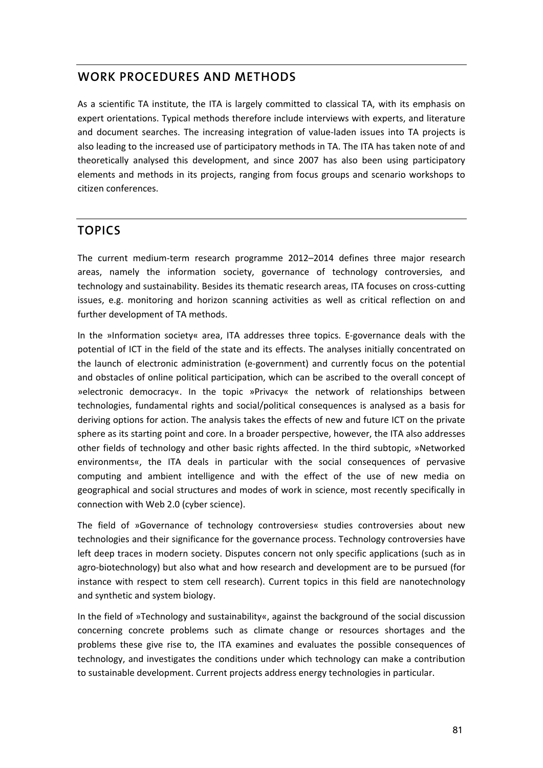## WORK PROCEDURES AND METHODS

As a scientific TA institute, the ITA is largely committed to classical TA, with its emphasis on expert orientations. Typical methods therefore include interviews with experts, and literature and document searches. The increasing integration of value-laden issues into TA projects is also leading to the increased use of participatory methods in TA. The ITA has taken note of and theoretically analysed this development, and since 2007 has also been using participatory elements and methods in its projects, ranging from focus groups and scenario workshops to citizen conferences.

## TOPICS

The current medium-term research programme 2012–2014 defines three major research areas, namely the information society, governance of technology controversies, and technology and sustainability. Besides its thematic research areas, ITA focuses on cross-cutting issues, e.g. monitoring and horizon scanning activities as well as critical reflection on and further development of TA methods.

In the »Information society« area, ITA addresses three topics. E-governance deals with the potential of ICT in the field of the state and its effects. The analyses initially concentrated on the launch of electronic administration (e-government) and currently focus on the potential and obstacles of online political participation, which can be ascribed to the overall concept of »electronic democracy«. In the topic »Privacy« the network of relationships between technologies, fundamental rights and social/political consequences is analysed as a basis for deriving options for action. The analysis takes the effects of new and future ICT on the private sphere as its starting point and core. In a broader perspective, however, the ITA also addresses other fields of technology and other basic rights affected. In the third subtopic, »Networked environments«, the ITA deals in particular with the social consequences of pervasive computing and ambient intelligence and with the effect of the use of new media on geographical and social structures and modes of work in science, most recently specifically in connection with Web 2.0 (cyber science).

The field of »Governance of technology controversies« studies controversies about new technologies and their significance for the governance process. Technology controversies have left deep traces in modern society. Disputes concern not only specific applications (such as in agro-biotechnology) but also what and how research and development are to be pursued (for instance with respect to stem cell research). Current topics in this field are nanotechnology and synthetic and system biology.

In the field of »Technology and sustainability«, against the background of the social discussion concerning concrete problems such as climate change or resources shortages and the problems these give rise to, the ITA examines and evaluates the possible consequences of technology, and investigates the conditions under which technology can make a contribution to sustainable development. Current projects address energy technologies in particular.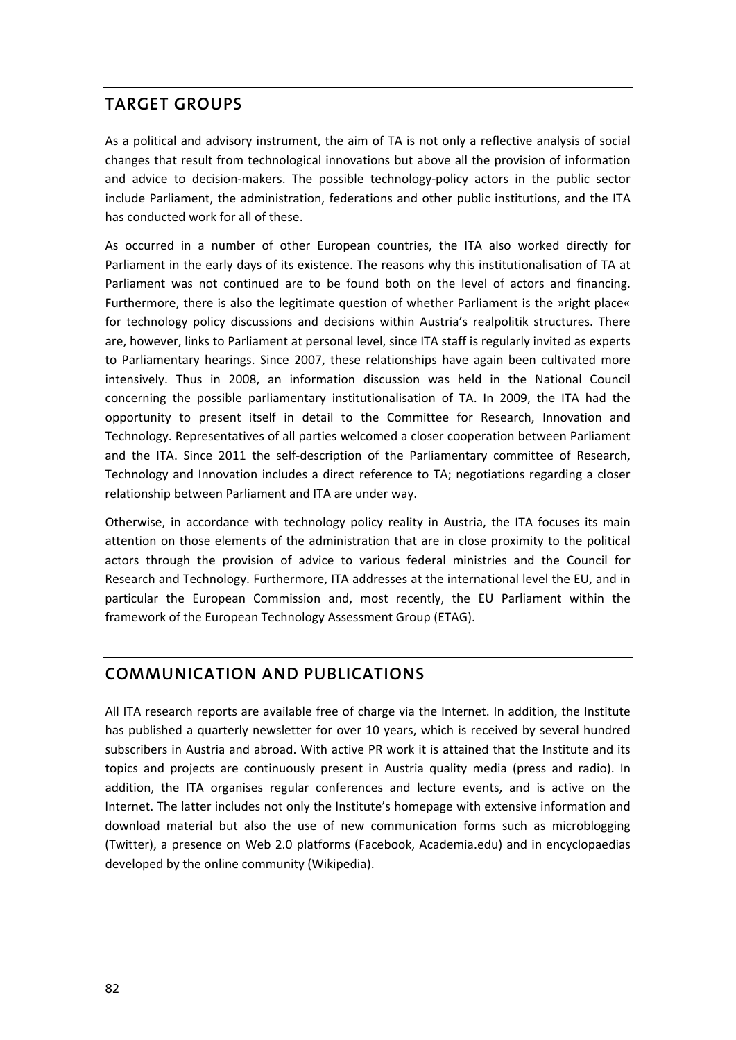## TARGET GROUPS

As a political and advisory instrument, the aim of TA is not only a reflective analysis of social changes that result from technological innovations but above all the provision of information and advice to decision-makers. The possible technology-policy actors in the public sector include Parliament, the administration, federations and other public institutions, and the ITA has conducted work for all of these.

As occurred in a number of other European countries, the ITA also worked directly for Parliament in the early days of its existence. The reasons why this institutionalisation of TA at Parliament was not continued are to be found both on the level of actors and financing. Furthermore, there is also the legitimate question of whether Parliament is the »right place« for technology policy discussions and decisions within Austria's realpolitik structures. There are, however, links to Parliament at personal level, since ITA staff is regularly invited as experts to Parliamentary hearings. Since 2007, these relationships have again been cultivated more intensively. Thus in 2008, an information discussion was held in the National Council concerning the possible parliamentary institutionalisation of TA. In 2009, the ITA had the opportunity to present itself in detail to the Committee for Research, Innovation and Technology. Representatives of all parties welcomed a closer cooperation between Parliament and the ITA. Since 2011 the self-description of the Parliamentary committee of Research, Technology and Innovation includes a direct reference to TA; negotiations regarding a closer relationship between Parliament and ITA are under way.

Otherwise, in accordance with technology policy reality in Austria, the ITA focuses its main attention on those elements of the administration that are in close proximity to the political actors through the provision of advice to various federal ministries and the Council for Research and Technology. Furthermore, ITA addresses at the international level the EU, and in particular the European Commission and, most recently, the EU Parliament within the framework of the European Technology Assessment Group (ETAG).

## COMMUNICATION AND PUBLICATIONS

All ITA research reports are available free of charge via the Internet. In addition, the Institute has published a quarterly newsletter for over 10 years, which is received by several hundred subscribers in Austria and abroad. With active PR work it is attained that the Institute and its topics and projects are continuously present in Austria quality media (press and radio). In addition, the ITA organises regular conferences and lecture events, and is active on the Internet. The latter includes not only the Institute's homepage with extensive information and download material but also the use of new communication forms such as microblogging (Twitter), a presence on Web 2.0 platforms (Facebook, Academia.edu) and in encyclopaedias developed by the online community (Wikipedia).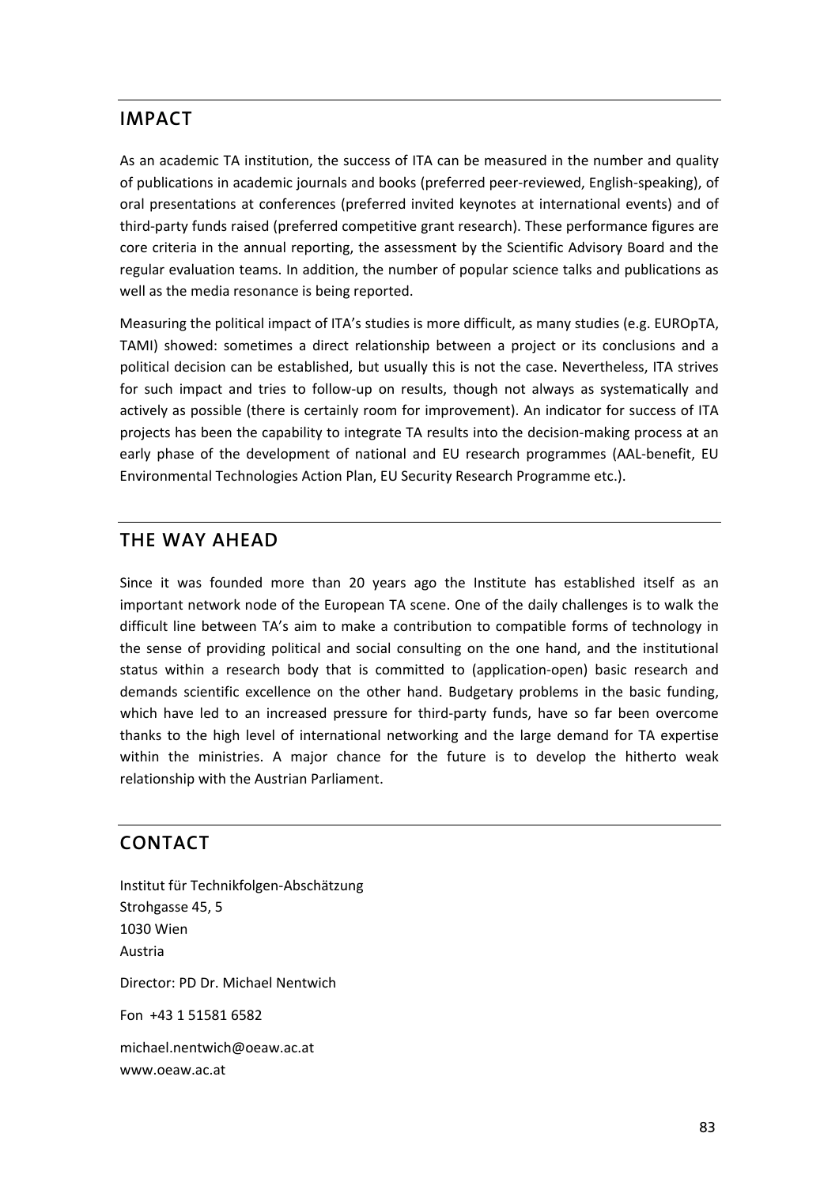## IMPACT

As an academic TA institution, the success of ITA can be measured in the number and quality of publications in academic journals and books (preferred peer-reviewed, English-speaking), of oral presentations at conferences (preferred invited keynotes at international events) and of third-party funds raised (preferred competitive grant research). These performance figures are core criteria in the annual reporting, the assessment by the Scientific Advisory Board and the regular evaluation teams. In addition, the number of popular science talks and publications as well as the media resonance is being reported.

Measuring the political impact of ITA's studies is more difficult, as many studies (e.g. EUROpTA, TAMI) showed: sometimes a direct relationship between a project or its conclusions and a political decision can be established, but usually this is not the case. Nevertheless, ITA strives for such impact and tries to follow-up on results, though not always as systematically and actively as possible (there is certainly room for improvement). An indicator for success of ITA projects has been the capability to integrate TA results into the decision-making process at an early phase of the development of national and EU research programmes (AAL-benefit, EU Environmental Technologies Action Plan, EU Security Research Programme etc.).

## THE WAY AHEAD

Since it was founded more than 20 years ago the Institute has established itself as an important network node of the European TA scene. One of the daily challenges is to walk the difficult line between TA's aim to make a contribution to compatible forms of technology in the sense of providing political and social consulting on the one hand, and the institutional status within a research body that is committed to (application-open) basic research and demands scientific excellence on the other hand. Budgetary problems in the basic funding, which have led to an increased pressure for third-party funds, have so far been overcome thanks to the high level of international networking and the large demand for TA expertise within the ministries. A major chance for the future is to develop the hitherto weak relationship with the Austrian Parliament.

## CONTACT

Institut für Technikfolgen-Abschätzung
Strohgasse 45, 5
1030 Wien
Austria

Director: PD Dr. Michael Nentwich

Fon +43 1 51581 6582

michael.nentwich@oeaw.ac.at
www.oeaw.ac.at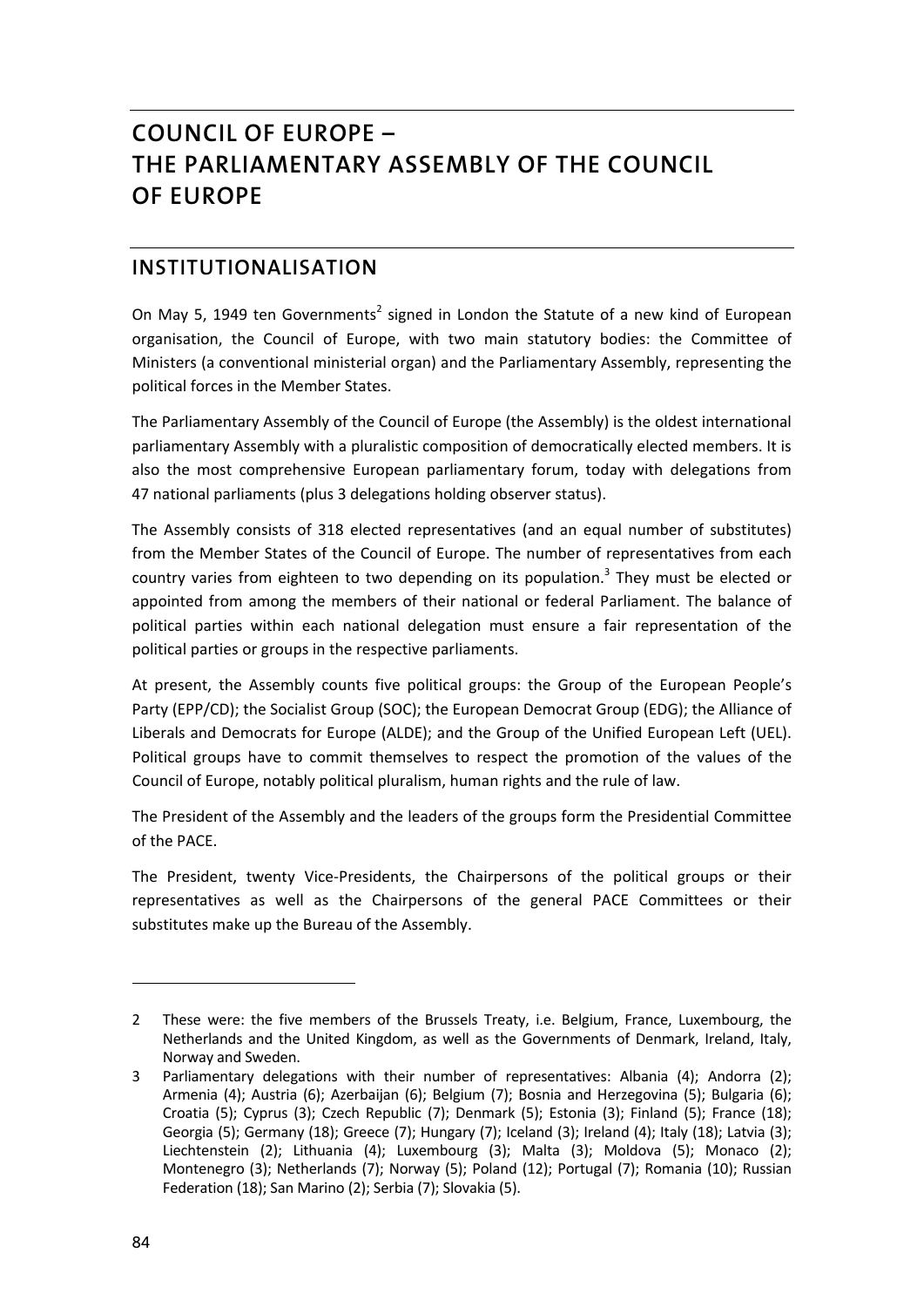# COUNCIL OF EUROPE – THE PARLIAMENTARY ASSEMBLY OF THE COUNCIL OF EUROPE

## INSTITUTIONALISATION

On May 5, 1949 ten Governments[2] signed in London the Statute of a new kind of European organisation, the Council of Europe, with two main statutory bodies: the Committee of Ministers (a conventional ministerial organ) and the Parliamentary Assembly, representing the political forces in the Member States.

The Parliamentary Assembly of the Council of Europe (the Assembly) is the oldest international parliamentary Assembly with a pluralistic composition of democratically elected members. It is also the most comprehensive European parliamentary forum, today with delegations from 47 national parliaments (plus 3 delegations holding observer status).

The Assembly consists of 318 elected representatives (and an equal number of substitutes) from the Member States of the Council of Europe. The number of representatives from each country varies from eighteen to two depending on its population.[3] They must be elected or appointed from among the members of their national or federal Parliament. The balance of political parties within each national delegation must ensure a fair representation of the political parties or groups in the respective parliaments.

At present, the Assembly counts five political groups: the Group of the European People's Party (EPP/CD); the Socialist Group (SOC); the European Democrat Group (EDG); the Alliance of Liberals and Democrats for Europe (ALDE); and the Group of the Unified European Left (UEL). Political groups have to commit themselves to respect the promotion of the values of the Council of Europe, notably political pluralism, human rights and the rule of law.

The President of the Assembly and the leaders of the groups form the Presidential Committee of the PACE.

The President, twenty Vice-Presidents, the Chairpersons of the political groups or their representatives as well as the Chairpersons of the general PACE Committees or their substitutes make up the Bureau of the Assembly.

---

2 These were: the five members of the Brussels Treaty, i.e. Belgium, France, Luxembourg, the Netherlands and the United Kingdom, as well as the Governments of Denmark, Ireland, Italy, Norway and Sweden.

3 Parliamentary delegations with their number of representatives: Albania (4); Andorra (2); Armenia (4); Austria (6); Azerbaijan (6); Belgium (7); Bosnia and Herzegovina (5); Bulgaria (6); Croatia (5); Cyprus (3); Czech Republic (7); Denmark (5); Estonia (3); Finland (5); France (18); Georgia (5); Germany (18); Greece (7); Hungary (7); Iceland (3); Ireland (4); Italy (18); Latvia (3); Liechtenstein (2); Lithuania (4); Luxembourg (3); Malta (3); Moldova (5); Monaco (2); Montenegro (3); Netherlands (7); Norway (5); Poland (12); Portugal (7); Romania (10); Russian Federation (18); San Marino (2); Serbia (7); Slovakia (5).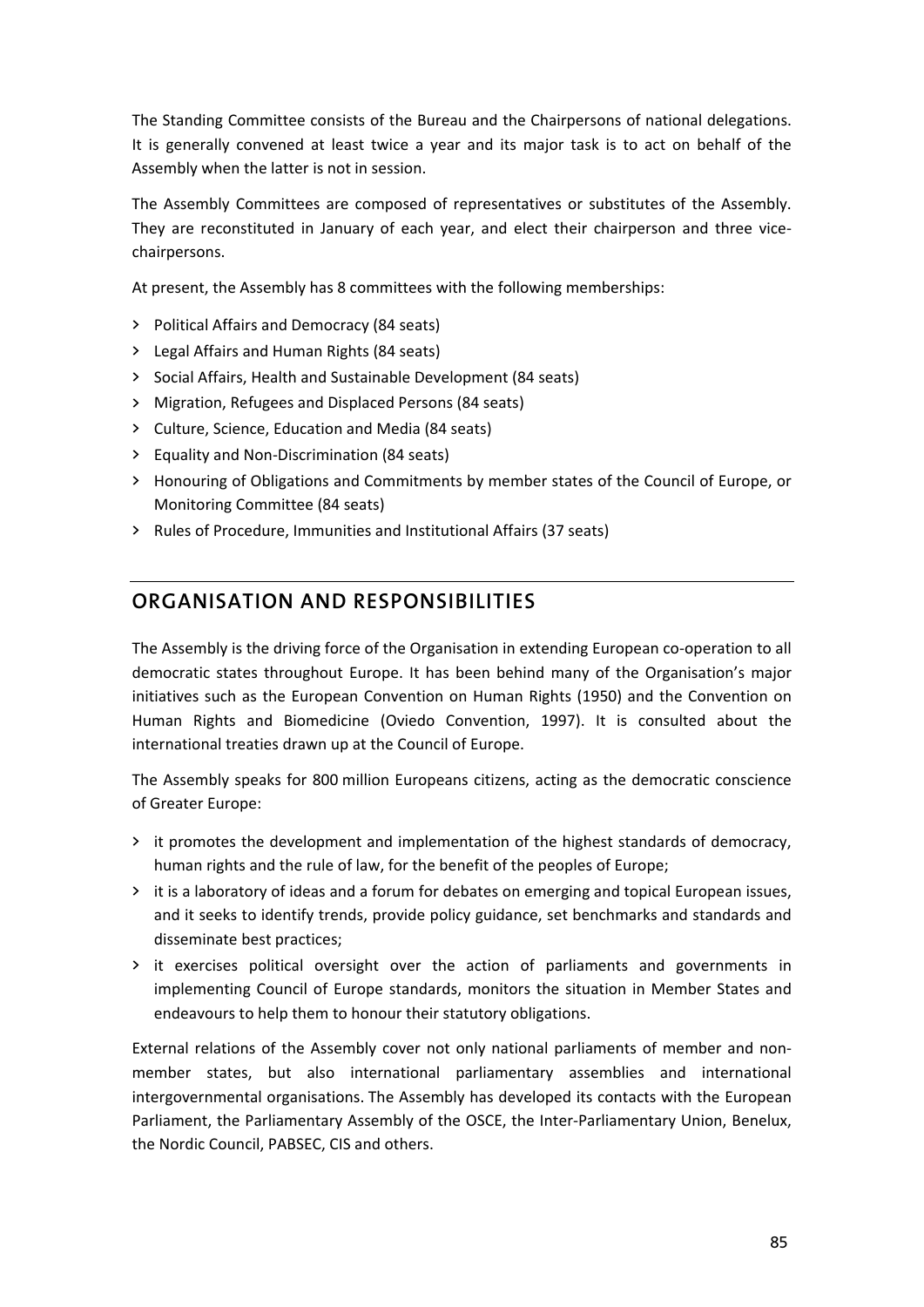The Standing Committee consists of the Bureau and the Chairpersons of national delegations. It is generally convened at least twice a year and its major task is to act on behalf of the Assembly when the latter is not in session.

The Assembly Committees are composed of representatives or substitutes of the Assembly. They are reconstituted in January of each year, and elect their chairperson and three vice-chairpersons.

At present, the Assembly has 8 committees with the following memberships:

- Political Affairs and Democracy (84 seats)
- Legal Affairs and Human Rights (84 seats)
- Social Affairs, Health and Sustainable Development (84 seats)
- Migration, Refugees and Displaced Persons (84 seats)
- Culture, Science, Education and Media (84 seats)
- Equality and Non-Discrimination (84 seats)
- Honouring of Obligations and Commitments by member states of the Council of Europe, or Monitoring Committee (84 seats)
- Rules of Procedure, Immunities and Institutional Affairs (37 seats)

## ORGANISATION AND RESPONSIBILITIES

The Assembly is the driving force of the Organisation in extending European co-operation to all democratic states throughout Europe. It has been behind many of the Organisation's major initiatives such as the European Convention on Human Rights (1950) and the Convention on Human Rights and Biomedicine (Oviedo Convention, 1997). It is consulted about the international treaties drawn up at the Council of Europe.

The Assembly speaks for 800 million Europeans citizens, acting as the democratic conscience of Greater Europe:

- it promotes the development and implementation of the highest standards of democracy, human rights and the rule of law, for the benefit of the peoples of Europe;
- it is a laboratory of ideas and a forum for debates on emerging and topical European issues, and it seeks to identify trends, provide policy guidance, set benchmarks and standards and disseminate best practices;
- it exercises political oversight over the action of parliaments and governments in implementing Council of Europe standards, monitors the situation in Member States and endeavours to help them to honour their statutory obligations.

External relations of the Assembly cover not only national parliaments of member and non-member states, but also international parliamentary assemblies and international intergovernmental organisations. The Assembly has developed its contacts with the European Parliament, the Parliamentary Assembly of the OSCE, the Inter-Parliamentary Union, Benelux, the Nordic Council, PABSEC, CIS and others.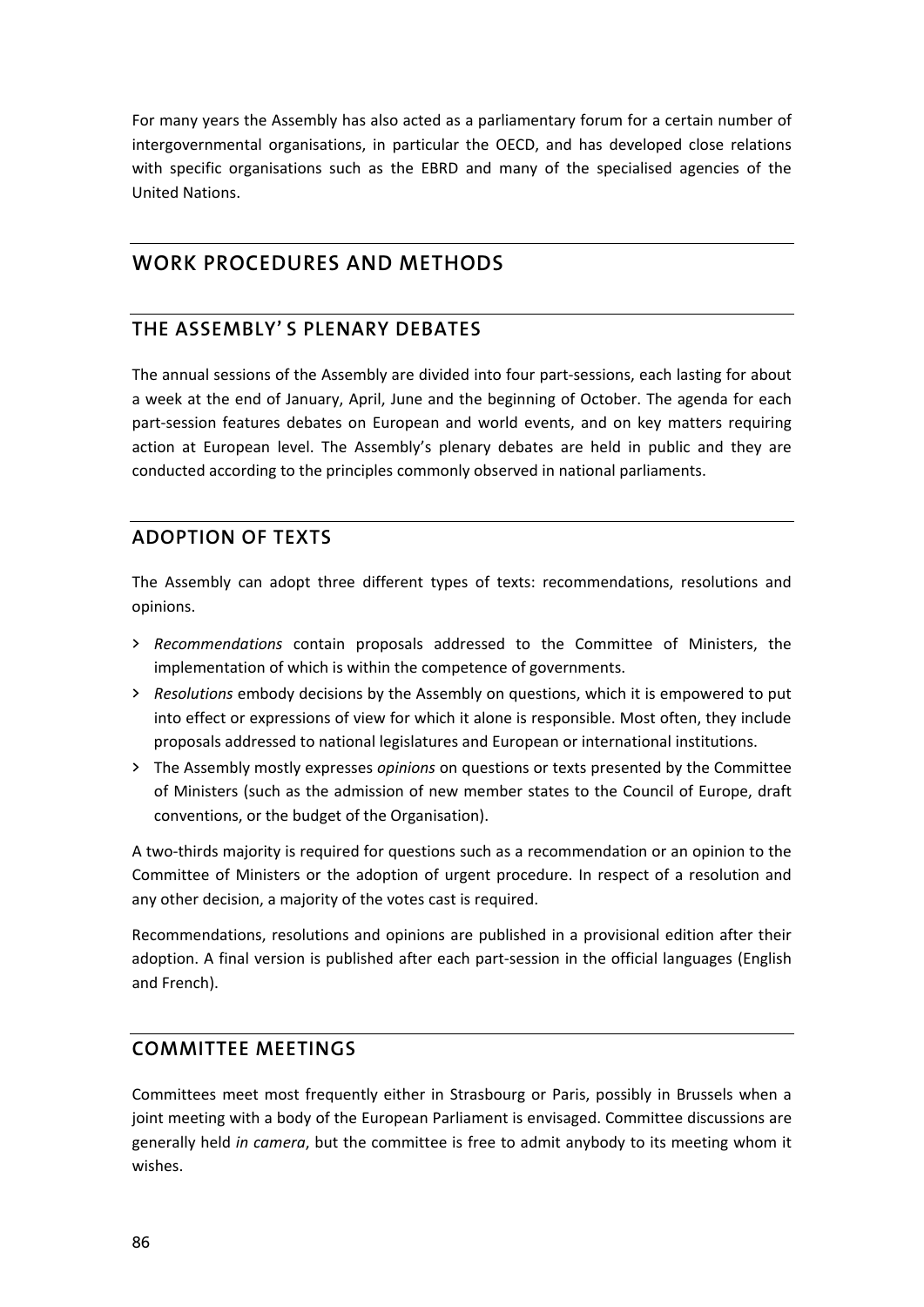For many years the Assembly has also acted as a parliamentary forum for a certain number of intergovernmental organisations, in particular the OECD, and has developed close relations with specific organisations such as the EBRD and many of the specialised agencies of the United Nations.

## WORK PROCEDURES AND METHODS

### THE ASSEMBLY' S PLENARY DEBATES

The annual sessions of the Assembly are divided into four part-sessions, each lasting for about a week at the end of January, April, June and the beginning of October. The agenda for each part-session features debates on European and world events, and on key matters requiring action at European level. The Assembly's plenary debates are held in public and they are conducted according to the principles commonly observed in national parliaments.

### ADOPTION OF TEXTS

The Assembly can adopt three different types of texts: recommendations, resolutions and opinions.

- *Recommendations* contain proposals addressed to the Committee of Ministers, the implementation of which is within the competence of governments.
- *Resolutions* embody decisions by the Assembly on questions, which it is empowered to put into effect or expressions of view for which it alone is responsible. Most often, they include proposals addressed to national legislatures and European or international institutions.
- The Assembly mostly expresses *opinions* on questions or texts presented by the Committee of Ministers (such as the admission of new member states to the Council of Europe, draft conventions, or the budget of the Organisation).

A two-thirds majority is required for questions such as a recommendation or an opinion to the Committee of Ministers or the adoption of urgent procedure. In respect of a resolution and any other decision, a majority of the votes cast is required.

Recommendations, resolutions and opinions are published in a provisional edition after their adoption. A final version is published after each part-session in the official languages (English and French).

### COMMITTEE MEETINGS

Committees meet most frequently either in Strasbourg or Paris, possibly in Brussels when a joint meeting with a body of the European Parliament is envisaged. Committee discussions are generally held *in camera*, but the committee is free to admit anybody to its meeting whom it wishes.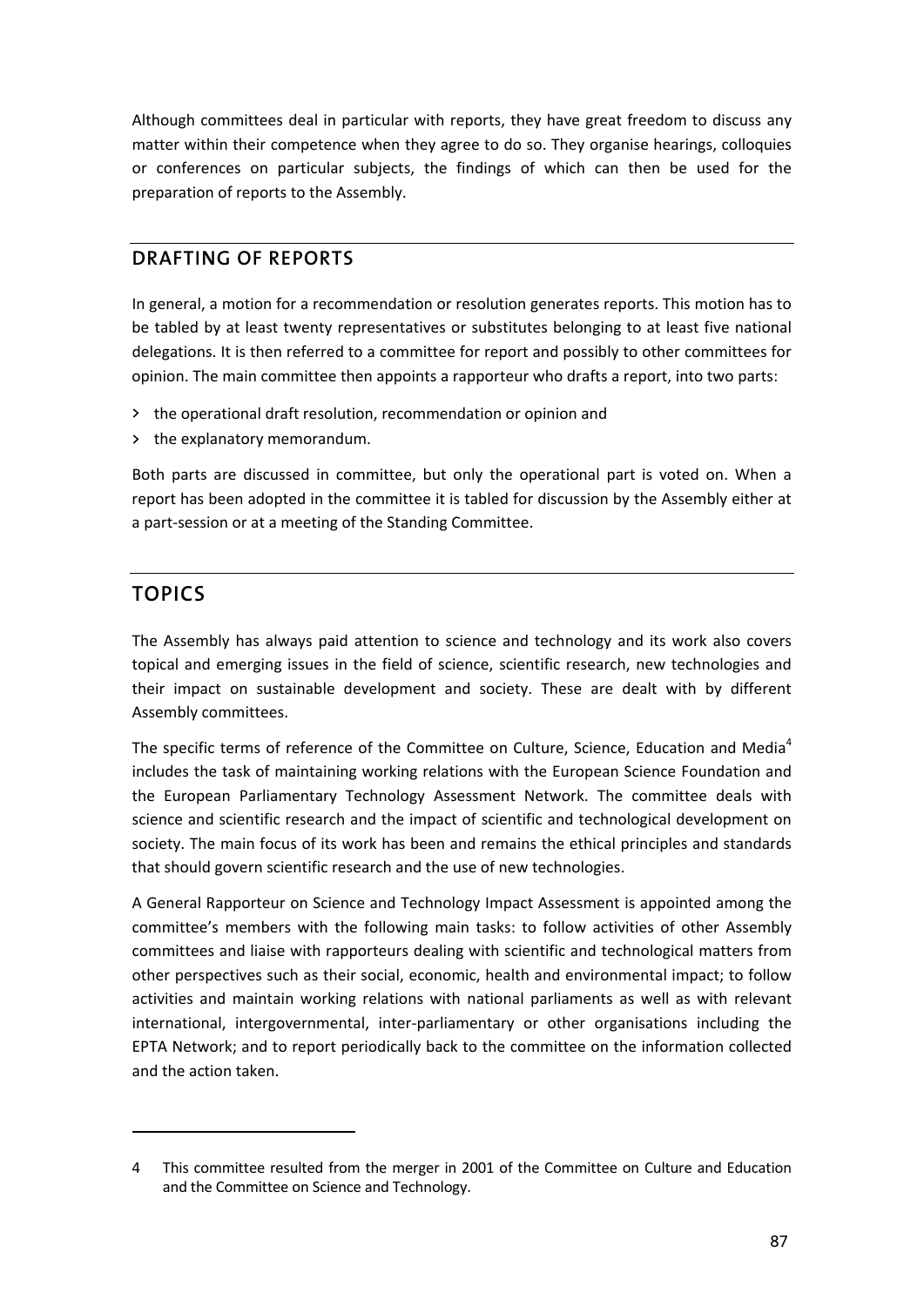Although committees deal in particular with reports, they have great freedom to discuss any matter within their competence when they agree to do so. They organise hearings, colloquies or conferences on particular subjects, the findings of which can then be used for the preparation of reports to the Assembly.

## DRAFTING OF REPORTS

In general, a motion for a recommendation or resolution generates reports. This motion has to be tabled by at least twenty representatives or substitutes belonging to at least five national delegations. It is then referred to a committee for report and possibly to other committees for opinion. The main committee then appoints a rapporteur who drafts a report, into two parts:

- the operational draft resolution, recommendation or opinion and
- the explanatory memorandum.

Both parts are discussed in committee, but only the operational part is voted on. When a report has been adopted in the committee it is tabled for discussion by the Assembly either at a part-session or at a meeting of the Standing Committee.

## TOPICS

The Assembly has always paid attention to science and technology and its work also covers topical and emerging issues in the field of science, scientific research, new technologies and their impact on sustainable development and society. These are dealt with by different Assembly committees.

The specific terms of reference of the Committee on Culture, Science, Education and Media[4] includes the task of maintaining working relations with the European Science Foundation and the European Parliamentary Technology Assessment Network. The committee deals with science and scientific research and the impact of scientific and technological development on society. The main focus of its work has been and remains the ethical principles and standards that should govern scientific research and the use of new technologies.

A General Rapporteur on Science and Technology Impact Assessment is appointed among the committee's members with the following main tasks: to follow activities of other Assembly committees and liaise with rapporteurs dealing with scientific and technological matters from other perspectives such as their social, economic, health and environmental impact; to follow activities and maintain working relations with national parliaments as well as with relevant international, intergovernmental, inter-parliamentary or other organisations including the EPTA Network; and to report periodically back to the committee on the information collected and the action taken.

---

4 This committee resulted from the merger in 2001 of the Committee on Culture and Education and the Committee on Science and Technology.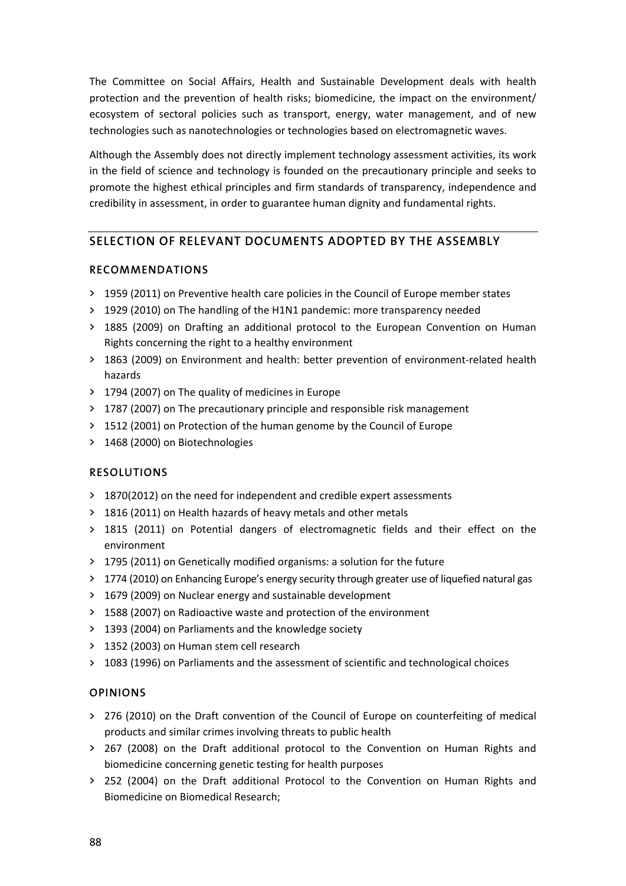The Committee on Social Affairs, Health and Sustainable Development deals with health protection and the prevention of health risks; biomedicine, the impact on the environment/ ecosystem of sectoral policies such as transport, energy, water management, and of new technologies such as nanotechnologies or technologies based on electromagnetic waves.

Although the Assembly does not directly implement technology assessment activities, its work in the field of science and technology is founded on the precautionary principle and seeks to promote the highest ethical principles and firm standards of transparency, independence and credibility in assessment, in order to guarantee human dignity and fundamental rights.

## SELECTION OF RELEVANT DOCUMENTS ADOPTED BY THE ASSEMBLY

### RECOMMENDATIONS

- 1959 (2011) on Preventive health care policies in the Council of Europe member states
- 1929 (2010) on The handling of the H1N1 pandemic: more transparency needed
- 1885 (2009) on Drafting an additional protocol to the European Convention on Human Rights concerning the right to a healthy environment
- 1863 (2009) on Environment and health: better prevention of environment-related health hazards
- 1794 (2007) on The quality of medicines in Europe
- 1787 (2007) on The precautionary principle and responsible risk management
- 1512 (2001) on Protection of the human genome by the Council of Europe
- 1468 (2000) on Biotechnologies

### RESOLUTIONS

- 1870(2012) on the need for independent and credible expert assessments
- 1816 (2011) on Health hazards of heavy metals and other metals
- 1815 (2011) on Potential dangers of electromagnetic fields and their effect on the environment
- 1795 (2011) on Genetically modified organisms: a solution for the future
- 1774 (2010) on Enhancing Europe's energy security through greater use of liquefied natural gas
- 1679 (2009) on Nuclear energy and sustainable development
- 1588 (2007) on Radioactive waste and protection of the environment
- 1393 (2004) on Parliaments and the knowledge society
- 1352 (2003) on Human stem cell research
- 1083 (1996) on Parliaments and the assessment of scientific and technological choices

### OPINIONS

- 276 (2010) on the Draft convention of the Council of Europe on counterfeiting of medical products and similar crimes involving threats to public health
- 267 (2008) on the Draft additional protocol to the Convention on Human Rights and biomedicine concerning genetic testing for health purposes
- 252 (2004) on the Draft additional Protocol to the Convention on Human Rights and Biomedicine on Biomedical Research;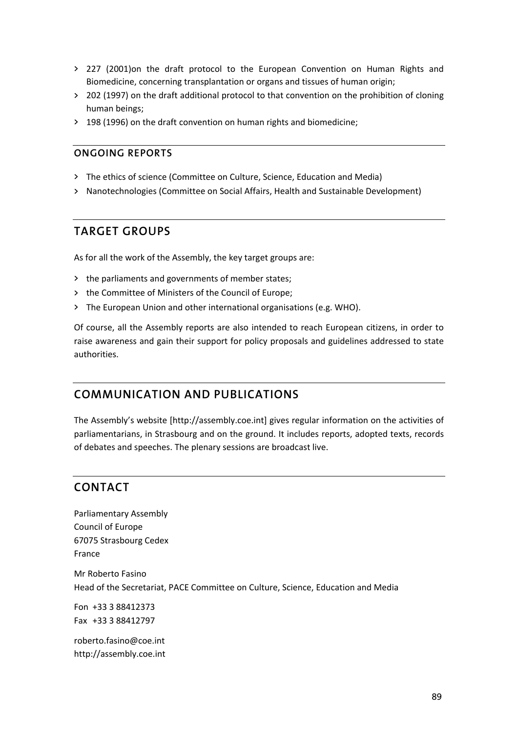- 227 (2001)on the draft protocol to the European Convention on Human Rights and Biomedicine, concerning transplantation or organs and tissues of human origin;
- 202 (1997) on the draft additional protocol to that convention on the prohibition of cloning human beings;
- 198 (1996) on the draft convention on human rights and biomedicine;

### ONGOING REPORTS

- The ethics of science (Committee on Culture, Science, Education and Media)
- Nanotechnologies (Committee on Social Affairs, Health and Sustainable Development)

## TARGET GROUPS

As for all the work of the Assembly, the key target groups are:

- the parliaments and governments of member states;
- the Committee of Ministers of the Council of Europe;
- The European Union and other international organisations (e.g. WHO).

Of course, all the Assembly reports are also intended to reach European citizens, in order to raise awareness and gain their support for policy proposals and guidelines addressed to state authorities.

## COMMUNICATION AND PUBLICATIONS

The Assembly's website [http://assembly.coe.int] gives regular information on the activities of parliamentarians, in Strasbourg and on the ground. It includes reports, adopted texts, records of debates and speeches. The plenary sessions are broadcast live.

## CONTACT

Parliamentary Assembly
Council of Europe
67075 Strasbourg Cedex
France

Mr Roberto Fasino
Head of the Secretariat, PACE Committee on Culture, Science, Education and Media

Fon +33 3 88412373
Fax +33 3 88412797

roberto.fasino@coe.int
http://assembly.coe.int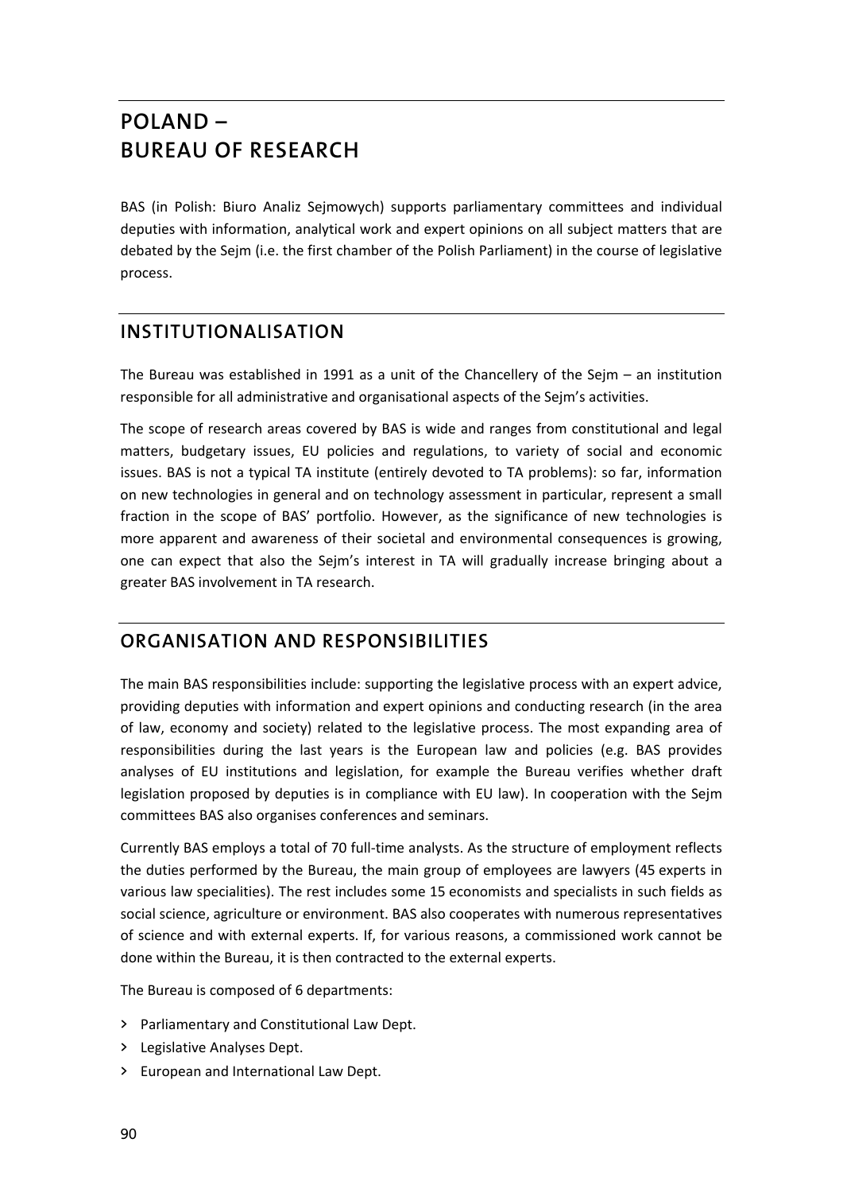# POLAND – BUREAU OF RESEARCH

BAS (in Polish: Biuro Analiz Sejmowych) supports parliamentary committees and individual deputies with information, analytical work and expert opinions on all subject matters that are debated by the Sejm (i.e. the first chamber of the Polish Parliament) in the course of legislative process.

## INSTITUTIONALISATION

The Bureau was established in 1991 as a unit of the Chancellery of the Sejm – an institution responsible for all administrative and organisational aspects of the Sejm's activities.

The scope of research areas covered by BAS is wide and ranges from constitutional and legal matters, budgetary issues, EU policies and regulations, to variety of social and economic issues. BAS is not a typical TA institute (entirely devoted to TA problems): so far, information on new technologies in general and on technology assessment in particular, represent a small fraction in the scope of BAS' portfolio. However, as the significance of new technologies is more apparent and awareness of their societal and environmental consequences is growing, one can expect that also the Sejm's interest in TA will gradually increase bringing about a greater BAS involvement in TA research.

## ORGANISATION AND RESPONSIBILITIES

The main BAS responsibilities include: supporting the legislative process with an expert advice, providing deputies with information and expert opinions and conducting research (in the area of law, economy and society) related to the legislative process. The most expanding area of responsibilities during the last years is the European law and policies (e.g. BAS provides analyses of EU institutions and legislation, for example the Bureau verifies whether draft legislation proposed by deputies is in compliance with EU law). In cooperation with the Sejm committees BAS also organises conferences and seminars.

Currently BAS employs a total of 70 full-time analysts. As the structure of employment reflects the duties performed by the Bureau, the main group of employees are lawyers (45 experts in various law specialities). The rest includes some 15 economists and specialists in such fields as social science, agriculture or environment. BAS also cooperates with numerous representatives of science and with external experts. If, for various reasons, a commissioned work cannot be done within the Bureau, it is then contracted to the external experts.

The Bureau is composed of 6 departments:

- Parliamentary and Constitutional Law Dept.
- Legislative Analyses Dept.
- European and International Law Dept.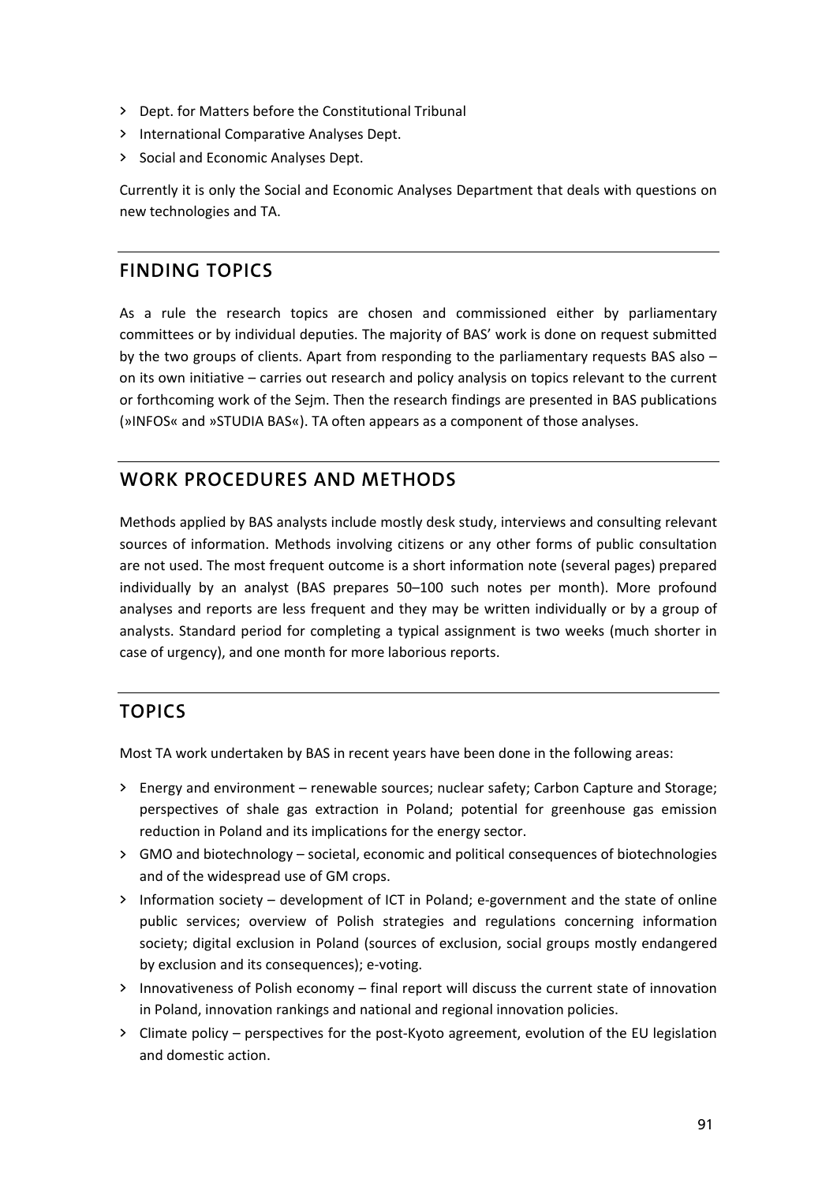- Dept. for Matters before the Constitutional Tribunal
- International Comparative Analyses Dept.
- Social and Economic Analyses Dept.

Currently it is only the Social and Economic Analyses Department that deals with questions on new technologies and TA.

## FINDING TOPICS

As a rule the research topics are chosen and commissioned either by parliamentary committees or by individual deputies. The majority of BAS' work is done on request submitted by the two groups of clients. Apart from responding to the parliamentary requests BAS also – on its own initiative – carries out research and policy analysis on topics relevant to the current or forthcoming work of the Sejm. Then the research findings are presented in BAS publications (»INFOS« and »STUDIA BAS«). TA often appears as a component of those analyses.

## WORK PROCEDURES AND METHODS

Methods applied by BAS analysts include mostly desk study, interviews and consulting relevant sources of information. Methods involving citizens or any other forms of public consultation are not used. The most frequent outcome is a short information note (several pages) prepared individually by an analyst (BAS prepares 50–100 such notes per month). More profound analyses and reports are less frequent and they may be written individually or by a group of analysts. Standard period for completing a typical assignment is two weeks (much shorter in case of urgency), and one month for more laborious reports.

## TOPICS

Most TA work undertaken by BAS in recent years have been done in the following areas:

- Energy and environment – renewable sources; nuclear safety; Carbon Capture and Storage; perspectives of shale gas extraction in Poland; potential for greenhouse gas emission reduction in Poland and its implications for the energy sector.
- GMO and biotechnology – societal, economic and political consequences of biotechnologies and of the widespread use of GM crops.
- Information society – development of ICT in Poland; e-government and the state of online public services; overview of Polish strategies and regulations concerning information society; digital exclusion in Poland (sources of exclusion, social groups mostly endangered by exclusion and its consequences); e-voting.
- Innovativeness of Polish economy – final report will discuss the current state of innovation in Poland, innovation rankings and national and regional innovation policies.
- Climate policy – perspectives for the post-Kyoto agreement, evolution of the EU legislation and domestic action.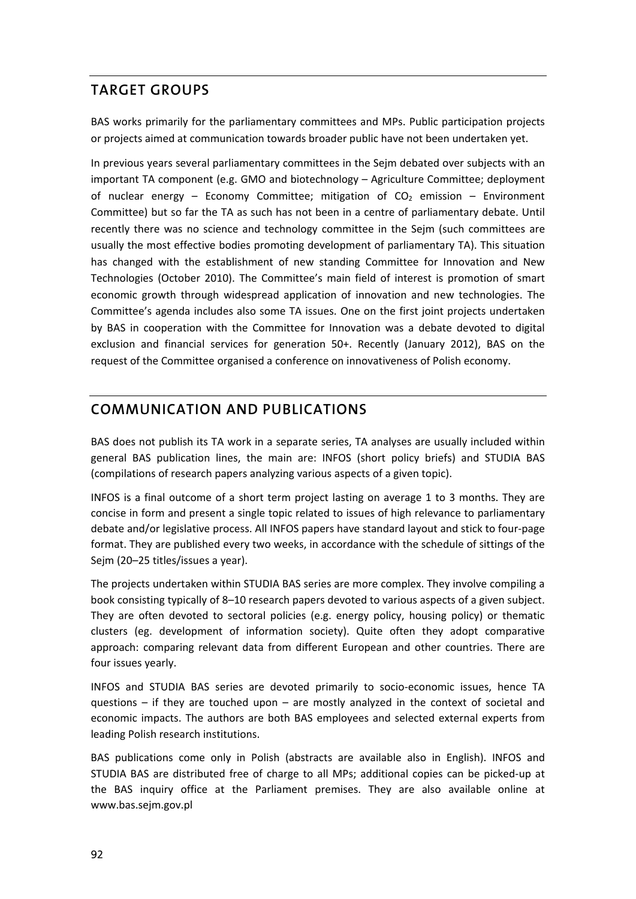## TARGET GROUPS

BAS works primarily for the parliamentary committees and MPs. Public participation projects or projects aimed at communication towards broader public have not been undertaken yet.

In previous years several parliamentary committees in the Sejm debated over subjects with an important TA component (e.g. GMO and biotechnology – Agriculture Committee; deployment of nuclear energy – Economy Committee; mitigation of $CO_2$ emission – Environment Committee) but so far the TA as such has not been in a centre of parliamentary debate. Until recently there was no science and technology committee in the Sejm (such committees are usually the most effective bodies promoting development of parliamentary TA). This situation has changed with the establishment of new standing Committee for Innovation and New Technologies (October 2010). The Committee's main field of interest is promotion of smart economic growth through widespread application of innovation and new technologies. The Committee's agenda includes also some TA issues. One on the first joint projects undertaken by BAS in cooperation with the Committee for Innovation was a debate devoted to digital exclusion and financial services for generation 50+. Recently (January 2012), BAS on the request of the Committee organised a conference on innovativeness of Polish economy.

## COMMUNICATION AND PUBLICATIONS

BAS does not publish its TA work in a separate series, TA analyses are usually included within general BAS publication lines, the main are: INFOS (short policy briefs) and STUDIA BAS (compilations of research papers analyzing various aspects of a given topic).

INFOS is a final outcome of a short term project lasting on average 1 to 3 months. They are concise in form and present a single topic related to issues of high relevance to parliamentary debate and/or legislative process. All INFOS papers have standard layout and stick to four-page format. They are published every two weeks, in accordance with the schedule of sittings of the Sejm (20–25 titles/issues a year).

The projects undertaken within STUDIA BAS series are more complex. They involve compiling a book consisting typically of 8–10 research papers devoted to various aspects of a given subject. They are often devoted to sectoral policies (e.g. energy policy, housing policy) or thematic clusters (eg. development of information society). Quite often they adopt comparative approach: comparing relevant data from different European and other countries. There are four issues yearly.

INFOS and STUDIA BAS series are devoted primarily to socio-economic issues, hence TA questions – if they are touched upon – are mostly analyzed in the context of societal and economic impacts. The authors are both BAS employees and selected external experts from leading Polish research institutions.

BAS publications come only in Polish (abstracts are available also in English). INFOS and STUDIA BAS are distributed free of charge to all MPs; additional copies can be picked-up at the BAS inquiry office at the Parliament premises. They are also available online at www.bas.sejm.gov.pl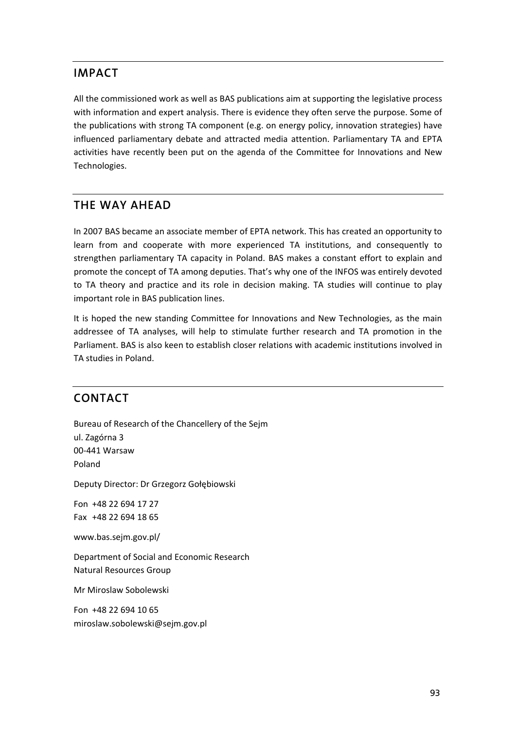## IMPACT

All the commissioned work as well as BAS publications aim at supporting the legislative process with information and expert analysis. There is evidence they often serve the purpose. Some of the publications with strong TA component (e.g. on energy policy, innovation strategies) have influenced parliamentary debate and attracted media attention. Parliamentary TA and EPTA activities have recently been put on the agenda of the Committee for Innovations and New Technologies.

## THE WAY AHEAD

In 2007 BAS became an associate member of EPTA network. This has created an opportunity to learn from and cooperate with more experienced TA institutions, and consequently to strengthen parliamentary TA capacity in Poland. BAS makes a constant effort to explain and promote the concept of TA among deputies. That's why one of the INFOS was entirely devoted to TA theory and practice and its role in decision making. TA studies will continue to play important role in BAS publication lines.

It is hoped the new standing Committee for Innovations and New Technologies, as the main addressee of TA analyses, will help to stimulate further research and TA promotion in the Parliament. BAS is also keen to establish closer relations with academic institutions involved in TA studies in Poland.

## CONTACT

Bureau of Research of the Chancellery of the Sejm  
ul. Zagórna 3  
00-441 Warsaw  
Poland

Deputy Director: Dr Grzegorz Gołębiowski

Fon +48 22 694 17 27  
Fax +48 22 694 18 65

www.bas.sejm.gov.pl/

Department of Social and Economic Research  
Natural Resources Group

Mr Miroslaw Sobolewski

Fon +48 22 694 10 65  
miroslaw.sobolewski@sejm.gov.pl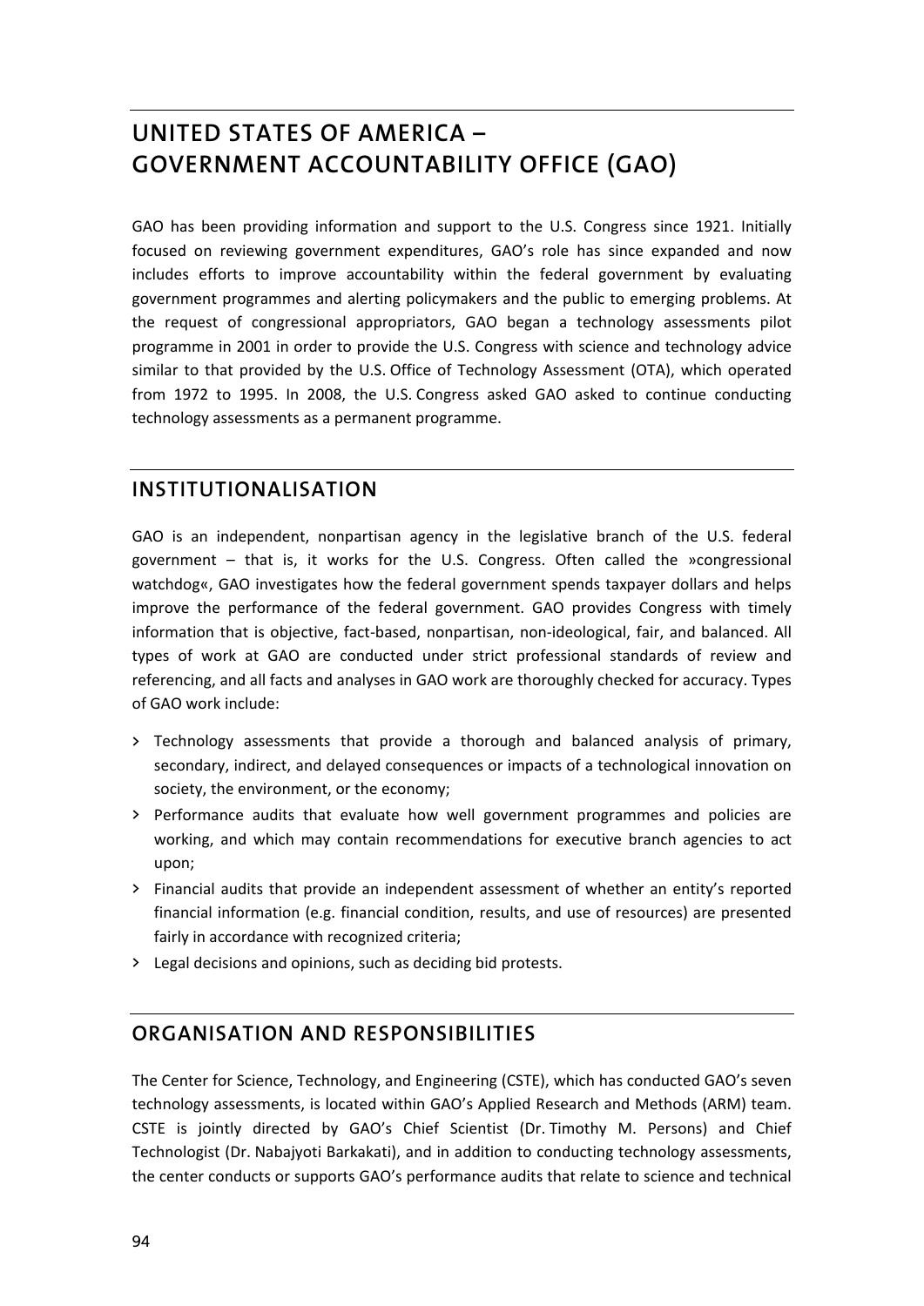# UNITED STATES OF AMERICA – GOVERNMENT ACCOUNTABILITY OFFICE (GAO)

GAO has been providing information and support to the U.S. Congress since 1921. Initially focused on reviewing government expenditures, GAO's role has since expanded and now includes efforts to improve accountability within the federal government by evaluating government programmes and alerting policymakers and the public to emerging problems. At the request of congressional appropriators, GAO began a technology assessments pilot programme in 2001 in order to provide the U.S. Congress with science and technology advice similar to that provided by the U.S. Office of Technology Assessment (OTA), which operated from 1972 to 1995. In 2008, the U.S. Congress asked GAO asked to continue conducting technology assessments as a permanent programme.

## INSTITUTIONALISATION

GAO is an independent, nonpartisan agency in the legislative branch of the U.S. federal government – that is, it works for the U.S. Congress. Often called the »congressional watchdog«, GAO investigates how the federal government spends taxpayer dollars and helps improve the performance of the federal government. GAO provides Congress with timely information that is objective, fact-based, nonpartisan, non-ideological, fair, and balanced. All types of work at GAO are conducted under strict professional standards of review and referencing, and all facts and analyses in GAO work are thoroughly checked for accuracy. Types of GAO work include:

- Technology assessments that provide a thorough and balanced analysis of primary, secondary, indirect, and delayed consequences or impacts of a technological innovation on society, the environment, or the economy;
- Performance audits that evaluate how well government programmes and policies are working, and which may contain recommendations for executive branch agencies to act upon;
- Financial audits that provide an independent assessment of whether an entity's reported financial information (e.g. financial condition, results, and use of resources) are presented fairly in accordance with recognized criteria;
- Legal decisions and opinions, such as deciding bid protests.

## ORGANISATION AND RESPONSIBILITIES

The Center for Science, Technology, and Engineering (CSTE), which has conducted GAO's seven technology assessments, is located within GAO's Applied Research and Methods (ARM) team. CSTE is jointly directed by GAO's Chief Scientist (Dr. Timothy M. Persons) and Chief Technologist (Dr. Nabajyoti Barkakati), and in addition to conducting technology assessments, the center conducts or supports GAO's performance audits that relate to science and technical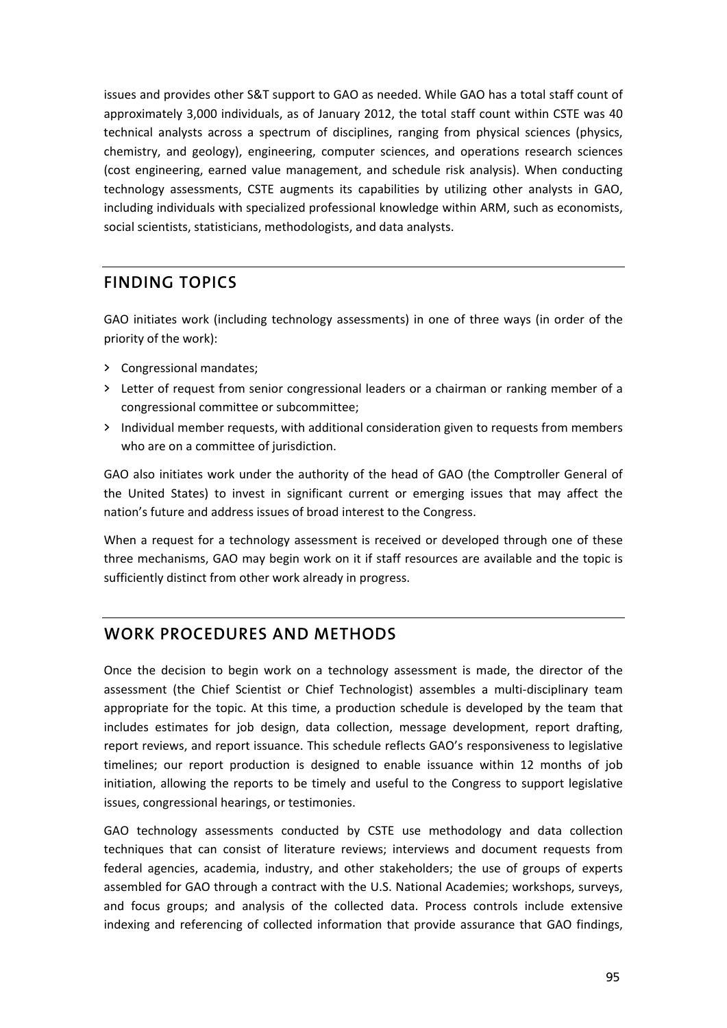issues and provides other S&T support to GAO as needed. While GAO has a total staff count of approximately 3,000 individuals, as of January 2012, the total staff count within CSTE was 40 technical analysts across a spectrum of disciplines, ranging from physical sciences (physics, chemistry, and geology), engineering, computer sciences, and operations research sciences (cost engineering, earned value management, and schedule risk analysis). When conducting technology assessments, CSTE augments its capabilities by utilizing other analysts in GAO, including individuals with specialized professional knowledge within ARM, such as economists, social scientists, statisticians, methodologists, and data analysts.

## FINDING TOPICS

GAO initiates work (including technology assessments) in one of three ways (in order of the priority of the work):

- Congressional mandates;
- Letter of request from senior congressional leaders or a chairman or ranking member of a congressional committee or subcommittee;
- Individual member requests, with additional consideration given to requests from members who are on a committee of jurisdiction.

GAO also initiates work under the authority of the head of GAO (the Comptroller General of the United States) to invest in significant current or emerging issues that may affect the nation's future and address issues of broad interest to the Congress.

When a request for a technology assessment is received or developed through one of these three mechanisms, GAO may begin work on it if staff resources are available and the topic is sufficiently distinct from other work already in progress.

## WORK PROCEDURES AND METHODS

Once the decision to begin work on a technology assessment is made, the director of the assessment (the Chief Scientist or Chief Technologist) assembles a multi-disciplinary team appropriate for the topic. At this time, a production schedule is developed by the team that includes estimates for job design, data collection, message development, report drafting, report reviews, and report issuance. This schedule reflects GAO's responsiveness to legislative timelines; our report production is designed to enable issuance within 12 months of job initiation, allowing the reports to be timely and useful to the Congress to support legislative issues, congressional hearings, or testimonies.

GAO technology assessments conducted by CSTE use methodology and data collection techniques that can consist of literature reviews; interviews and document requests from federal agencies, academia, industry, and other stakeholders; the use of groups of experts assembled for GAO through a contract with the U.S. National Academies; workshops, surveys, and focus groups; and analysis of the collected data. Process controls include extensive indexing and referencing of collected information that provide assurance that GAO findings,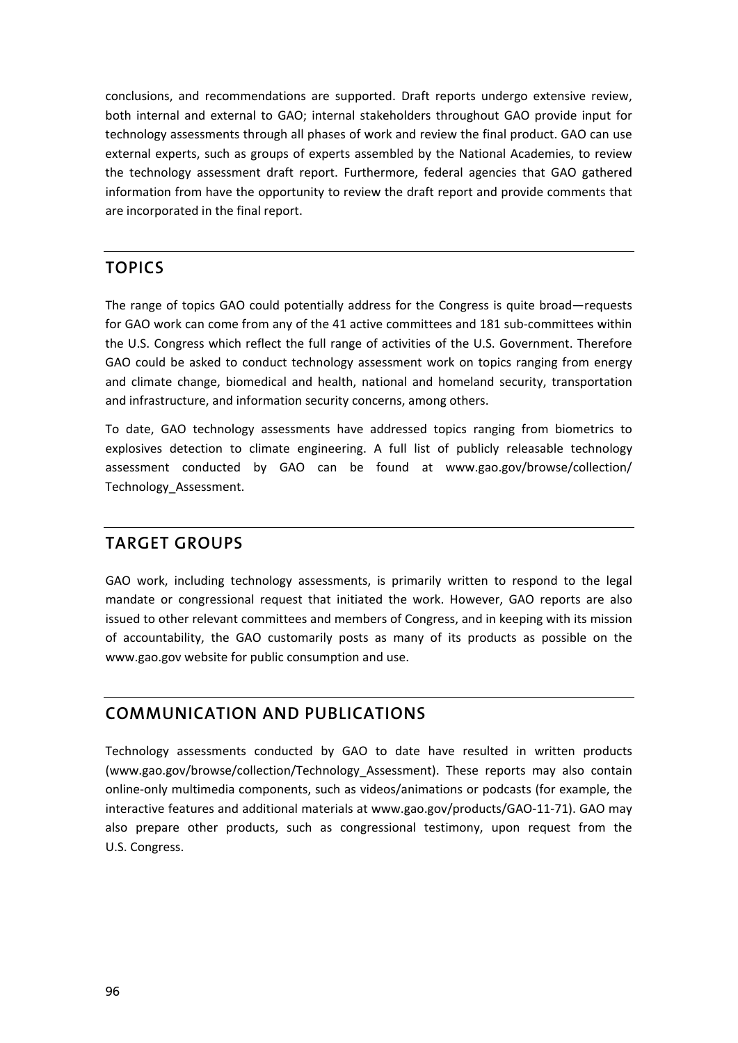conclusions, and recommendations are supported. Draft reports undergo extensive review, both internal and external to GAO; internal stakeholders throughout GAO provide input for technology assessments through all phases of work and review the final product. GAO can use external experts, such as groups of experts assembled by the National Academies, to review the technology assessment draft report. Furthermore, federal agencies that GAO gathered information from have the opportunity to review the draft report and provide comments that are incorporated in the final report.

## TOPICS

The range of topics GAO could potentially address for the Congress is quite broad—requests for GAO work can come from any of the 41 active committees and 181 sub-committees within the U.S. Congress which reflect the full range of activities of the U.S. Government. Therefore GAO could be asked to conduct technology assessment work on topics ranging from energy and climate change, biomedical and health, national and homeland security, transportation and infrastructure, and information security concerns, among others.

To date, GAO technology assessments have addressed topics ranging from biometrics to explosives detection to climate engineering. A full list of publicly releasable technology assessment conducted by GAO can be found at www.gao.gov/browse/collection/Technology_Assessment.

## TARGET GROUPS

GAO work, including technology assessments, is primarily written to respond to the legal mandate or congressional request that initiated the work. However, GAO reports are also issued to other relevant committees and members of Congress, and in keeping with its mission of accountability, the GAO customarily posts as many of its products as possible on the www.gao.gov website for public consumption and use.

## COMMUNICATION AND PUBLICATIONS

Technology assessments conducted by GAO to date have resulted in written products (www.gao.gov/browse/collection/Technology_Assessment). These reports may also contain online-only multimedia components, such as videos/animations or podcasts (for example, the interactive features and additional materials at www.gao.gov/products/GAO-11-71). GAO may also prepare other products, such as congressional testimony, upon request from the U.S. Congress.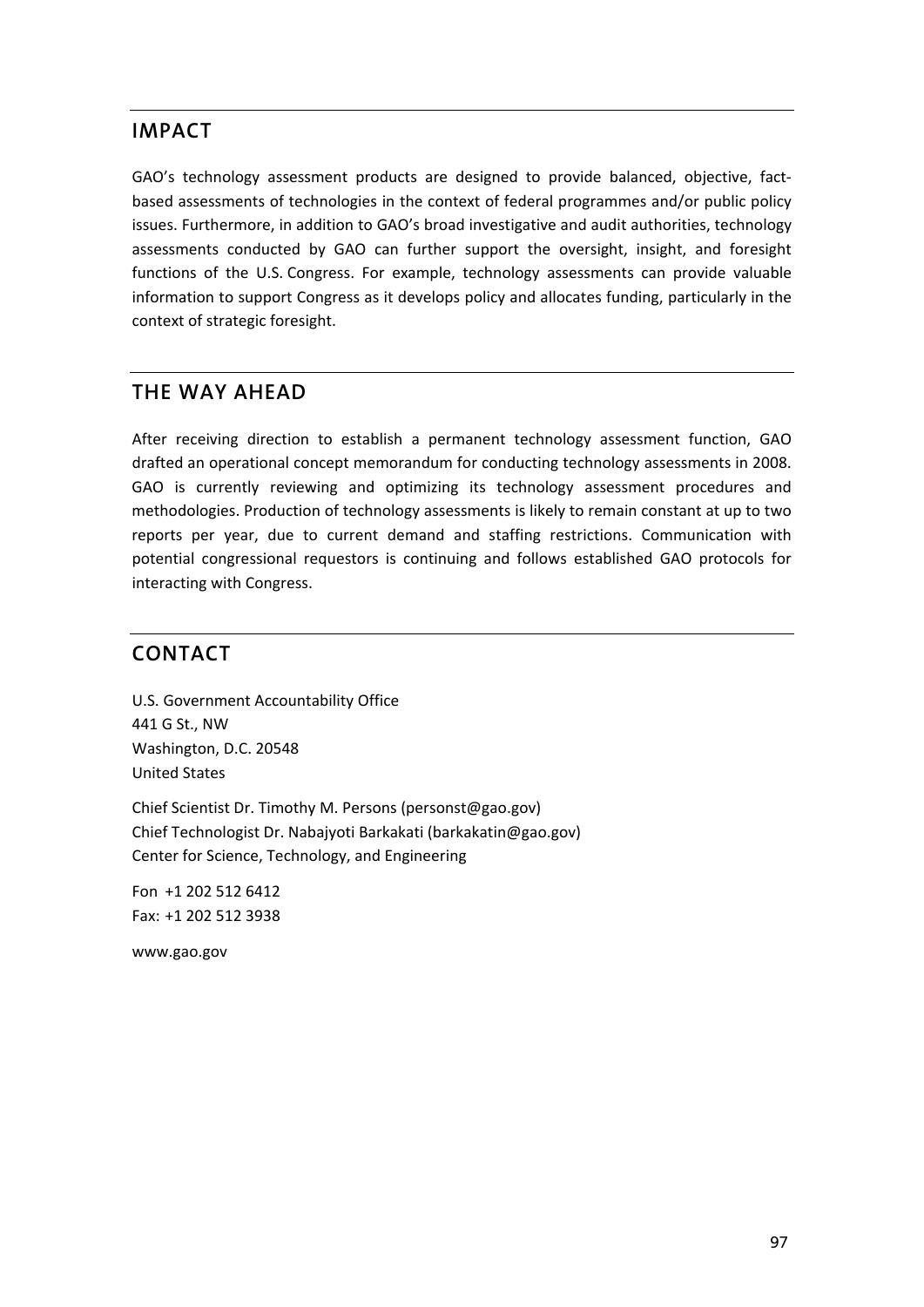## IMPACT

GAO's technology assessment products are designed to provide balanced, objective, fact-based assessments of technologies in the context of federal programmes and/or public policy issues. Furthermore, in addition to GAO's broad investigative and audit authorities, technology assessments conducted by GAO can further support the oversight, insight, and foresight functions of the U.S. Congress. For example, technology assessments can provide valuable information to support Congress as it develops policy and allocates funding, particularly in the context of strategic foresight.

## THE WAY AHEAD

After receiving direction to establish a permanent technology assessment function, GAO drafted an operational concept memorandum for conducting technology assessments in 2008. GAO is currently reviewing and optimizing its technology assessment procedures and methodologies. Production of technology assessments is likely to remain constant at up to two reports per year, due to current demand and staffing restrictions. Communication with potential congressional requestors is continuing and follows established GAO protocols for interacting with Congress.

## CONTACT

U.S. Government Accountability Office
441 G St., NW
Washington, D.C. 20548
United States

Chief Scientist Dr. Timothy M. Persons (personst@gao.gov)
Chief Technologist Dr. Nabajyoti Barkakati (barkakatin@gao.gov)
Center for Science, Technology, and Engineering

Fon +1 202 512 6412
Fax: +1 202 512 3938

www.gao.gov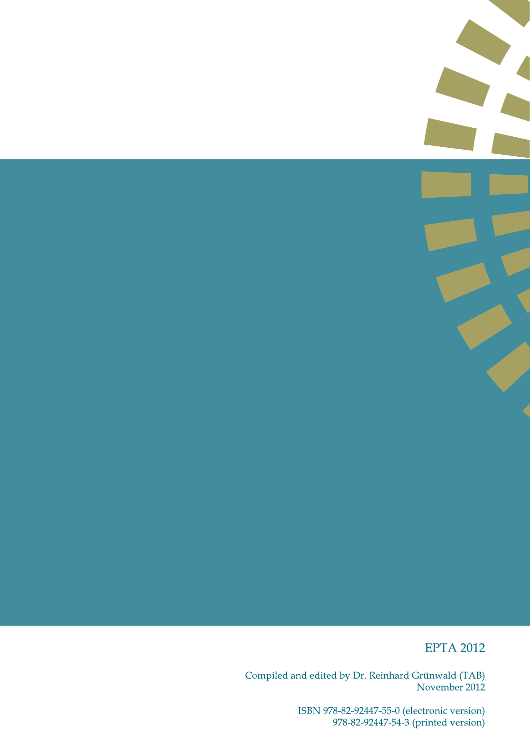EPTA 2012

Compiled and edited by Dr. Reinhard Grünwald (TAB)
November 2012

ISBN 978-82-92447-55-0 (electronic version)
978-82-92447-54-3 (printed version)